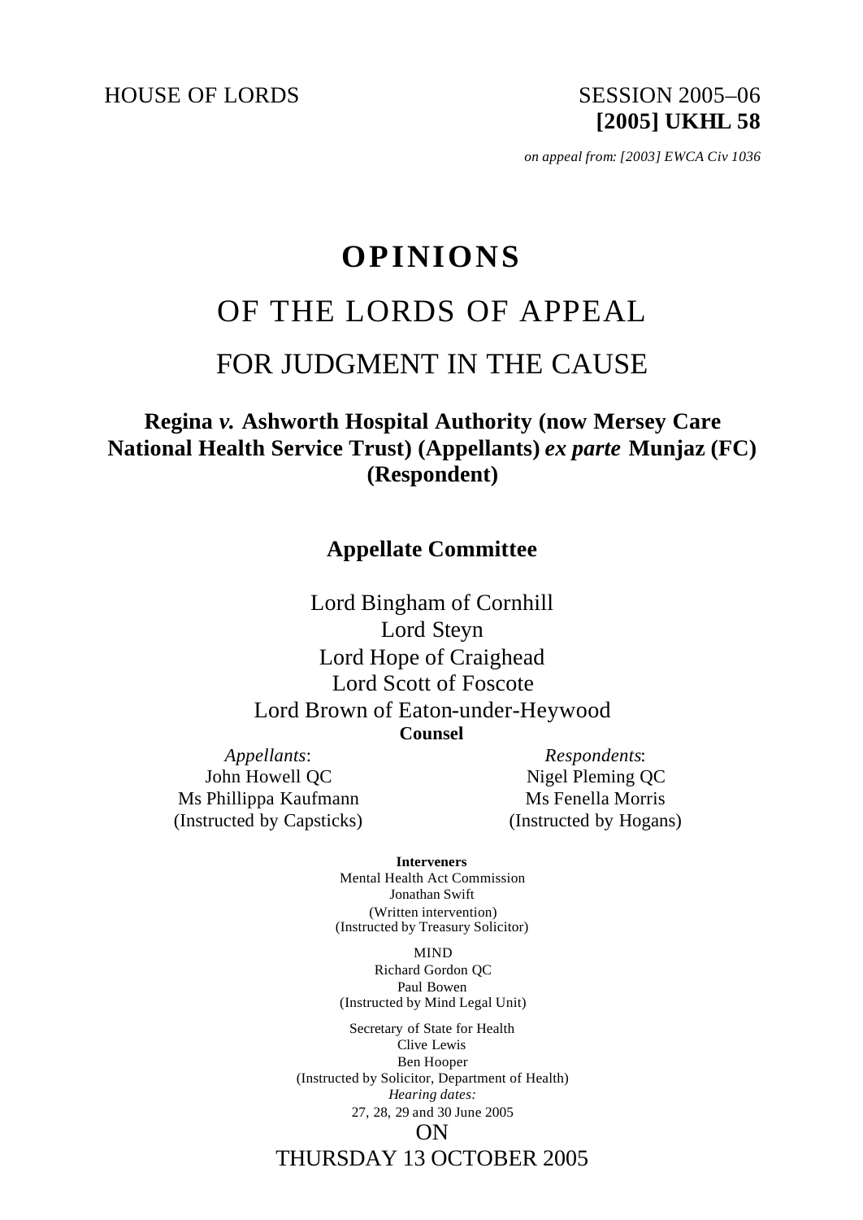HOUSE OF LORDS

SESSION 2005–06
**[2005] UKHL 58**

*on appeal from: [2003] EWCA Civ 1036*

# OPINIONS

## OF THE LORDS OF APPEAL

## FOR JUDGMENT IN THE CAUSE

**Regina *v.* Ashworth Hospital Authority (now Mersey Care National Health Service Trust) (Appellants) *ex parte* Munjaz (FC) (Respondent)**

**Appellate Committee**

Lord Bingham of Cornhill
Lord Steyn
Lord Hope of Craighead
Lord Scott of Foscote
Lord Brown of Eaton-under-Heywood

**Counsel**

*Appellants*:
John Howell QC
Ms Phillippa Kaufmann
(Instructed by Capsticks)

*Respondents*:
Nigel Pleming QC
Ms Fenella Morris
(Instructed by Hogans)

**Interveners**

Mental Health Act Commission
Jonathan Swift
(Written intervention)
(Instructed by Treasury Solicitor)

MIND
Richard Gordon QC
Paul Bowen
(Instructed by Mind Legal Unit)

Secretary of State for Health
Clive Lewis
Ben Hooper
(Instructed by Solicitor, Department of Health)

*Hearing dates:*
27, 28, 29 and 30 June 2005

ON

THURSDAY 13 OCTOBER 2005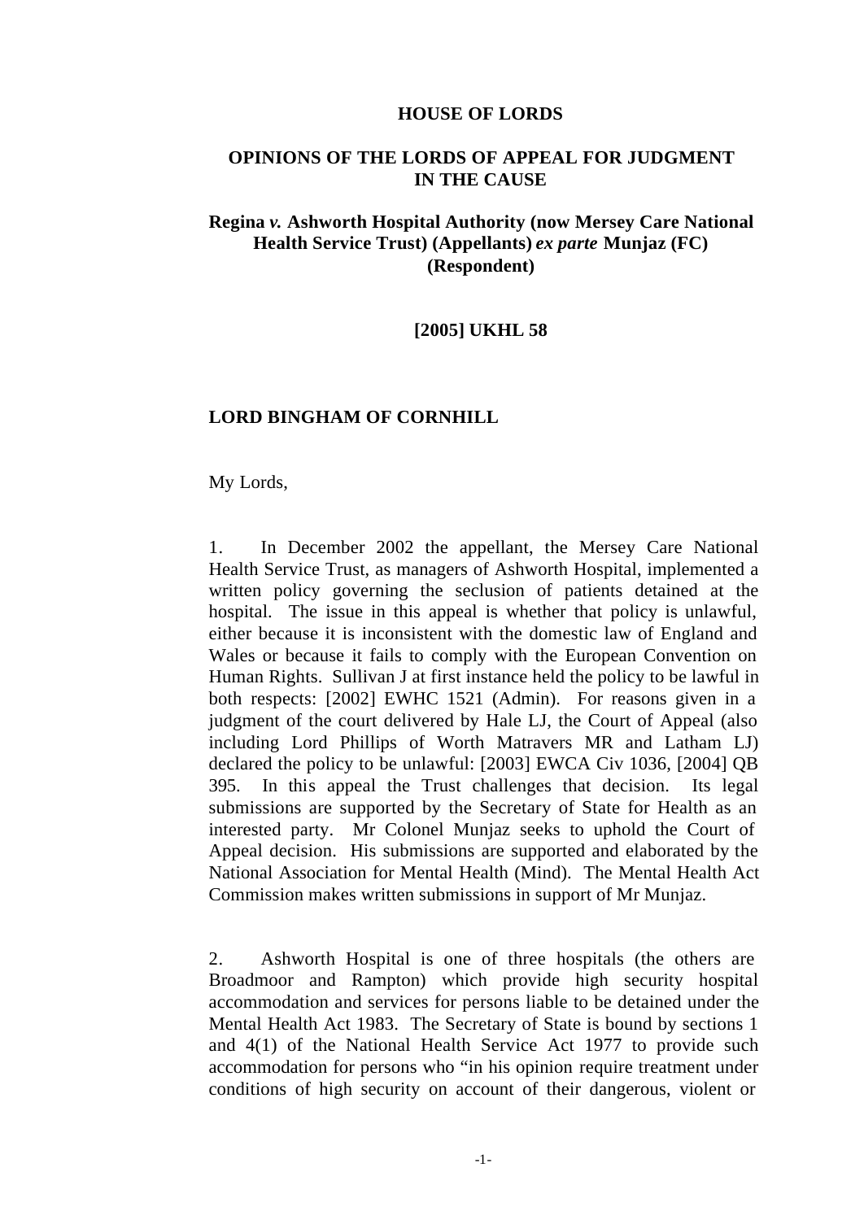**HOUSE OF LORDS**

**OPINIONS OF THE LORDS OF APPEAL FOR JUDGMENT IN THE CAUSE**

**Regina *v.* Ashworth Hospital Authority (now Mersey Care National Health Service Trust) (Appellants) *ex parte* Munjaz (FC) (Respondent)**

**[2005] UKHL 58**

**LORD BINGHAM OF CORNHILL**

My Lords,

1. In December 2002 the appellant, the Mersey Care National Health Service Trust, as managers of Ashworth Hospital, implemented a written policy governing the seclusion of patients detained at the hospital. The issue in this appeal is whether that policy is unlawful, either because it is inconsistent with the domestic law of England and Wales or because it fails to comply with the European Convention on Human Rights. Sullivan J at first instance held the policy to be lawful in both respects: [2002] EWHC 1521 (Admin). For reasons given in a judgment of the court delivered by Hale LJ, the Court of Appeal (also including Lord Phillips of Worth Matravers MR and Latham LJ) declared the policy to be unlawful: [2003] EWCA Civ 1036, [2004] QB 395. In this appeal the Trust challenges that decision. Its legal submissions are supported by the Secretary of State for Health as an interested party. Mr Colonel Munjaz seeks to uphold the Court of Appeal decision. His submissions are supported and elaborated by the National Association for Mental Health (Mind). The Mental Health Act Commission makes written submissions in support of Mr Munjaz.

2. Ashworth Hospital is one of three hospitals (the others are Broadmoor and Rampton) which provide high security hospital accommodation and services for persons liable to be detained under the Mental Health Act 1983. The Secretary of State is bound by sections 1 and 4(1) of the National Health Service Act 1977 to provide such accommodation for persons who "in his opinion require treatment under conditions of high security on account of their dangerous, violent or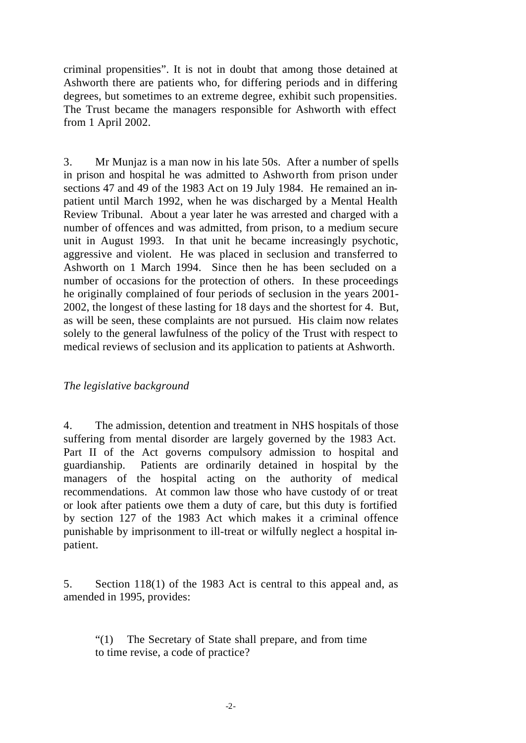criminal propensities". It is not in doubt that among those detained at Ashworth there are patients who, for differing periods and in differing degrees, but sometimes to an extreme degree, exhibit such propensities. The Trust became the managers responsible for Ashworth with effect from 1 April 2002.

3. Mr Munjaz is a man now in his late 50s. After a number of spells in prison and hospital he was admitted to Ashworth from prison under sections 47 and 49 of the 1983 Act on 19 July 1984. He remained an in-patient until March 1992, when he was discharged by a Mental Health Review Tribunal. About a year later he was arrested and charged with a number of offences and was admitted, from prison, to a medium secure unit in August 1993. In that unit he became increasingly psychotic, aggressive and violent. He was placed in seclusion and transferred to Ashworth on 1 March 1994. Since then he has been secluded on a number of occasions for the protection of others. In these proceedings he originally complained of four periods of seclusion in the years 2001-2002, the longest of these lasting for 18 days and the shortest for 4. But, as will be seen, these complaints are not pursued. His claim now relates solely to the general lawfulness of the policy of the Trust with respect to medical reviews of seclusion and its application to patients at Ashworth.

*The legislative background*

4. The admission, detention and treatment in NHS hospitals of those suffering from mental disorder are largely governed by the 1983 Act. Part II of the Act governs compulsory admission to hospital and guardianship. Patients are ordinarily detained in hospital by the managers of the hospital acting on the authority of medical recommendations. At common law those who have custody of or treat or look after patients owe them a duty of care, but this duty is fortified by section 127 of the 1983 Act which makes it a criminal offence punishable by imprisonment to ill-treat or wilfully neglect a hospital in-patient.

5. Section 118(1) of the 1983 Act is central to this appeal and, as amended in 1995, provides:

> "(1) The Secretary of State shall prepare, and from time to time revise, a code of practice?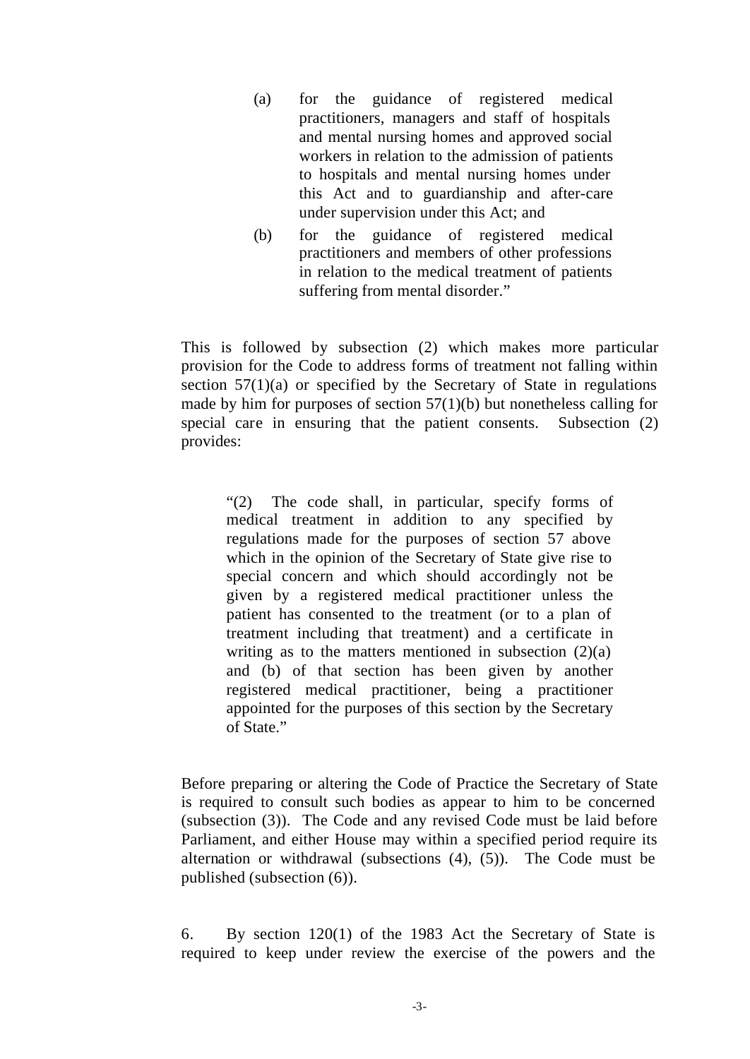> (a) for the guidance of registered medical practitioners, managers and staff of hospitals and mental nursing homes and approved social workers in relation to the admission of patients to hospitals and mental nursing homes under this Act and to guardianship and after-care under supervision under this Act; and
>
> (b) for the guidance of registered medical practitioners and members of other professions in relation to the medical treatment of patients suffering from mental disorder."

This is followed by subsection (2) which makes more particular provision for the Code to address forms of treatment not falling within section 57(1)(a) or specified by the Secretary of State in regulations made by him for purposes of section 57(1)(b) but nonetheless calling for special care in ensuring that the patient consents. Subsection (2) provides:

> "(2) The code shall, in particular, specify forms of medical treatment in addition to any specified by regulations made for the purposes of section 57 above which in the opinion of the Secretary of State give rise to special concern and which should accordingly not be given by a registered medical practitioner unless the patient has consented to the treatment (or to a plan of treatment including that treatment) and a certificate in writing as to the matters mentioned in subsection (2)(a) and (b) of that section has been given by another registered medical practitioner, being a practitioner appointed for the purposes of this section by the Secretary of State."

Before preparing or altering the Code of Practice the Secretary of State is required to consult such bodies as appear to him to be concerned (subsection (3)). The Code and any revised Code must be laid before Parliament, and either House may within a specified period require its alternation or withdrawal (subsections (4), (5)). The Code must be published (subsection (6)).

6. By section 120(1) of the 1983 Act the Secretary of State is required to keep under review the exercise of the powers and the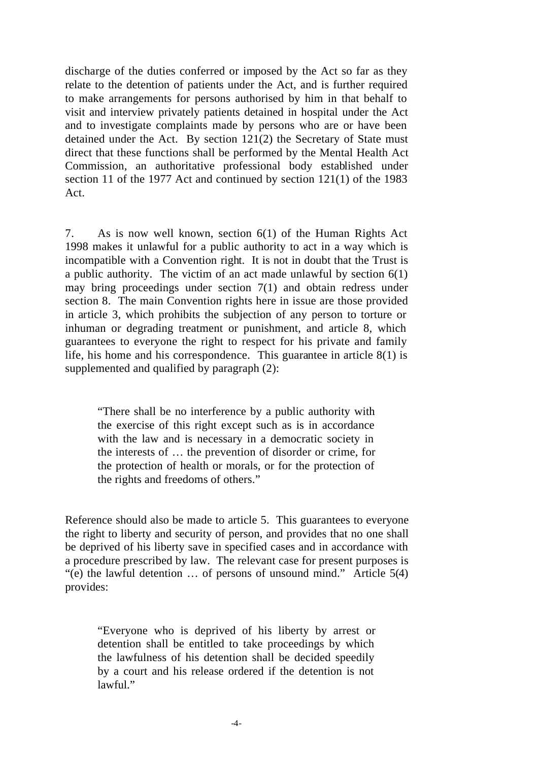discharge of the duties conferred or imposed by the Act so far as they relate to the detention of patients under the Act, and is further required to make arrangements for persons authorised by him in that behalf to visit and interview privately patients detained in hospital under the Act and to investigate complaints made by persons who are or have been detained under the Act. By section 121(2) the Secretary of State must direct that these functions shall be performed by the Mental Health Act Commission, an authoritative professional body established under section 11 of the 1977 Act and continued by section 121(1) of the 1983 Act.

7. As is now well known, section 6(1) of the Human Rights Act 1998 makes it unlawful for a public authority to act in a way which is incompatible with a Convention right. It is not in doubt that the Trust is a public authority. The victim of an act made unlawful by section 6(1) may bring proceedings under section 7(1) and obtain redress under section 8. The main Convention rights here in issue are those provided in article 3, which prohibits the subjection of any person to torture or inhuman or degrading treatment or punishment, and article 8, which guarantees to everyone the right to respect for his private and family life, his home and his correspondence. This guarantee in article 8(1) is supplemented and qualified by paragraph (2):

> "There shall be no interference by a public authority with the exercise of this right except such as is in accordance with the law and is necessary in a democratic society in the interests of … the prevention of disorder or crime, for the protection of health or morals, or for the protection of the rights and freedoms of others."

Reference should also be made to article 5. This guarantees to everyone the right to liberty and security of person, and provides that no one shall be deprived of his liberty save in specified cases and in accordance with a procedure prescribed by law. The relevant case for present purposes is "(e) the lawful detention … of persons of unsound mind." Article 5(4) provides:

> "Everyone who is deprived of his liberty by arrest or detention shall be entitled to take proceedings by which the lawfulness of his detention shall be decided speedily by a court and his release ordered if the detention is not lawful."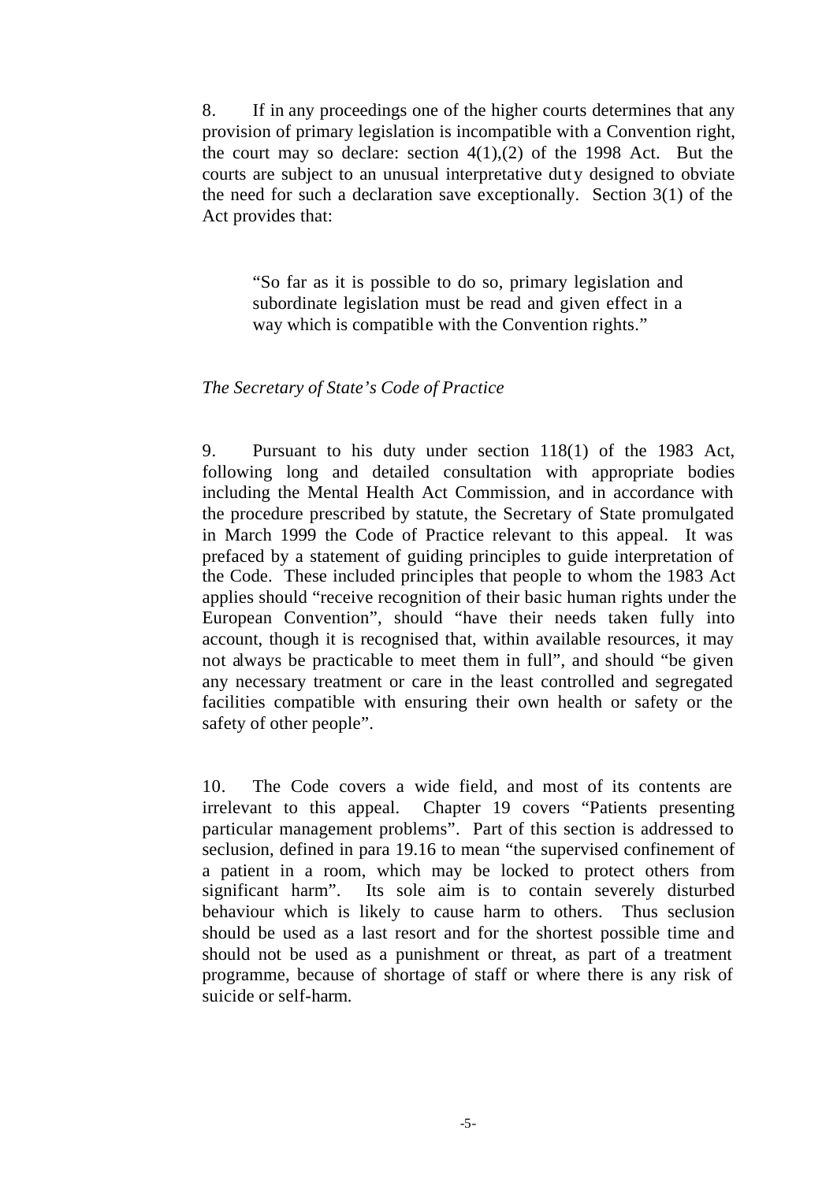8. If in any proceedings one of the higher courts determines that any provision of primary legislation is incompatible with a Convention right, the court may so declare: section 4(1),(2) of the 1998 Act. But the courts are subject to an unusual interpretative duty designed to obviate the need for such a declaration save exceptionally. Section 3(1) of the Act provides that:

> "So far as it is possible to do so, primary legislation and subordinate legislation must be read and given effect in a way which is compatible with the Convention rights."

*The Secretary of State's Code of Practice*

9. Pursuant to his duty under section 118(1) of the 1983 Act, following long and detailed consultation with appropriate bodies including the Mental Health Act Commission, and in accordance with the procedure prescribed by statute, the Secretary of State promulgated in March 1999 the Code of Practice relevant to this appeal. It was prefaced by a statement of guiding principles to guide interpretation of the Code. These included principles that people to whom the 1983 Act applies should "receive recognition of their basic human rights under the European Convention", should "have their needs taken fully into account, though it is recognised that, within available resources, it may not always be practicable to meet them in full", and should "be given any necessary treatment or care in the least controlled and segregated facilities compatible with ensuring their own health or safety or the safety of other people".

10. The Code covers a wide field, and most of its contents are irrelevant to this appeal. Chapter 19 covers "Patients presenting particular management problems". Part of this section is addressed to seclusion, defined in para 19.16 to mean "the supervised confinement of a patient in a room, which may be locked to protect others from significant harm". Its sole aim is to contain severely disturbed behaviour which is likely to cause harm to others. Thus seclusion should be used as a last resort and for the shortest possible time and should not be used as a punishment or threat, as part of a treatment programme, because of shortage of staff or where there is any risk of suicide or self-harm.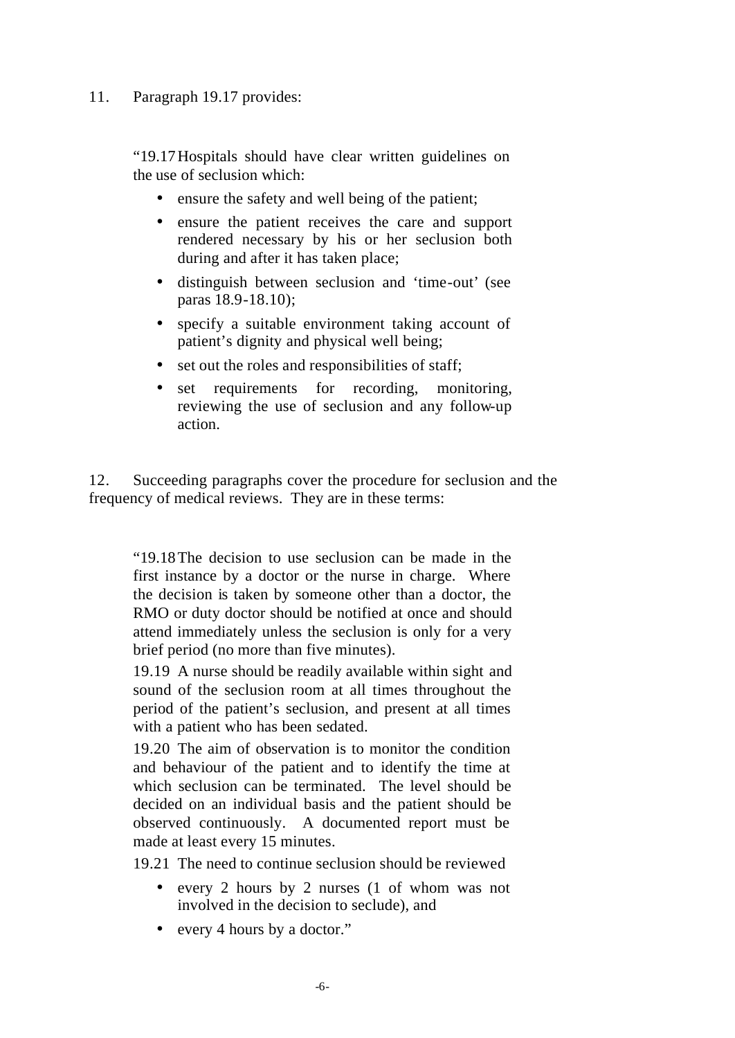11. Paragraph 19.17 provides:

> "19.17 Hospitals should have clear written guidelines on the use of seclusion which:
>
> - ensure the safety and well being of the patient;
> - ensure the patient receives the care and support rendered necessary by his or her seclusion both during and after it has taken place;
> - distinguish between seclusion and 'time-out' (see paras 18.9-18.10);
> - specify a suitable environment taking account of patient's dignity and physical well being;
> - set out the roles and responsibilities of staff;
> - set requirements for recording, monitoring, reviewing the use of seclusion and any follow-up action.

12. Succeeding paragraphs cover the procedure for seclusion and the frequency of medical reviews. They are in these terms:

> "19.18 The decision to use seclusion can be made in the first instance by a doctor or the nurse in charge. Where the decision is taken by someone other than a doctor, the RMO or duty doctor should be notified at once and should attend immediately unless the seclusion is only for a very brief period (no more than five minutes).
>
> 19.19 A nurse should be readily available within sight and sound of the seclusion room at all times throughout the period of the patient's seclusion, and present at all times with a patient who has been sedated.
>
> 19.20 The aim of observation is to monitor the condition and behaviour of the patient and to identify the time at which seclusion can be terminated. The level should be decided on an individual basis and the patient should be observed continuously. A documented report must be made at least every 15 minutes.
>
> 19.21 The need to continue seclusion should be reviewed
>
> - every 2 hours by 2 nurses (1 of whom was not involved in the decision to seclude), and
> - every 4 hours by a doctor."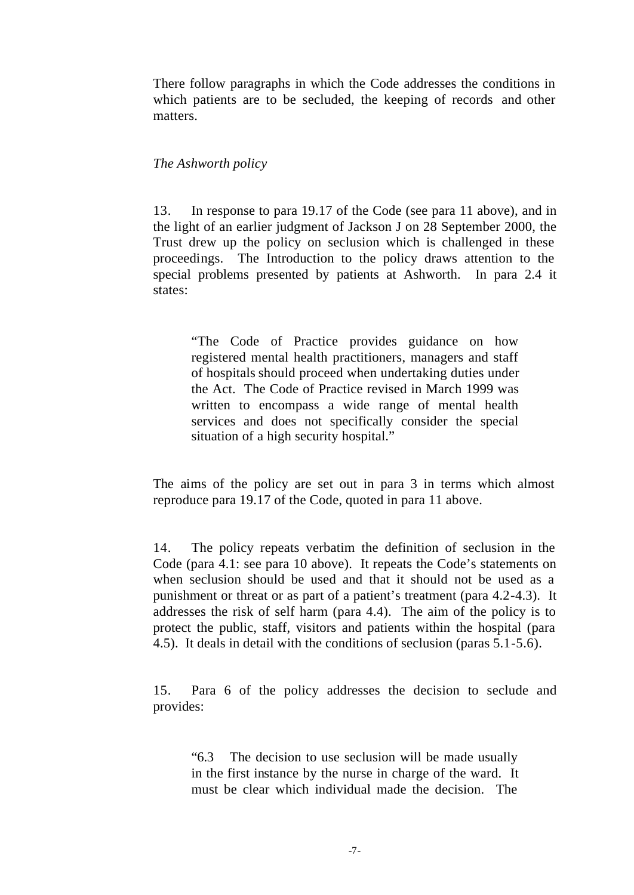There follow paragraphs in which the Code addresses the conditions in which patients are to be secluded, the keeping of records and other matters.

*The Ashworth policy*

13. In response to para 19.17 of the Code (see para 11 above), and in the light of an earlier judgment of Jackson J on 28 September 2000, the Trust drew up the policy on seclusion which is challenged in these proceedings. The Introduction to the policy draws attention to the special problems presented by patients at Ashworth. In para 2.4 it states:

> "The Code of Practice provides guidance on how registered mental health practitioners, managers and staff of hospitals should proceed when undertaking duties under the Act. The Code of Practice revised in March 1999 was written to encompass a wide range of mental health services and does not specifically consider the special situation of a high security hospital."

The aims of the policy are set out in para 3 in terms which almost reproduce para 19.17 of the Code, quoted in para 11 above.

14. The policy repeats verbatim the definition of seclusion in the Code (para 4.1: see para 10 above). It repeats the Code's statements on when seclusion should be used and that it should not be used as a punishment or threat or as part of a patient's treatment (para 4.2-4.3). It addresses the risk of self harm (para 4.4). The aim of the policy is to protect the public, staff, visitors and patients within the hospital (para 4.5). It deals in detail with the conditions of seclusion (paras 5.1-5.6).

15. Para 6 of the policy addresses the decision to seclude and provides:

> "6.3 The decision to use seclusion will be made usually in the first instance by the nurse in charge of the ward. It must be clear which individual made the decision. The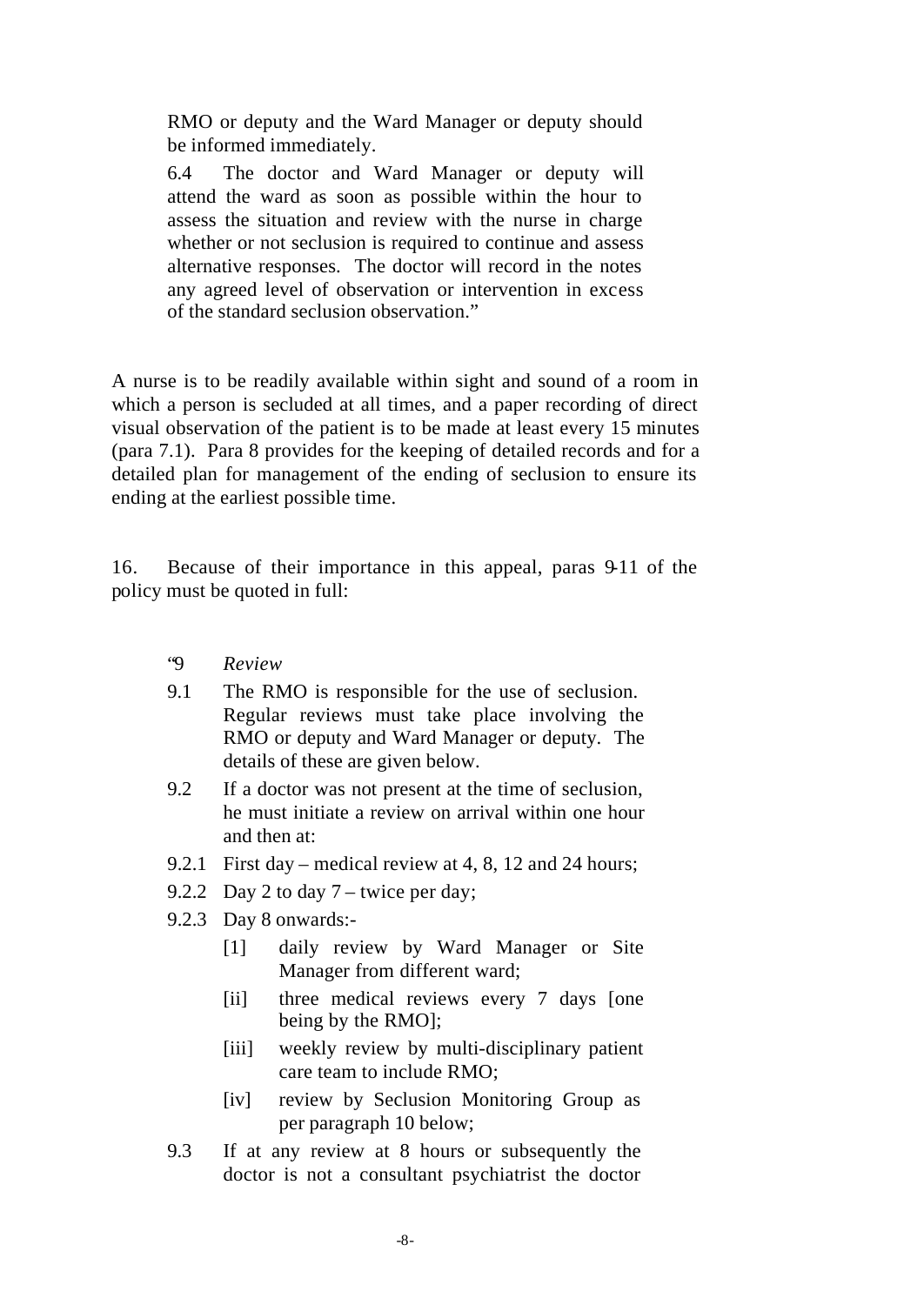> RMO or deputy and the Ward Manager or deputy should be informed immediately.
>
> 6.4 The doctor and Ward Manager or deputy will attend the ward as soon as possible within the hour to assess the situation and review with the nurse in charge whether or not seclusion is required to continue and assess alternative responses. The doctor will record in the notes any agreed level of observation or intervention in excess of the standard seclusion observation."

A nurse is to be readily available within sight and sound of a room in which a person is secluded at all times, and a paper recording of direct visual observation of the patient is to be made at least every 15 minutes (para 7.1). Para 8 provides for the keeping of detailed records and for a detailed plan for management of the ending of seclusion to ensure its ending at the earliest possible time.

16. Because of their importance in this appeal, paras 9-11 of the policy must be quoted in full:

> "9 *Review*
>
> 9.1 The RMO is responsible for the use of seclusion. Regular reviews must take place involving the RMO or deputy and Ward Manager or deputy. The details of these are given below.
>
> 9.2 If a doctor was not present at the time of seclusion, he must initiate a review on arrival within one hour and then at:
>
> 9.2.1 First day – medical review at 4, 8, 12 and 24 hours;
>
> 9.2.2 Day 2 to day 7 – twice per day;
>
> 9.2.3 Day 8 onwards:-
>
> [1] daily review by Ward Manager or Site Manager from different ward;
>
> [ii] three medical reviews every 7 days [one being by the RMO];
>
> [iii] weekly review by multi-disciplinary patient care team to include RMO;
>
> [iv] review by Seclusion Monitoring Group as per paragraph 10 below;
>
> 9.3 If at any review at 8 hours or subsequently the doctor is not a consultant psychiatrist the doctor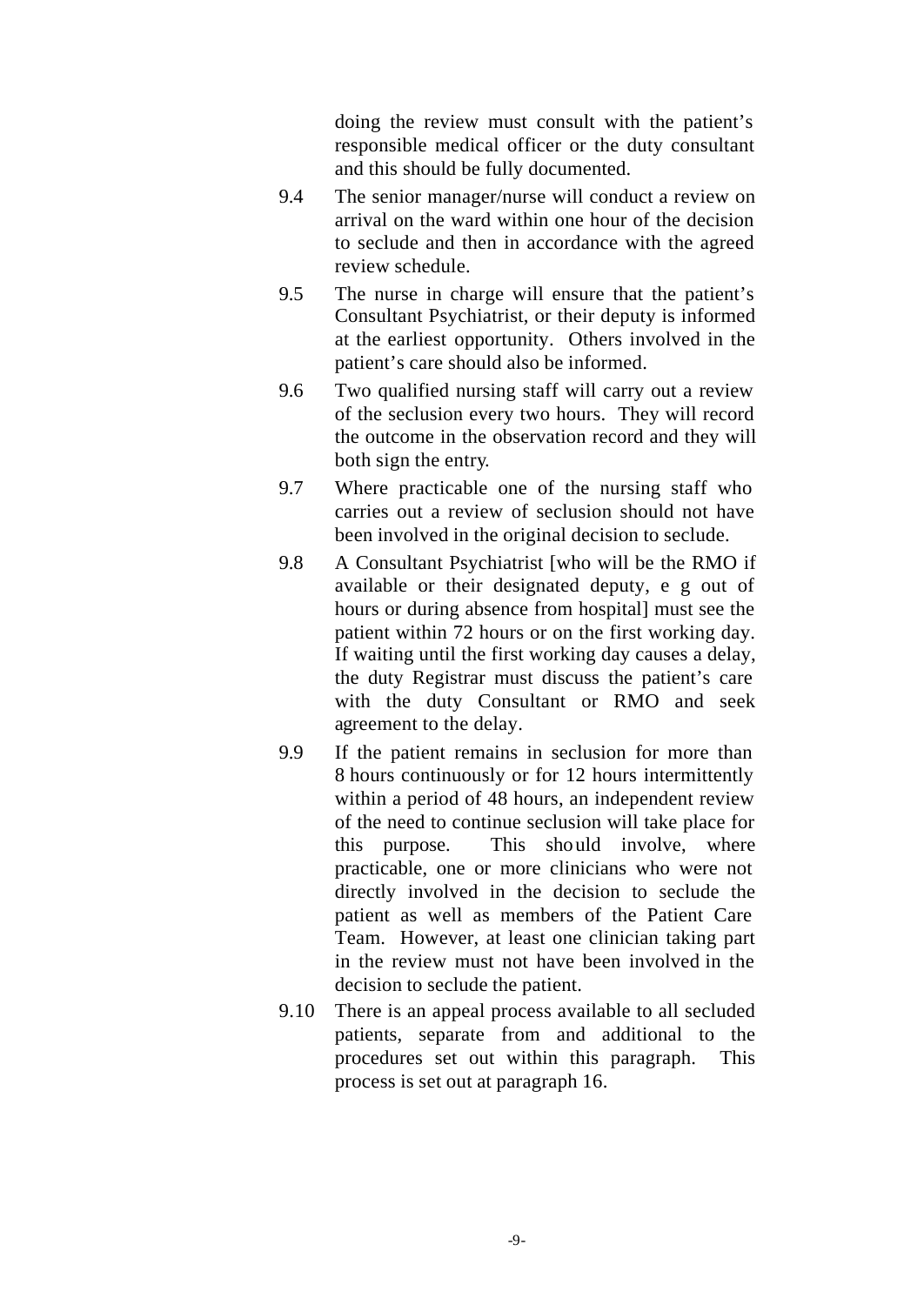doing the review must consult with the patient's responsible medical officer or the duty consultant and this should be fully documented.

9.4 The senior manager/nurse will conduct a review on arrival on the ward within one hour of the decision to seclude and then in accordance with the agreed review schedule.

9.5 The nurse in charge will ensure that the patient's Consultant Psychiatrist, or their deputy is informed at the earliest opportunity. Others involved in the patient's care should also be informed.

9.6 Two qualified nursing staff will carry out a review of the seclusion every two hours. They will record the outcome in the observation record and they will both sign the entry.

9.7 Where practicable one of the nursing staff who carries out a review of seclusion should not have been involved in the original decision to seclude.

9.8 A Consultant Psychiatrist [who will be the RMO if available or their designated deputy, e g out of hours or during absence from hospital] must see the patient within 72 hours or on the first working day. If waiting until the first working day causes a delay, the duty Registrar must discuss the patient's care with the duty Consultant or RMO and seek agreement to the delay.

9.9 If the patient remains in seclusion for more than 8 hours continuously or for 12 hours intermittently within a period of 48 hours, an independent review of the need to continue seclusion will take place for this purpose. This should involve, where practicable, one or more clinicians who were not directly involved in the decision to seclude the patient as well as members of the Patient Care Team. However, at least one clinician taking part in the review must not have been involved in the decision to seclude the patient.

9.10 There is an appeal process available to all secluded patients, separate from and additional to the procedures set out within this paragraph. This process is set out at paragraph 16.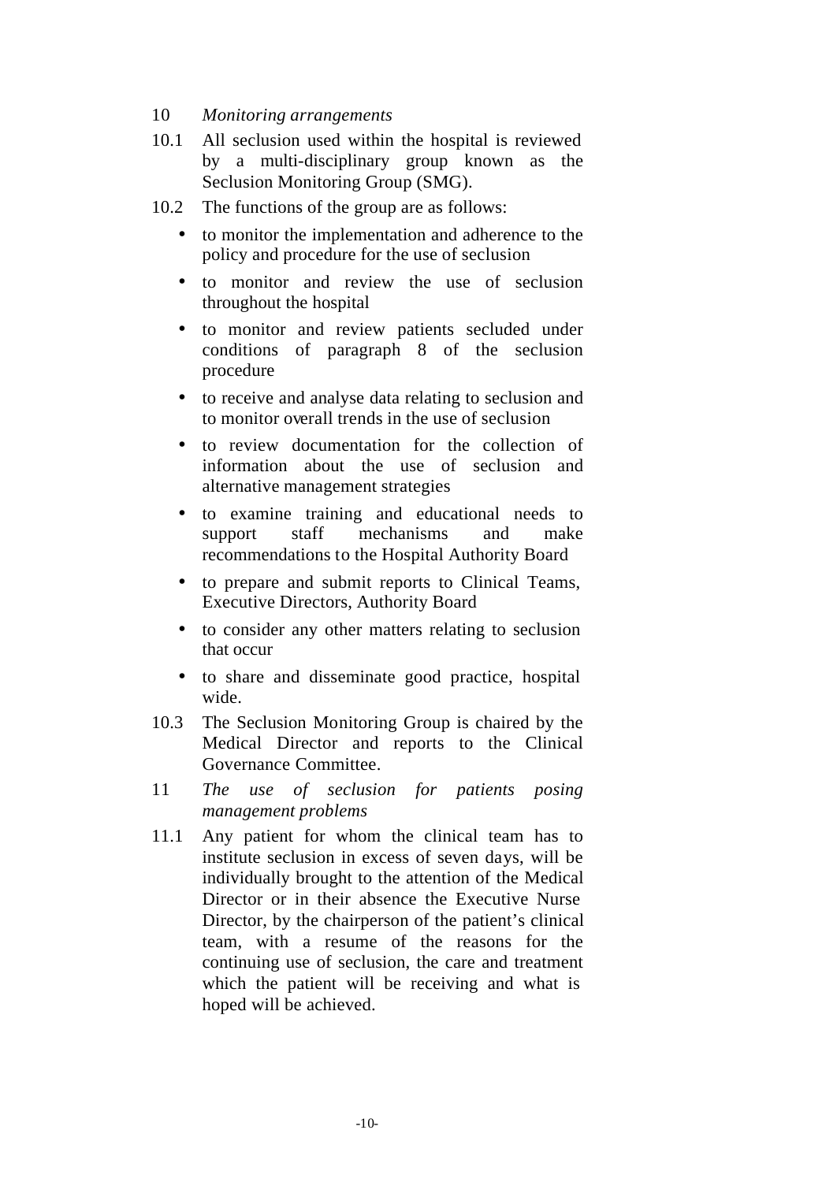10 *Monitoring arrangements*

10.1 All seclusion used within the hospital is reviewed by a multi-disciplinary group known as the Seclusion Monitoring Group (SMG).

10.2 The functions of the group are as follows:

- to monitor the implementation and adherence to the policy and procedure for the use of seclusion
- to monitor and review the use of seclusion throughout the hospital
- to monitor and review patients secluded under conditions of paragraph 8 of the seclusion procedure
- to receive and analyse data relating to seclusion and to monitor overall trends in the use of seclusion
- to review documentation for the collection of information about the use of seclusion and alternative management strategies
- to examine training and educational needs to support staff mechanisms and make recommendations to the Hospital Authority Board
- to prepare and submit reports to Clinical Teams, Executive Directors, Authority Board
- to consider any other matters relating to seclusion that occur
- to share and disseminate good practice, hospital wide.

10.3 The Seclusion Monitoring Group is chaired by the Medical Director and reports to the Clinical Governance Committee.

11 *The use of seclusion for patients posing management problems*

11.1 Any patient for whom the clinical team has to institute seclusion in excess of seven days, will be individually brought to the attention of the Medical Director or in their absence the Executive Nurse Director, by the chairperson of the patient's clinical team, with a resume of the reasons for the continuing use of seclusion, the care and treatment which the patient will be receiving and what is hoped will be achieved.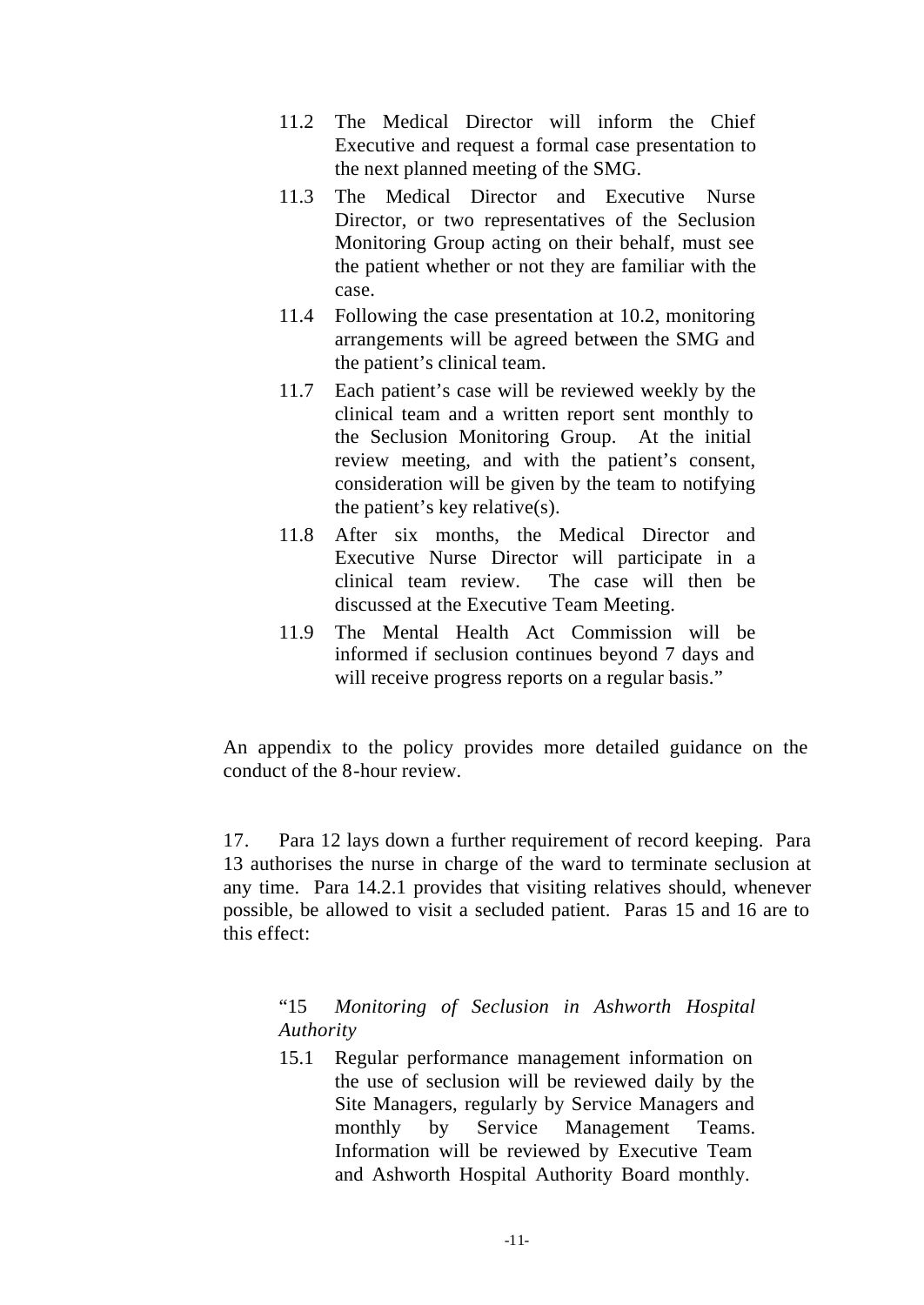> 11.2 The Medical Director will inform the Chief Executive and request a formal case presentation to the next planned meeting of the SMG.
>
> 11.3 The Medical Director and Executive Nurse Director, or two representatives of the Seclusion Monitoring Group acting on their behalf, must see the patient whether or not they are familiar with the case.
>
> 11.4 Following the case presentation at 10.2, monitoring arrangements will be agreed between the SMG and the patient's clinical team.
>
> 11.7 Each patient's case will be reviewed weekly by the clinical team and a written report sent monthly to the Seclusion Monitoring Group. At the initial review meeting, and with the patient's consent, consideration will be given by the team to notifying the patient's key relative(s).
>
> 11.8 After six months, the Medical Director and Executive Nurse Director will participate in a clinical team review. The case will then be discussed at the Executive Team Meeting.
>
> 11.9 The Mental Health Act Commission will be informed if seclusion continues beyond 7 days and will receive progress reports on a regular basis."

An appendix to the policy provides more detailed guidance on the conduct of the 8-hour review.

17. Para 12 lays down a further requirement of record keeping. Para 13 authorises the nurse in charge of the ward to terminate seclusion at any time. Para 14.2.1 provides that visiting relatives should, whenever possible, be allowed to visit a secluded patient. Paras 15 and 16 are to this effect:

> "15 *Monitoring of Seclusion in Ashworth Hospital Authority*
>
> 15.1 Regular performance management information on the use of seclusion will be reviewed daily by the Site Managers, regularly by Service Managers and monthly by Service Management Teams. Information will be reviewed by Executive Team and Ashworth Hospital Authority Board monthly.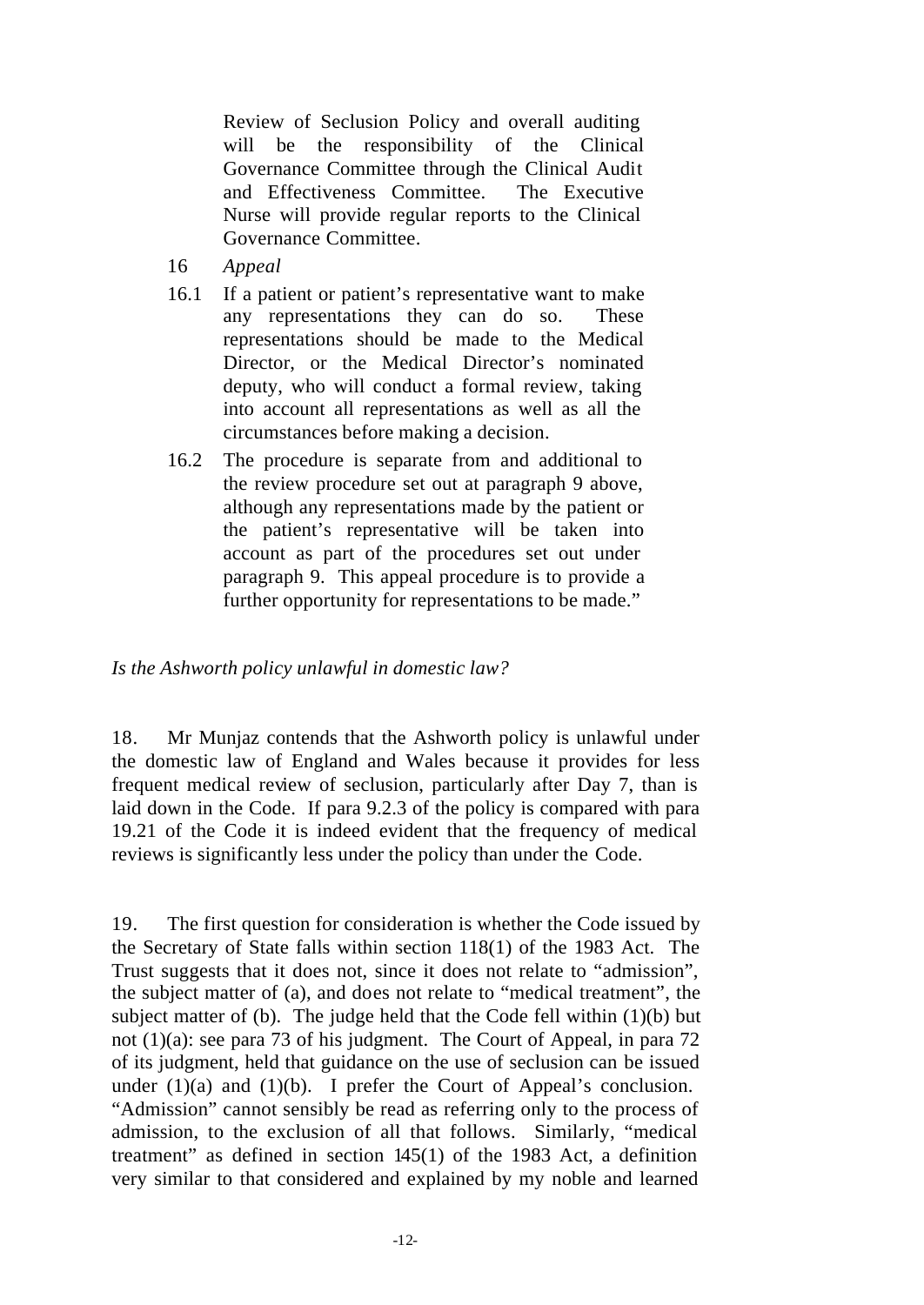Review of Seclusion Policy and overall auditing will be the responsibility of the Clinical Governance Committee through the Clinical Audit and Effectiveness Committee. The Executive Nurse will provide regular reports to the Clinical Governance Committee.

16 *Appeal*

16.1 If a patient or patient's representative want to make any representations they can do so. These representations should be made to the Medical Director, or the Medical Director's nominated deputy, who will conduct a formal review, taking into account all representations as well as all the circumstances before making a decision.

16.2 The procedure is separate from and additional to the review procedure set out at paragraph 9 above, although any representations made by the patient or the patient's representative will be taken into account as part of the procedures set out under paragraph 9. This appeal procedure is to provide a further opportunity for representations to be made."

*Is the Ashworth policy unlawful in domestic law?*

18. Mr Munjaz contends that the Ashworth policy is unlawful under the domestic law of England and Wales because it provides for less frequent medical review of seclusion, particularly after Day 7, than is laid down in the Code. If para 9.2.3 of the policy is compared with para 19.21 of the Code it is indeed evident that the frequency of medical reviews is significantly less under the policy than under the Code.

19. The first question for consideration is whether the Code issued by the Secretary of State falls within section 118(1) of the 1983 Act. The Trust suggests that it does not, since it does not relate to "admission", the subject matter of (a), and does not relate to "medical treatment", the subject matter of (b). The judge held that the Code fell within (1)(b) but not (1)(a): see para 73 of his judgment. The Court of Appeal, in para 72 of its judgment, held that guidance on the use of seclusion can be issued under (1)(a) and (1)(b). I prefer the Court of Appeal's conclusion. "Admission" cannot sensibly be read as referring only to the process of admission, to the exclusion of all that follows. Similarly, "medical treatment" as defined in section 145(1) of the 1983 Act, a definition very similar to that considered and explained by my noble and learned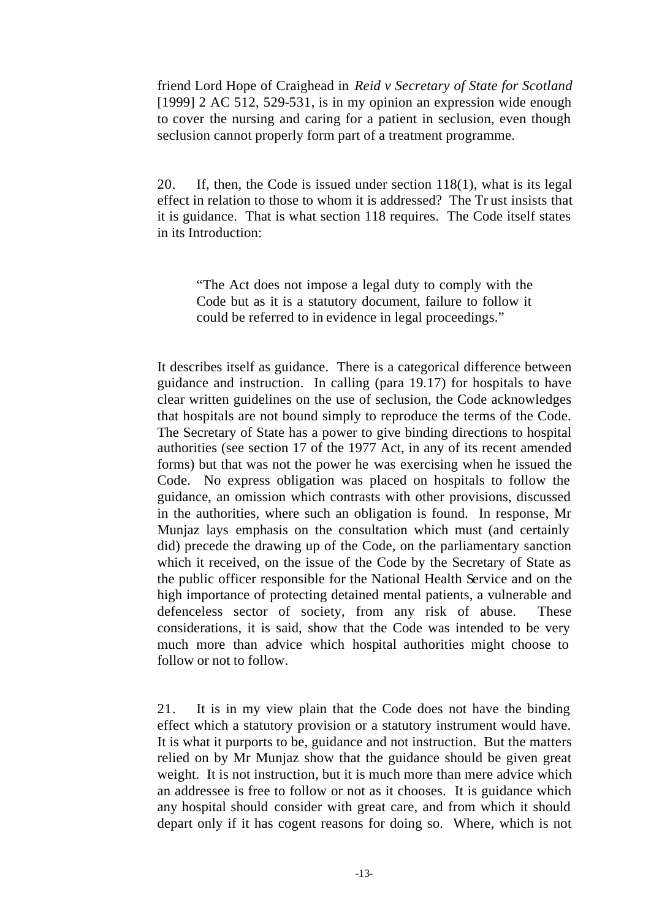friend Lord Hope of Craighead in *Reid v Secretary of State for Scotland* [1999] 2 AC 512, 529-531, is in my opinion an expression wide enough to cover the nursing and caring for a patient in seclusion, even though seclusion cannot properly form part of a treatment programme.

20. If, then, the Code is issued under section 118(1), what is its legal effect in relation to those to whom it is addressed? The Trust insists that it is guidance. That is what section 118 requires. The Code itself states in its Introduction:

> "The Act does not impose a legal duty to comply with the Code but as it is a statutory document, failure to follow it could be referred to in evidence in legal proceedings."

It describes itself as guidance. There is a categorical difference between guidance and instruction. In calling (para 19.17) for hospitals to have clear written guidelines on the use of seclusion, the Code acknowledges that hospitals are not bound simply to reproduce the terms of the Code. The Secretary of State has a power to give binding directions to hospital authorities (see section 17 of the 1977 Act, in any of its recent amended forms) but that was not the power he was exercising when he issued the Code. No express obligation was placed on hospitals to follow the guidance, an omission which contrasts with other provisions, discussed in the authorities, where such an obligation is found. In response, Mr Munjaz lays emphasis on the consultation which must (and certainly did) precede the drawing up of the Code, on the parliamentary sanction which it received, on the issue of the Code by the Secretary of State as the public officer responsible for the National Health Service and on the high importance of protecting detained mental patients, a vulnerable and defenceless sector of society, from any risk of abuse. These considerations, it is said, show that the Code was intended to be very much more than advice which hospital authorities might choose to follow or not to follow.

21. It is in my view plain that the Code does not have the binding effect which a statutory provision or a statutory instrument would have. It is what it purports to be, guidance and not instruction. But the matters relied on by Mr Munjaz show that the guidance should be given great weight. It is not instruction, but it is much more than mere advice which an addressee is free to follow or not as it chooses. It is guidance which any hospital should consider with great care, and from which it should depart only if it has cogent reasons for doing so. Where, which is not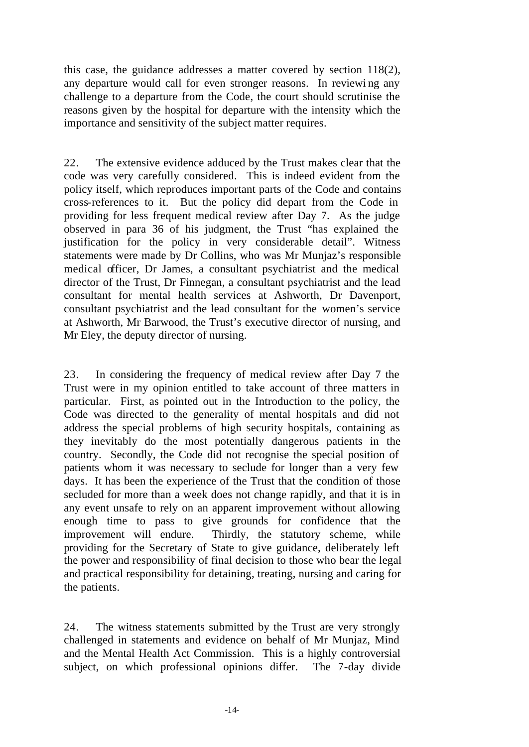this case, the guidance addresses a matter covered by section 118(2), any departure would call for even stronger reasons. In reviewing any challenge to a departure from the Code, the court should scrutinise the reasons given by the hospital for departure with the intensity which the importance and sensitivity of the subject matter requires.

22. The extensive evidence adduced by the Trust makes clear that the code was very carefully considered. This is indeed evident from the policy itself, which reproduces important parts of the Code and contains cross-references to it. But the policy did depart from the Code in providing for less frequent medical review after Day 7. As the judge observed in para 36 of his judgment, the Trust "has explained the justification for the policy in very considerable detail". Witness statements were made by Dr Collins, who was Mr Munjaz's responsible medical officer, Dr James, a consultant psychiatrist and the medical director of the Trust, Dr Finnegan, a consultant psychiatrist and the lead consultant for mental health services at Ashworth, Dr Davenport, consultant psychiatrist and the lead consultant for the women's service at Ashworth, Mr Barwood, the Trust's executive director of nursing, and Mr Eley, the deputy director of nursing.

23. In considering the frequency of medical review after Day 7 the Trust were in my opinion entitled to take account of three matters in particular. First, as pointed out in the Introduction to the policy, the Code was directed to the generality of mental hospitals and did not address the special problems of high security hospitals, containing as they inevitably do the most potentially dangerous patients in the country. Secondly, the Code did not recognise the special position of patients whom it was necessary to seclude for longer than a very few days. It has been the experience of the Trust that the condition of those secluded for more than a week does not change rapidly, and that it is in any event unsafe to rely on an apparent improvement without allowing enough time to pass to give grounds for confidence that the improvement will endure. Thirdly, the statutory scheme, while providing for the Secretary of State to give guidance, deliberately left the power and responsibility of final decision to those who bear the legal and practical responsibility for detaining, treating, nursing and caring for the patients.

24. The witness statements submitted by the Trust are very strongly challenged in statements and evidence on behalf of Mr Munjaz, Mind and the Mental Health Act Commission. This is a highly controversial subject, on which professional opinions differ. The 7-day divide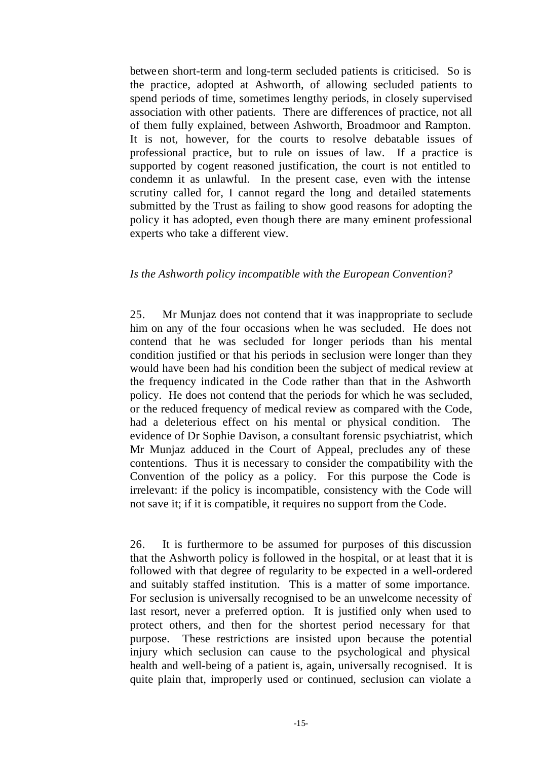between short-term and long-term secluded patients is criticised. So is the practice, adopted at Ashworth, of allowing secluded patients to spend periods of time, sometimes lengthy periods, in closely supervised association with other patients. There are differences of practice, not all of them fully explained, between Ashworth, Broadmoor and Rampton. It is not, however, for the courts to resolve debatable issues of professional practice, but to rule on issues of law. If a practice is supported by cogent reasoned justification, the court is not entitled to condemn it as unlawful. In the present case, even with the intense scrutiny called for, I cannot regard the long and detailed statements submitted by the Trust as failing to show good reasons for adopting the policy it has adopted, even though there are many eminent professional experts who take a different view.

*Is the Ashworth policy incompatible with the European Convention?*

25. Mr Munjaz does not contend that it was inappropriate to seclude him on any of the four occasions when he was secluded. He does not contend that he was secluded for longer periods than his mental condition justified or that his periods in seclusion were longer than they would have been had his condition been the subject of medical review at the frequency indicated in the Code rather than that in the Ashworth policy. He does not contend that the periods for which he was secluded, or the reduced frequency of medical review as compared with the Code, had a deleterious effect on his mental or physical condition. The evidence of Dr Sophie Davison, a consultant forensic psychiatrist, which Mr Munjaz adduced in the Court of Appeal, precludes any of these contentions. Thus it is necessary to consider the compatibility with the Convention of the policy as a policy. For this purpose the Code is irrelevant: if the policy is incompatible, consistency with the Code will not save it; if it is compatible, it requires no support from the Code.

26. It is furthermore to be assumed for purposes of this discussion that the Ashworth policy is followed in the hospital, or at least that it is followed with that degree of regularity to be expected in a well-ordered and suitably staffed institution. This is a matter of some importance. For seclusion is universally recognised to be an unwelcome necessity of last resort, never a preferred option. It is justified only when used to protect others, and then for the shortest period necessary for that purpose. These restrictions are insisted upon because the potential injury which seclusion can cause to the psychological and physical health and well-being of a patient is, again, universally recognised. It is quite plain that, improperly used or continued, seclusion can violate a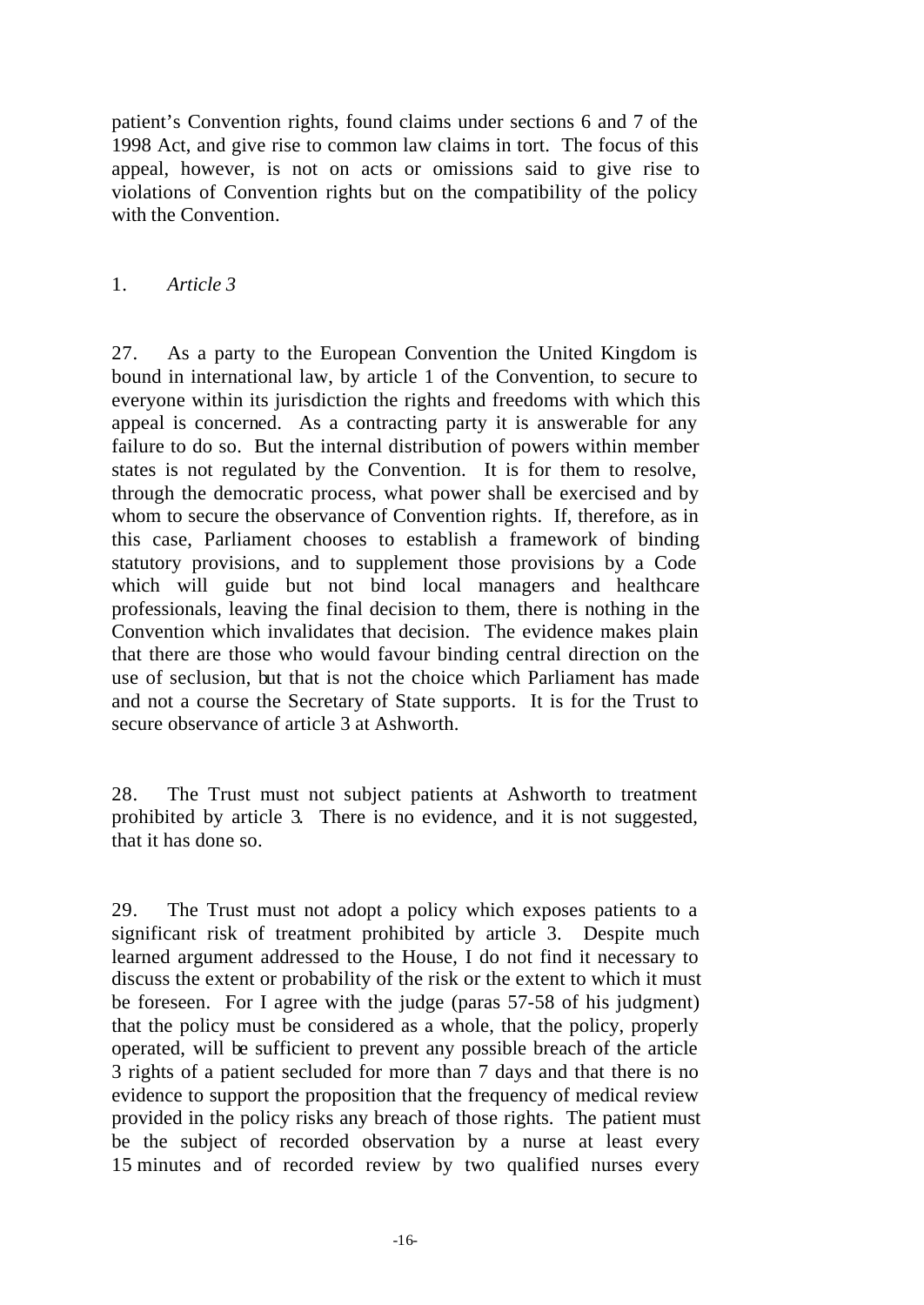patient's Convention rights, found claims under sections 6 and 7 of the 1998 Act, and give rise to common law claims in tort. The focus of this appeal, however, is not on acts or omissions said to give rise to violations of Convention rights but on the compatibility of the policy with the Convention.

1. *Article 3*

27. As a party to the European Convention the United Kingdom is bound in international law, by article 1 of the Convention, to secure to everyone within its jurisdiction the rights and freedoms with which this appeal is concerned. As a contracting party it is answerable for any failure to do so. But the internal distribution of powers within member states is not regulated by the Convention. It is for them to resolve, through the democratic process, what power shall be exercised and by whom to secure the observance of Convention rights. If, therefore, as in this case, Parliament chooses to establish a framework of binding statutory provisions, and to supplement those provisions by a Code which will guide but not bind local managers and healthcare professionals, leaving the final decision to them, there is nothing in the Convention which invalidates that decision. The evidence makes plain that there are those who would favour binding central direction on the use of seclusion, but that is not the choice which Parliament has made and not a course the Secretary of State supports. It is for the Trust to secure observance of article 3 at Ashworth.

28. The Trust must not subject patients at Ashworth to treatment prohibited by article 3. There is no evidence, and it is not suggested, that it has done so.

29. The Trust must not adopt a policy which exposes patients to a significant risk of treatment prohibited by article 3. Despite much learned argument addressed to the House, I do not find it necessary to discuss the extent or probability of the risk or the extent to which it must be foreseen. For I agree with the judge (paras 57-58 of his judgment) that the policy must be considered as a whole, that the policy, properly operated, will be sufficient to prevent any possible breach of the article 3 rights of a patient secluded for more than 7 days and that there is no evidence to support the proposition that the frequency of medical review provided in the policy risks any breach of those rights. The patient must be the subject of recorded observation by a nurse at least every 15 minutes and of recorded review by two qualified nurses every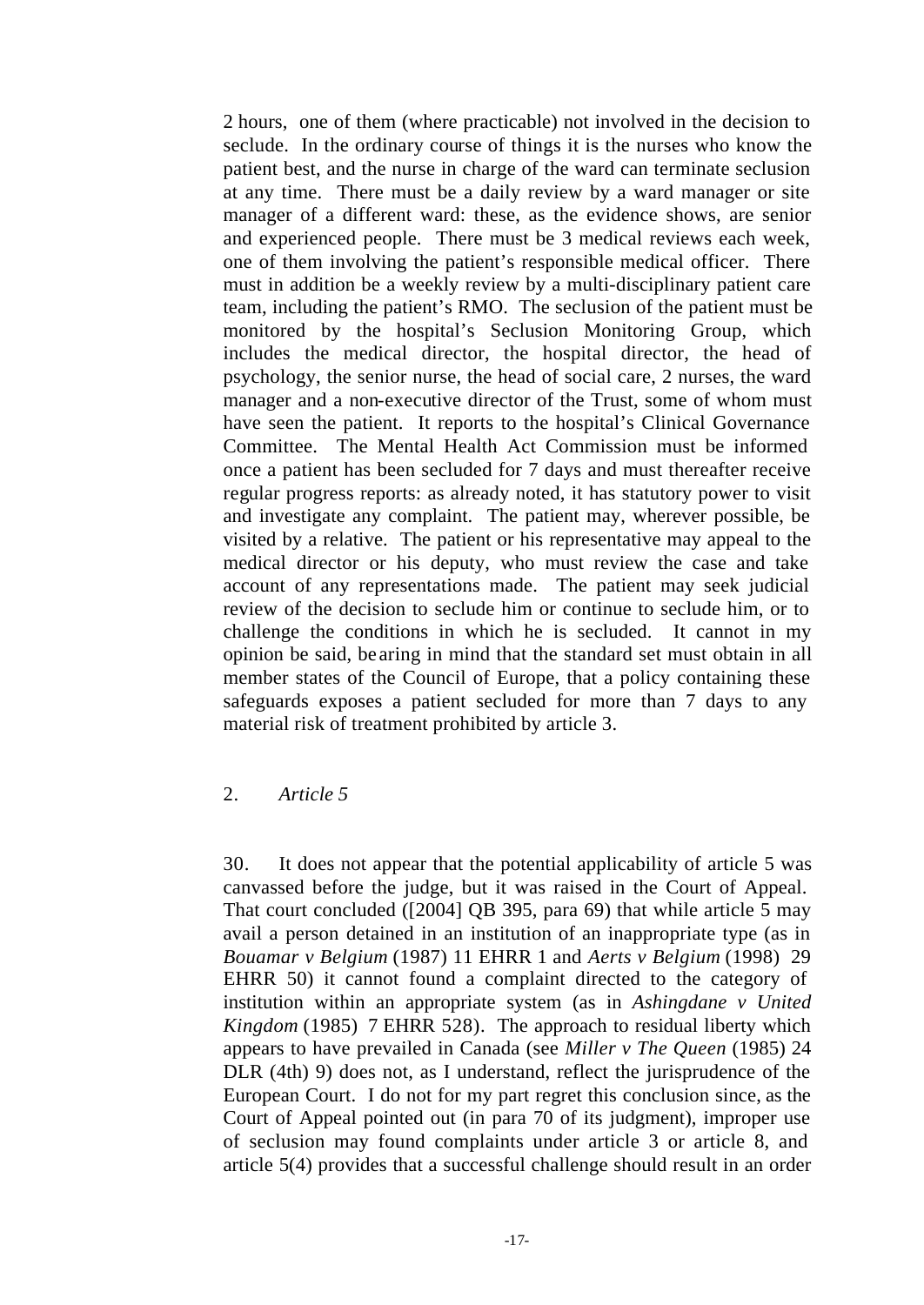2 hours, one of them (where practicable) not involved in the decision to seclude. In the ordinary course of things it is the nurses who know the patient best, and the nurse in charge of the ward can terminate seclusion at any time. There must be a daily review by a ward manager or site manager of a different ward: these, as the evidence shows, are senior and experienced people. There must be 3 medical reviews each week, one of them involving the patient's responsible medical officer. There must in addition be a weekly review by a multi-disciplinary patient care team, including the patient's RMO. The seclusion of the patient must be monitored by the hospital's Seclusion Monitoring Group, which includes the medical director, the hospital director, the head of psychology, the senior nurse, the head of social care, 2 nurses, the ward manager and a non-executive director of the Trust, some of whom must have seen the patient. It reports to the hospital's Clinical Governance Committee. The Mental Health Act Commission must be informed once a patient has been secluded for 7 days and must thereafter receive regular progress reports: as already noted, it has statutory power to visit and investigate any complaint. The patient may, wherever possible, be visited by a relative. The patient or his representative may appeal to the medical director or his deputy, who must review the case and take account of any representations made. The patient may seek judicial review of the decision to seclude him or continue to seclude him, or to challenge the conditions in which he is secluded. It cannot in my opinion be said, bearing in mind that the standard set must obtain in all member states of the Council of Europe, that a policy containing these safeguards exposes a patient secluded for more than 7 days to any material risk of treatment prohibited by article 3.

2. *Article 5*

30. It does not appear that the potential applicability of article 5 was canvassed before the judge, but it was raised in the Court of Appeal. That court concluded ([2004] QB 395, para 69) that while article 5 may avail a person detained in an institution of an inappropriate type (as in *Bouamar v Belgium* (1987) 11 EHRR 1 and *Aerts v Belgium* (1998) 29 EHRR 50) it cannot found a complaint directed to the category of institution within an appropriate system (as in *Ashingdane v United Kingdom* (1985) 7 EHRR 528). The approach to residual liberty which appears to have prevailed in Canada (see *Miller v The Queen* (1985) 24 DLR (4th) 9) does not, as I understand, reflect the jurisprudence of the European Court. I do not for my part regret this conclusion since, as the Court of Appeal pointed out (in para 70 of its judgment), improper use of seclusion may found complaints under article 3 or article 8, and article 5(4) provides that a successful challenge should result in an order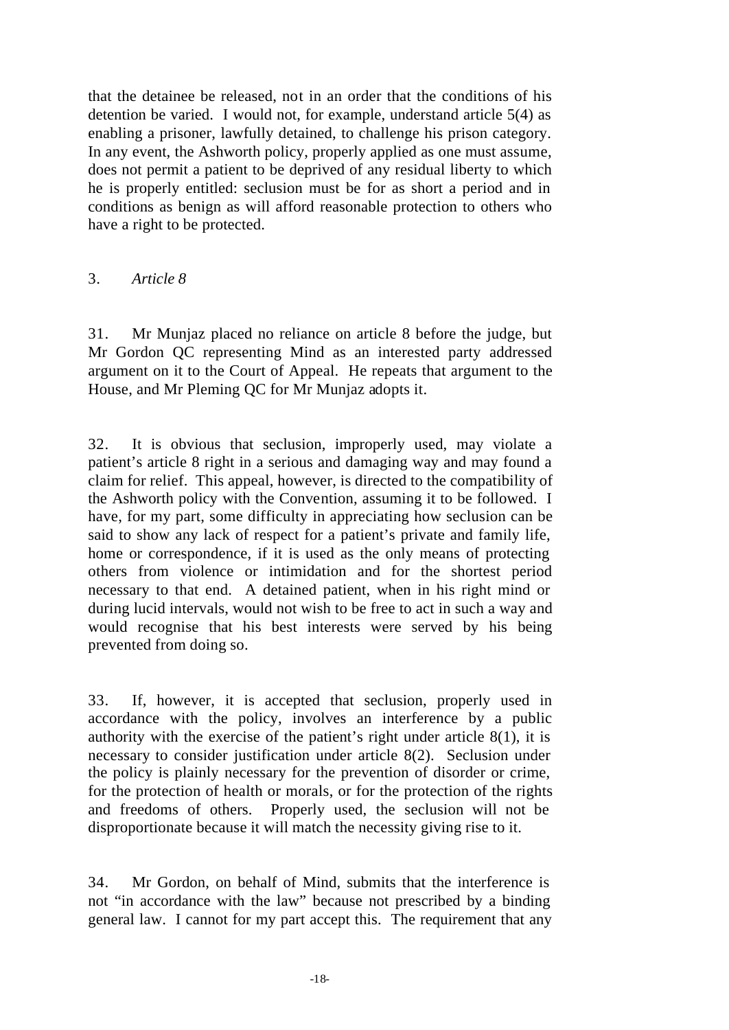that the detainee be released, not in an order that the conditions of his detention be varied. I would not, for example, understand article 5(4) as enabling a prisoner, lawfully detained, to challenge his prison category. In any event, the Ashworth policy, properly applied as one must assume, does not permit a patient to be deprived of any residual liberty to which he is properly entitled: seclusion must be for as short a period and in conditions as benign as will afford reasonable protection to others who have a right to be protected.

### 3. *Article 8*

31. Mr Munjaz placed no reliance on article 8 before the judge, but Mr Gordon QC representing Mind as an interested party addressed argument on it to the Court of Appeal. He repeats that argument to the House, and Mr Pleming QC for Mr Munjaz adopts it.

32. It is obvious that seclusion, improperly used, may violate a patient's article 8 right in a serious and damaging way and may found a claim for relief. This appeal, however, is directed to the compatibility of the Ashworth policy with the Convention, assuming it to be followed. I have, for my part, some difficulty in appreciating how seclusion can be said to show any lack of respect for a patient's private and family life, home or correspondence, if it is used as the only means of protecting others from violence or intimidation and for the shortest period necessary to that end. A detained patient, when in his right mind or during lucid intervals, would not wish to be free to act in such a way and would recognise that his best interests were served by his being prevented from doing so.

33. If, however, it is accepted that seclusion, properly used in accordance with the policy, involves an interference by a public authority with the exercise of the patient's right under article 8(1), it is necessary to consider justification under article 8(2). Seclusion under the policy is plainly necessary for the prevention of disorder or crime, for the protection of health or morals, or for the protection of the rights and freedoms of others. Properly used, the seclusion will not be disproportionate because it will match the necessity giving rise to it.

34. Mr Gordon, on behalf of Mind, submits that the interference is not "in accordance with the law" because not prescribed by a binding general law. I cannot for my part accept this. The requirement that any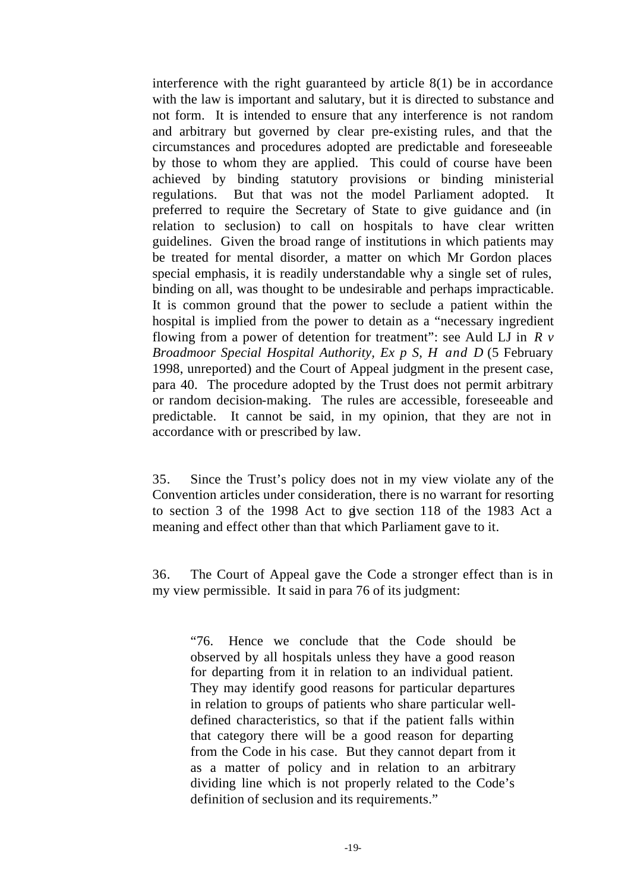interference with the right guaranteed by article 8(1) be in accordance with the law is important and salutary, but it is directed to substance and not form. It is intended to ensure that any interference is not random and arbitrary but governed by clear pre-existing rules, and that the circumstances and procedures adopted are predictable and foreseeable by those to whom they are applied. This could of course have been achieved by binding statutory provisions or binding ministerial regulations. But that was not the model Parliament adopted. It preferred to require the Secretary of State to give guidance and (in relation to seclusion) to call on hospitals to have clear written guidelines. Given the broad range of institutions in which patients may be treated for mental disorder, a matter on which Mr Gordon places special emphasis, it is readily understandable why a single set of rules, binding on all, was thought to be undesirable and perhaps impracticable. It is common ground that the power to seclude a patient within the hospital is implied from the power to detain as a "necessary ingredient flowing from a power of detention for treatment": see Auld LJ in *R v Broadmoor Special Hospital Authority, Ex p S, H and D* (5 February 1998, unreported) and the Court of Appeal judgment in the present case, para 40. The procedure adopted by the Trust does not permit arbitrary or random decision-making. The rules are accessible, foreseeable and predictable. It cannot be said, in my opinion, that they are not in accordance with or prescribed by law.

35. Since the Trust's policy does not in my view violate any of the Convention articles under consideration, there is no warrant for resorting to section 3 of the 1998 Act to give section 118 of the 1983 Act a meaning and effect other than that which Parliament gave to it.

36. The Court of Appeal gave the Code a stronger effect than is in my view permissible. It said in para 76 of its judgment:

> "76. Hence we conclude that the Code should be observed by all hospitals unless they have a good reason for departing from it in relation to an individual patient. They may identify good reasons for particular departures in relation to groups of patients who share particular well-defined characteristics, so that if the patient falls within that category there will be a good reason for departing from the Code in his case. But they cannot depart from it as a matter of policy and in relation to an arbitrary dividing line which is not properly related to the Code's definition of seclusion and its requirements."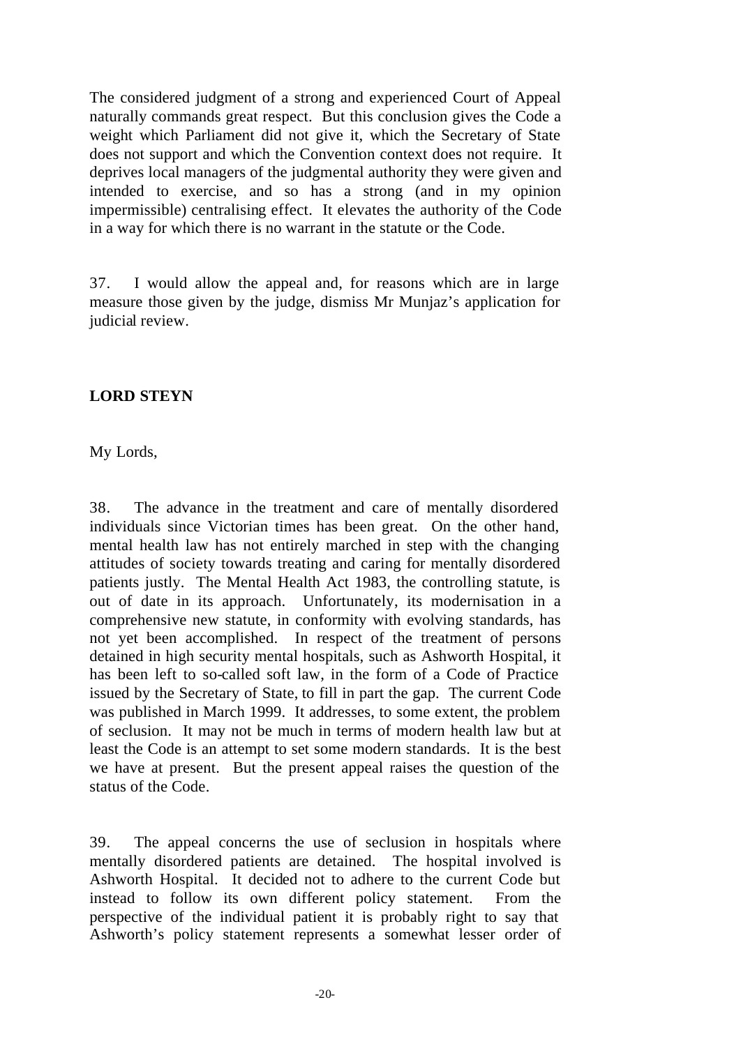The considered judgment of a strong and experienced Court of Appeal naturally commands great respect. But this conclusion gives the Code a weight which Parliament did not give it, which the Secretary of State does not support and which the Convention context does not require. It deprives local managers of the judgmental authority they were given and intended to exercise, and so has a strong (and in my opinion impermissible) centralising effect. It elevates the authority of the Code in a way for which there is no warrant in the statute or the Code.

37. I would allow the appeal and, for reasons which are in large measure those given by the judge, dismiss Mr Munjaz's application for judicial review.

**LORD STEYN**

My Lords,

38. The advance in the treatment and care of mentally disordered individuals since Victorian times has been great. On the other hand, mental health law has not entirely marched in step with the changing attitudes of society towards treating and caring for mentally disordered patients justly. The Mental Health Act 1983, the controlling statute, is out of date in its approach. Unfortunately, its modernisation in a comprehensive new statute, in conformity with evolving standards, has not yet been accomplished. In respect of the treatment of persons detained in high security mental hospitals, such as Ashworth Hospital, it has been left to so-called soft law, in the form of a Code of Practice issued by the Secretary of State, to fill in part the gap. The current Code was published in March 1999. It addresses, to some extent, the problem of seclusion. It may not be much in terms of modern health law but at least the Code is an attempt to set some modern standards. It is the best we have at present. But the present appeal raises the question of the status of the Code.

39. The appeal concerns the use of seclusion in hospitals where mentally disordered patients are detained. The hospital involved is Ashworth Hospital. It decided not to adhere to the current Code but instead to follow its own different policy statement. From the perspective of the individual patient it is probably right to say that Ashworth's policy statement represents a somewhat lesser order of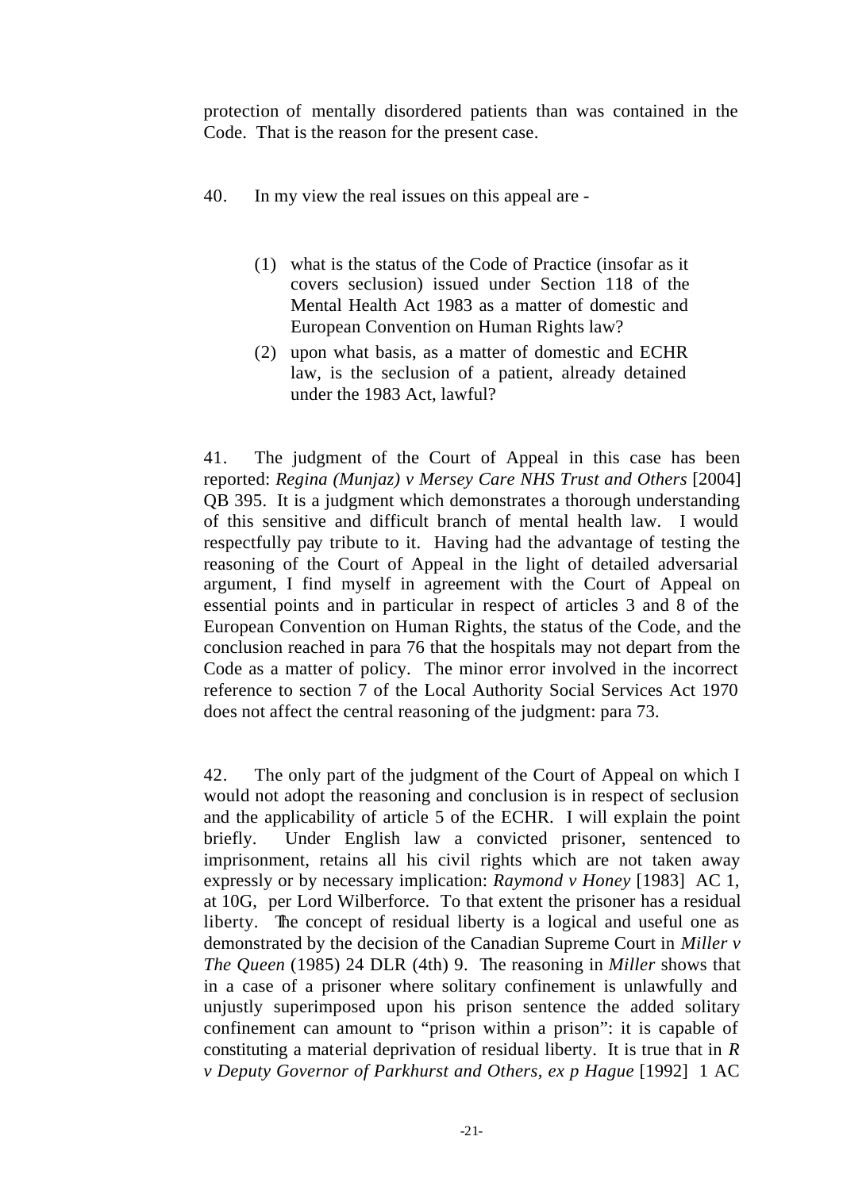protection of mentally disordered patients than was contained in the Code. That is the reason for the present case.

40. In my view the real issues on this appeal are -

(1) what is the status of the Code of Practice (insofar as it covers seclusion) issued under Section 118 of the Mental Health Act 1983 as a matter of domestic and European Convention on Human Rights law?

(2) upon what basis, as a matter of domestic and ECHR law, is the seclusion of a patient, already detained under the 1983 Act, lawful?

41. The judgment of the Court of Appeal in this case has been reported: *Regina (Munjaz) v Mersey Care NHS Trust and Others* [2004] QB 395. It is a judgment which demonstrates a thorough understanding of this sensitive and difficult branch of mental health law. I would respectfully pay tribute to it. Having had the advantage of testing the reasoning of the Court of Appeal in the light of detailed adversarial argument, I find myself in agreement with the Court of Appeal on essential points and in particular in respect of articles 3 and 8 of the European Convention on Human Rights, the status of the Code, and the conclusion reached in para 76 that the hospitals may not depart from the Code as a matter of policy. The minor error involved in the incorrect reference to section 7 of the Local Authority Social Services Act 1970 does not affect the central reasoning of the judgment: para 73.

42. The only part of the judgment of the Court of Appeal on which I would not adopt the reasoning and conclusion is in respect of seclusion and the applicability of article 5 of the ECHR. I will explain the point briefly. Under English law a convicted prisoner, sentenced to imprisonment, retains all his civil rights which are not taken away expressly or by necessary implication: *Raymond v Honey* [1983] AC 1, at 10G, per Lord Wilberforce. To that extent the prisoner has a residual liberty. The concept of residual liberty is a logical and useful one as demonstrated by the decision of the Canadian Supreme Court in *Miller v The Queen* (1985) 24 DLR (4th) 9. The reasoning in *Miller* shows that in a case of a prisoner where solitary confinement is unlawfully and unjustly superimposed upon his prison sentence the added solitary confinement can amount to "prison within a prison": it is capable of constituting a material deprivation of residual liberty. It is true that in *R v Deputy Governor of Parkhurst and Others, ex p Hague* [1992] 1 AC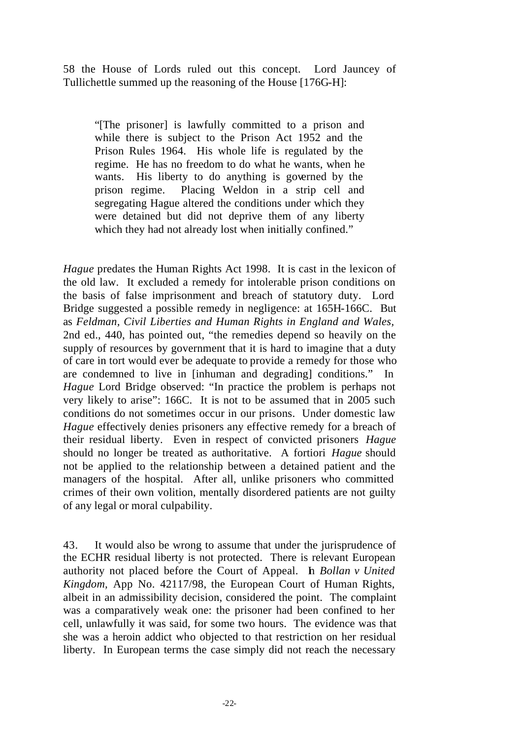58 the House of Lords ruled out this concept. Lord Jauncey of Tullichettle summed up the reasoning of the House [176G-H]:

> "[The prisoner] is lawfully committed to a prison and while there is subject to the Prison Act 1952 and the Prison Rules 1964. His whole life is regulated by the regime. He has no freedom to do what he wants, when he wants. His liberty to do anything is governed by the prison regime. Placing Weldon in a strip cell and segregating Hague altered the conditions under which they were detained but did not deprive them of any liberty which they had not already lost when initially confined."

*Hague* predates the Human Rights Act 1998. It is cast in the lexicon of the old law. It excluded a remedy for intolerable prison conditions on the basis of false imprisonment and breach of statutory duty. Lord Bridge suggested a possible remedy in negligence: at 165H-166C. But as *Feldman, Civil Liberties and Human Rights in England and Wales*, 2nd ed., 440, has pointed out, "the remedies depend so heavily on the supply of resources by government that it is hard to imagine that a duty of care in tort would ever be adequate to provide a remedy for those who are condemned to live in [inhuman and degrading] conditions." In *Hague* Lord Bridge observed: "In practice the problem is perhaps not very likely to arise": 166C. It is not to be assumed that in 2005 such conditions do not sometimes occur in our prisons. Under domestic law *Hague* effectively denies prisoners any effective remedy for a breach of their residual liberty. Even in respect of convicted prisoners *Hague* should no longer be treated as authoritative. A fortiori *Hague* should not be applied to the relationship between a detained patient and the managers of the hospital. After all, unlike prisoners who committed crimes of their own volition, mentally disordered patients are not guilty of any legal or moral culpability.

43. It would also be wrong to assume that under the jurisprudence of the ECHR residual liberty is not protected. There is relevant European authority not placed before the Court of Appeal. In *Bollan v United Kingdom*, App No. 42117/98, the European Court of Human Rights, albeit in an admissibility decision, considered the point. The complaint was a comparatively weak one: the prisoner had been confined to her cell, unlawfully it was said, for some two hours. The evidence was that she was a heroin addict who objected to that restriction on her residual liberty. In European terms the case simply did not reach the necessary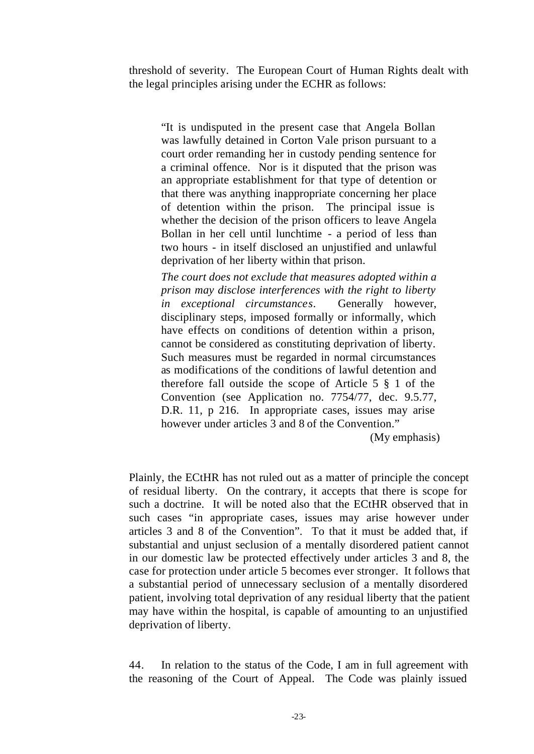threshold of severity. The European Court of Human Rights dealt with the legal principles arising under the ECHR as follows:

> "It is undisputed in the present case that Angela Bollan was lawfully detained in Corton Vale prison pursuant to a court order remanding her in custody pending sentence for a criminal offence. Nor is it disputed that the prison was an appropriate establishment for that type of detention or that there was anything inappropriate concerning her place of detention within the prison. The principal issue is whether the decision of the prison officers to leave Angela Bollan in her cell until lunchtime - a period of less than two hours - in itself disclosed an unjustified and unlawful deprivation of her liberty within that prison.
>
> *The court does not exclude that measures adopted within a prison may disclose interferences with the right to liberty in exceptional circumstances*. Generally however, disciplinary steps, imposed formally or informally, which have effects on conditions of detention within a prison, cannot be considered as constituting deprivation of liberty. Such measures must be regarded in normal circumstances as modifications of the conditions of lawful detention and therefore fall outside the scope of Article 5 § 1 of the Convention (see Application no. 7754/77, dec. 9.5.77, D.R. 11, p 216. In appropriate cases, issues may arise however under articles 3 and 8 of the Convention."
>
> (My emphasis)

Plainly, the ECtHR has not ruled out as a matter of principle the concept of residual liberty. On the contrary, it accepts that there is scope for such a doctrine. It will be noted also that the ECtHR observed that in such cases "in appropriate cases, issues may arise however under articles 3 and 8 of the Convention". To that it must be added that, if substantial and unjust seclusion of a mentally disordered patient cannot in our domestic law be protected effectively under articles 3 and 8, the case for protection under article 5 becomes ever stronger. It follows that a substantial period of unnecessary seclusion of a mentally disordered patient, involving total deprivation of any residual liberty that the patient may have within the hospital, is capable of amounting to an unjustified deprivation of liberty.

44. In relation to the status of the Code, I am in full agreement with the reasoning of the Court of Appeal. The Code was plainly issued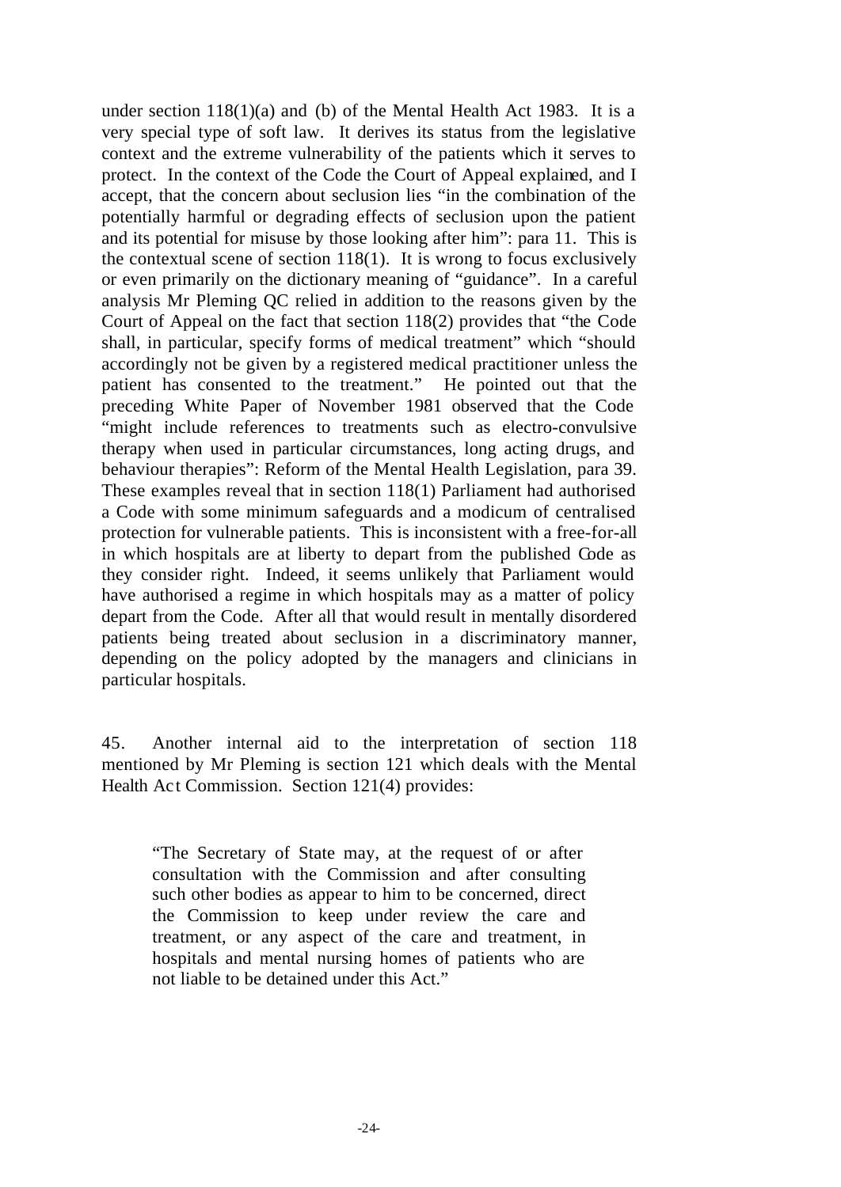under section 118(1)(a) and (b) of the Mental Health Act 1983. It is a very special type of soft law. It derives its status from the legislative context and the extreme vulnerability of the patients which it serves to protect. In the context of the Code the Court of Appeal explained, and I accept, that the concern about seclusion lies "in the combination of the potentially harmful or degrading effects of seclusion upon the patient and its potential for misuse by those looking after him": para 11. This is the contextual scene of section 118(1). It is wrong to focus exclusively or even primarily on the dictionary meaning of "guidance". In a careful analysis Mr Pleming QC relied in addition to the reasons given by the Court of Appeal on the fact that section 118(2) provides that "the Code shall, in particular, specify forms of medical treatment" which "should accordingly not be given by a registered medical practitioner unless the patient has consented to the treatment." He pointed out that the preceding White Paper of November 1981 observed that the Code "might include references to treatments such as electro-convulsive therapy when used in particular circumstances, long acting drugs, and behaviour therapies": Reform of the Mental Health Legislation, para 39. These examples reveal that in section 118(1) Parliament had authorised a Code with some minimum safeguards and a modicum of centralised protection for vulnerable patients. This is inconsistent with a free-for-all in which hospitals are at liberty to depart from the published Code as they consider right. Indeed, it seems unlikely that Parliament would have authorised a regime in which hospitals may as a matter of policy depart from the Code. After all that would result in mentally disordered patients being treated about seclusion in a discriminatory manner, depending on the policy adopted by the managers and clinicians in particular hospitals.

45. Another internal aid to the interpretation of section 118 mentioned by Mr Pleming is section 121 which deals with the Mental Health Act Commission. Section 121(4) provides:

> "The Secretary of State may, at the request of or after consultation with the Commission and after consulting such other bodies as appear to him to be concerned, direct the Commission to keep under review the care and treatment, or any aspect of the care and treatment, in hospitals and mental nursing homes of patients who are not liable to be detained under this Act."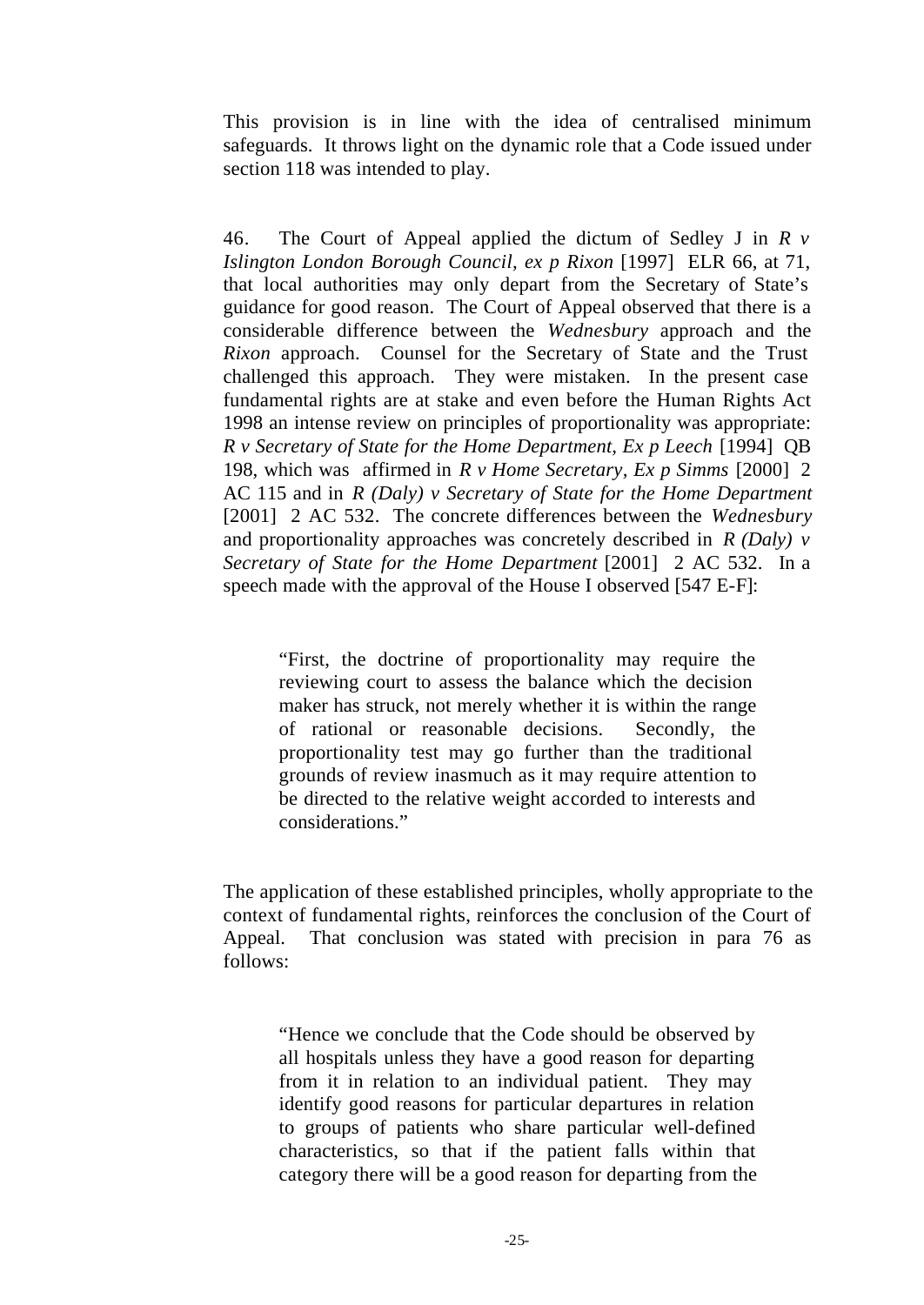This provision is in line with the idea of centralised minimum safeguards. It throws light on the dynamic role that a Code issued under section 118 was intended to play.

46. The Court of Appeal applied the dictum of Sedley J in *R v Islington London Borough Council, ex p Rixon* [1997] ELR 66, at 71, that local authorities may only depart from the Secretary of State's guidance for good reason. The Court of Appeal observed that there is a considerable difference between the *Wednesbury* approach and the *Rixon* approach. Counsel for the Secretary of State and the Trust challenged this approach. They were mistaken. In the present case fundamental rights are at stake and even before the Human Rights Act 1998 an intense review on principles of proportionality was appropriate: *R v Secretary of State for the Home Department, Ex p Leech* [1994] QB 198, which was affirmed in *R v Home Secretary, Ex p Simms* [2000] 2 AC 115 and in *R (Daly) v Secretary of State for the Home Department* [2001] 2 AC 532. The concrete differences between the *Wednesbury* and proportionality approaches was concretely described in *R (Daly) v Secretary of State for the Home Department* [2001] 2 AC 532. In a speech made with the approval of the House I observed [547 E-F]:

> "First, the doctrine of proportionality may require the reviewing court to assess the balance which the decision maker has struck, not merely whether it is within the range of rational or reasonable decisions. Secondly, the proportionality test may go further than the traditional grounds of review inasmuch as it may require attention to be directed to the relative weight accorded to interests and considerations."

The application of these established principles, wholly appropriate to the context of fundamental rights, reinforces the conclusion of the Court of Appeal. That conclusion was stated with precision in para 76 as follows:

> "Hence we conclude that the Code should be observed by all hospitals unless they have a good reason for departing from it in relation to an individual patient. They may identify good reasons for particular departures in relation to groups of patients who share particular well-defined characteristics, so that if the patient falls within that category there will be a good reason for departing from the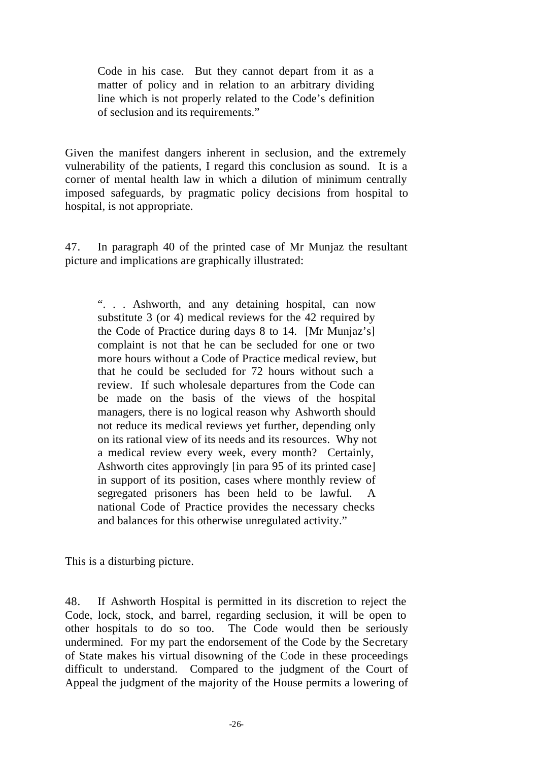> Code in his case. But they cannot depart from it as a matter of policy and in relation to an arbitrary dividing line which is not properly related to the Code's definition of seclusion and its requirements."

Given the manifest dangers inherent in seclusion, and the extremely vulnerability of the patients, I regard this conclusion as sound. It is a corner of mental health law in which a dilution of minimum centrally imposed safeguards, by pragmatic policy decisions from hospital to hospital, is not appropriate.

47. In paragraph 40 of the printed case of Mr Munjaz the resultant picture and implications are graphically illustrated:

> ". . . Ashworth, and any detaining hospital, can now substitute 3 (or 4) medical reviews for the 42 required by the Code of Practice during days 8 to 14. [Mr Munjaz's] complaint is not that he can be secluded for one or two more hours without a Code of Practice medical review, but that he could be secluded for 72 hours without such a review. If such wholesale departures from the Code can be made on the basis of the views of the hospital managers, there is no logical reason why Ashworth should not reduce its medical reviews yet further, depending only on its rational view of its needs and its resources. Why not a medical review every week, every month? Certainly, Ashworth cites approvingly [in para 95 of its printed case] in support of its position, cases where monthly review of segregated prisoners has been held to be lawful. A national Code of Practice provides the necessary checks and balances for this otherwise unregulated activity."

This is a disturbing picture.

48. If Ashworth Hospital is permitted in its discretion to reject the Code, lock, stock, and barrel, regarding seclusion, it will be open to other hospitals to do so too. The Code would then be seriously undermined. For my part the endorsement of the Code by the Secretary of State makes his virtual disowning of the Code in these proceedings difficult to understand. Compared to the judgment of the Court of Appeal the judgment of the majority of the House permits a lowering of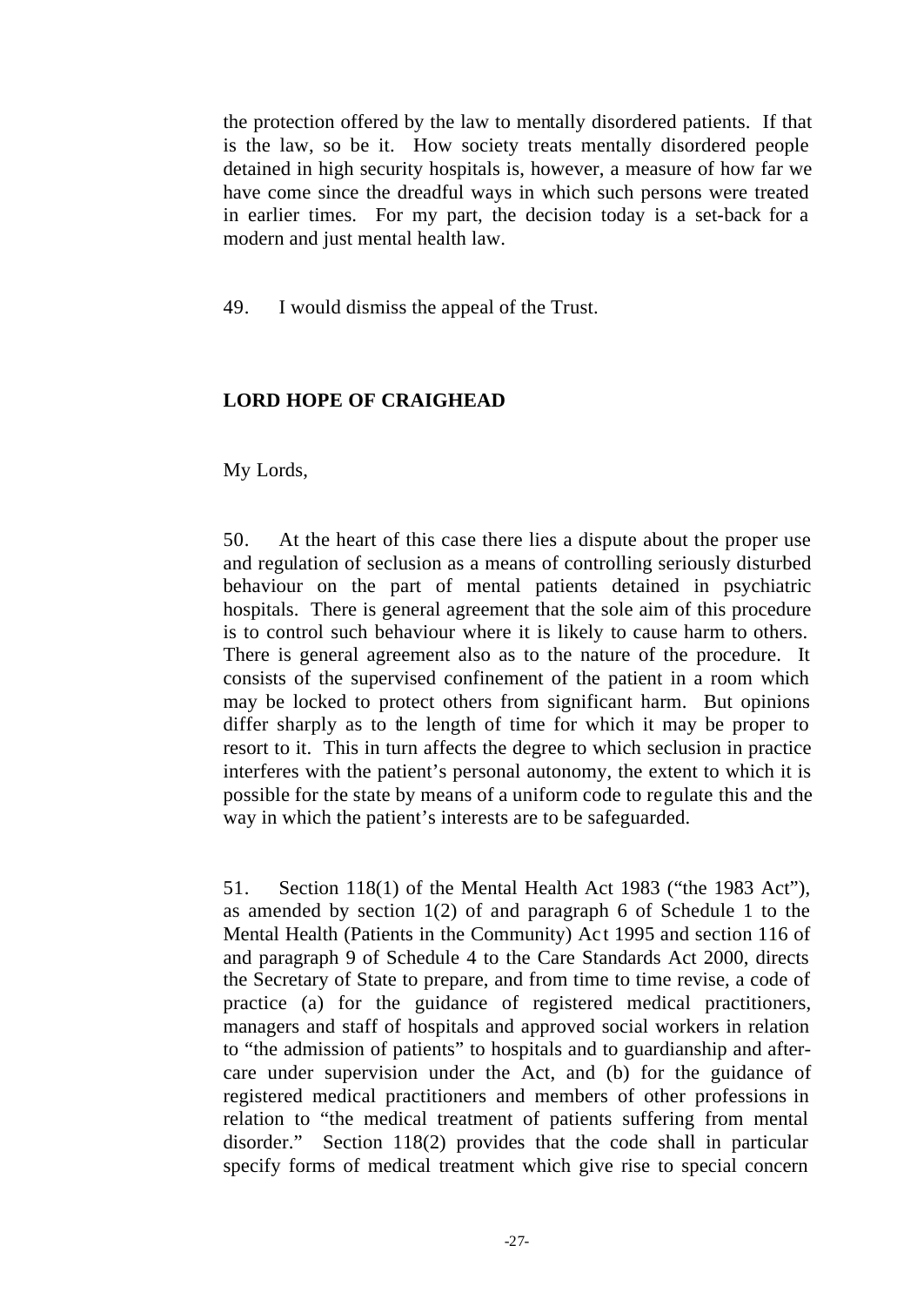the protection offered by the law to mentally disordered patients. If that is the law, so be it. How society treats mentally disordered people detained in high security hospitals is, however, a measure of how far we have come since the dreadful ways in which such persons were treated in earlier times. For my part, the decision today is a set-back for a modern and just mental health law.

49. I would dismiss the appeal of the Trust.

**LORD HOPE OF CRAIGHEAD**

My Lords,

50. At the heart of this case there lies a dispute about the proper use and regulation of seclusion as a means of controlling seriously disturbed behaviour on the part of mental patients detained in psychiatric hospitals. There is general agreement that the sole aim of this procedure is to control such behaviour where it is likely to cause harm to others. There is general agreement also as to the nature of the procedure. It consists of the supervised confinement of the patient in a room which may be locked to protect others from significant harm. But opinions differ sharply as to the length of time for which it may be proper to resort to it. This in turn affects the degree to which seclusion in practice interferes with the patient's personal autonomy, the extent to which it is possible for the state by means of a uniform code to regulate this and the way in which the patient's interests are to be safeguarded.

51. Section 118(1) of the Mental Health Act 1983 ("the 1983 Act"), as amended by section 1(2) of and paragraph 6 of Schedule 1 to the Mental Health (Patients in the Community) Act 1995 and section 116 of and paragraph 9 of Schedule 4 to the Care Standards Act 2000, directs the Secretary of State to prepare, and from time to time revise, a code of practice (a) for the guidance of registered medical practitioners, managers and staff of hospitals and approved social workers in relation to "the admission of patients" to hospitals and to guardianship and after-care under supervision under the Act, and (b) for the guidance of registered medical practitioners and members of other professions in relation to "the medical treatment of patients suffering from mental disorder." Section 118(2) provides that the code shall in particular specify forms of medical treatment which give rise to special concern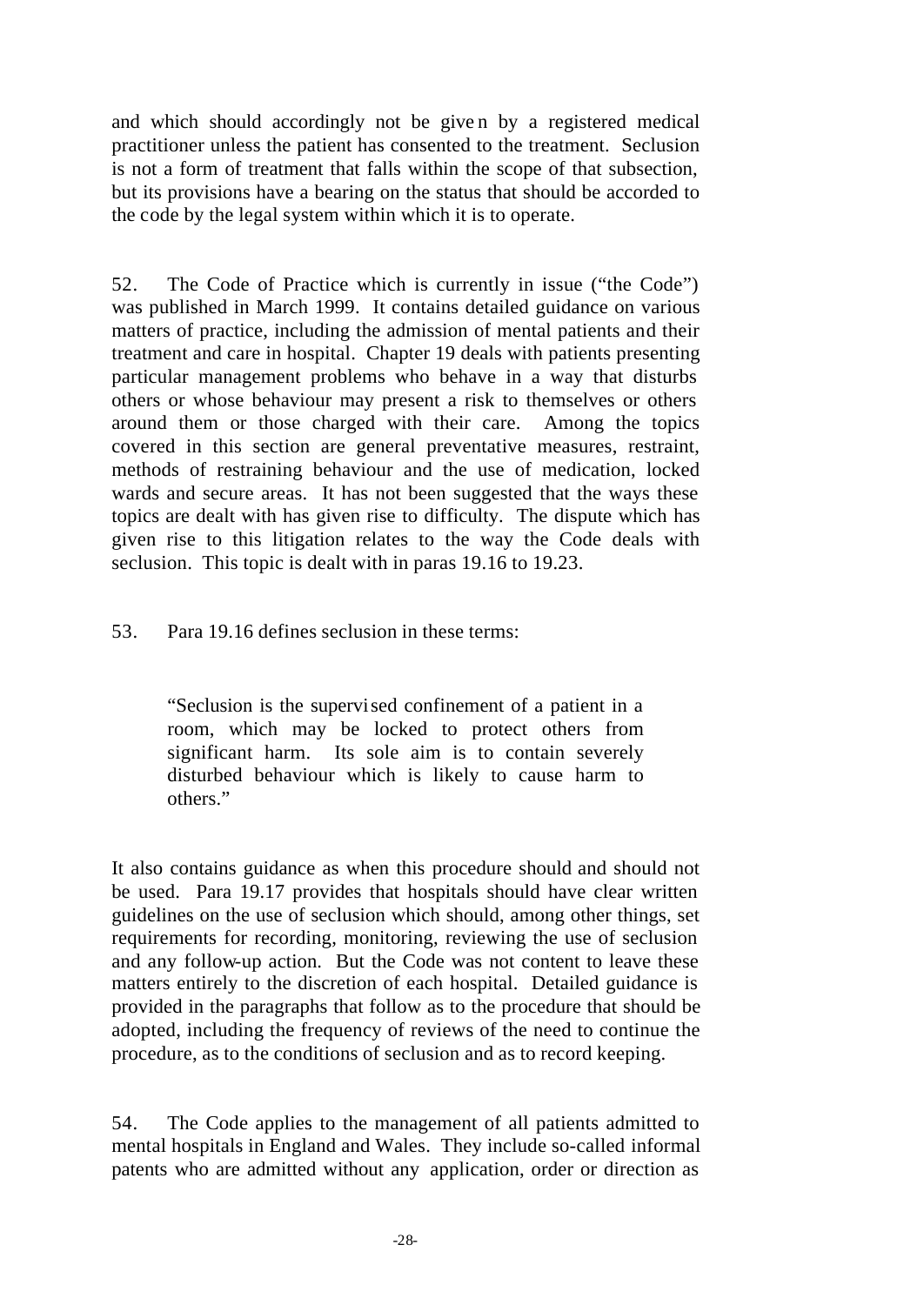and which should accordingly not be given by a registered medical practitioner unless the patient has consented to the treatment. Seclusion is not a form of treatment that falls within the scope of that subsection, but its provisions have a bearing on the status that should be accorded to the code by the legal system within which it is to operate.

52. The Code of Practice which is currently in issue ("the Code") was published in March 1999. It contains detailed guidance on various matters of practice, including the admission of mental patients and their treatment and care in hospital. Chapter 19 deals with patients presenting particular management problems who behave in a way that disturbs others or whose behaviour may present a risk to themselves or others around them or those charged with their care. Among the topics covered in this section are general preventative measures, restraint, methods of restraining behaviour and the use of medication, locked wards and secure areas. It has not been suggested that the ways these topics are dealt with has given rise to difficulty. The dispute which has given rise to this litigation relates to the way the Code deals with seclusion. This topic is dealt with in paras 19.16 to 19.23.

53. Para 19.16 defines seclusion in these terms:

> "Seclusion is the supervised confinement of a patient in a room, which may be locked to protect others from significant harm. Its sole aim is to contain severely disturbed behaviour which is likely to cause harm to others."

It also contains guidance as when this procedure should and should not be used. Para 19.17 provides that hospitals should have clear written guidelines on the use of seclusion which should, among other things, set requirements for recording, monitoring, reviewing the use of seclusion and any follow-up action. But the Code was not content to leave these matters entirely to the discretion of each hospital. Detailed guidance is provided in the paragraphs that follow as to the procedure that should be adopted, including the frequency of reviews of the need to continue the procedure, as to the conditions of seclusion and as to record keeping.

54. The Code applies to the management of all patients admitted to mental hospitals in England and Wales. They include so-called informal patents who are admitted without any application, order or direction as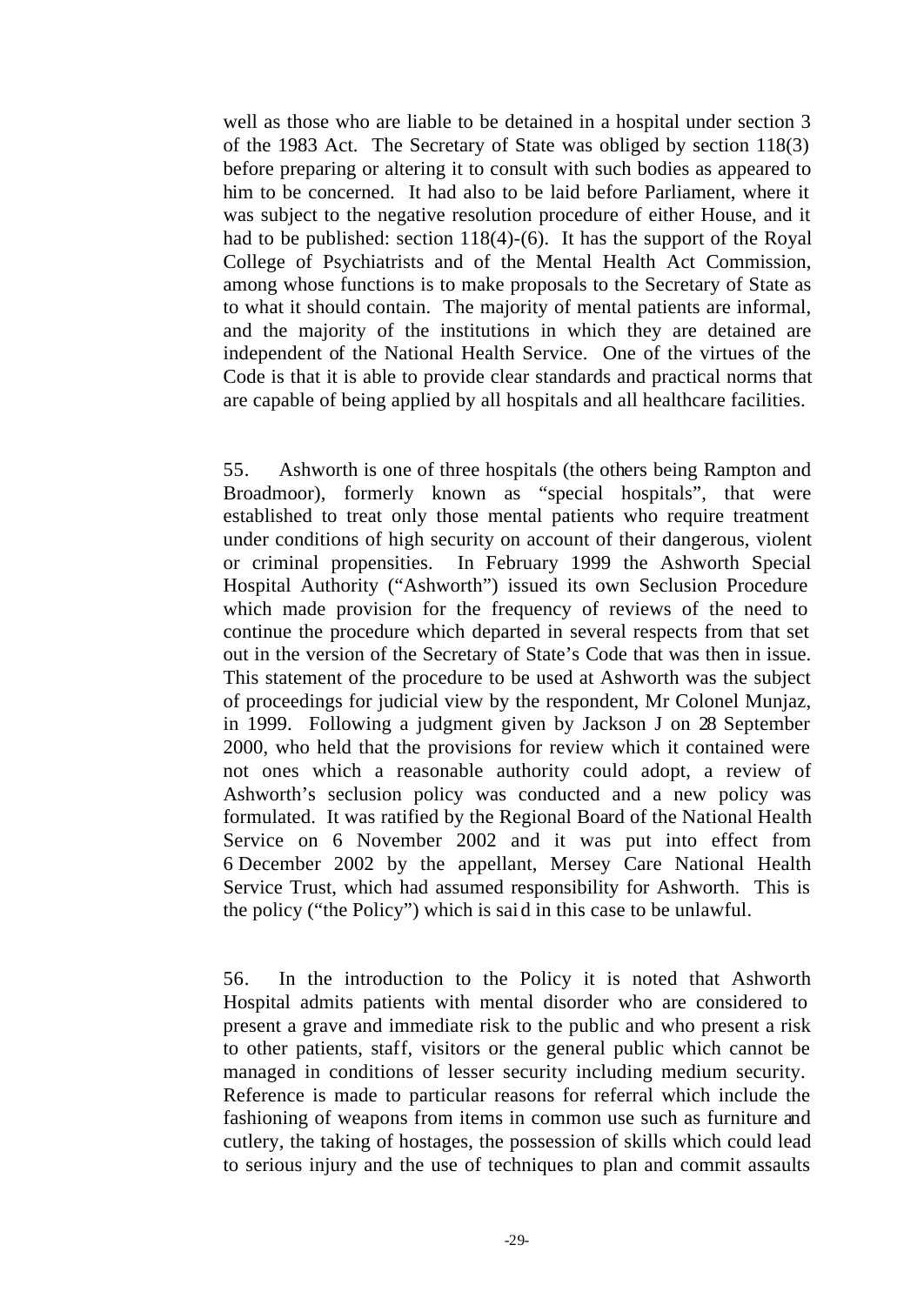well as those who are liable to be detained in a hospital under section 3 of the 1983 Act. The Secretary of State was obliged by section 118(3) before preparing or altering it to consult with such bodies as appeared to him to be concerned. It had also to be laid before Parliament, where it was subject to the negative resolution procedure of either House, and it had to be published: section 118(4)-(6). It has the support of the Royal College of Psychiatrists and of the Mental Health Act Commission, among whose functions is to make proposals to the Secretary of State as to what it should contain. The majority of mental patients are informal, and the majority of the institutions in which they are detained are independent of the National Health Service. One of the virtues of the Code is that it is able to provide clear standards and practical norms that are capable of being applied by all hospitals and all healthcare facilities.

55. Ashworth is one of three hospitals (the others being Rampton and Broadmoor), formerly known as "special hospitals", that were established to treat only those mental patients who require treatment under conditions of high security on account of their dangerous, violent or criminal propensities. In February 1999 the Ashworth Special Hospital Authority ("Ashworth") issued its own Seclusion Procedure which made provision for the frequency of reviews of the need to continue the procedure which departed in several respects from that set out in the version of the Secretary of State's Code that was then in issue. This statement of the procedure to be used at Ashworth was the subject of proceedings for judicial view by the respondent, Mr Colonel Munjaz, in 1999. Following a judgment given by Jackson J on 28 September 2000, who held that the provisions for review which it contained were not ones which a reasonable authority could adopt, a review of Ashworth's seclusion policy was conducted and a new policy was formulated. It was ratified by the Regional Board of the National Health Service on 6 November 2002 and it was put into effect from 6 December 2002 by the appellant, Mersey Care National Health Service Trust, which had assumed responsibility for Ashworth. This is the policy ("the Policy") which is said in this case to be unlawful.

56. In the introduction to the Policy it is noted that Ashworth Hospital admits patients with mental disorder who are considered to present a grave and immediate risk to the public and who present a risk to other patients, staff, visitors or the general public which cannot be managed in conditions of lesser security including medium security. Reference is made to particular reasons for referral which include the fashioning of weapons from items in common use such as furniture and cutlery, the taking of hostages, the possession of skills which could lead to serious injury and the use of techniques to plan and commit assaults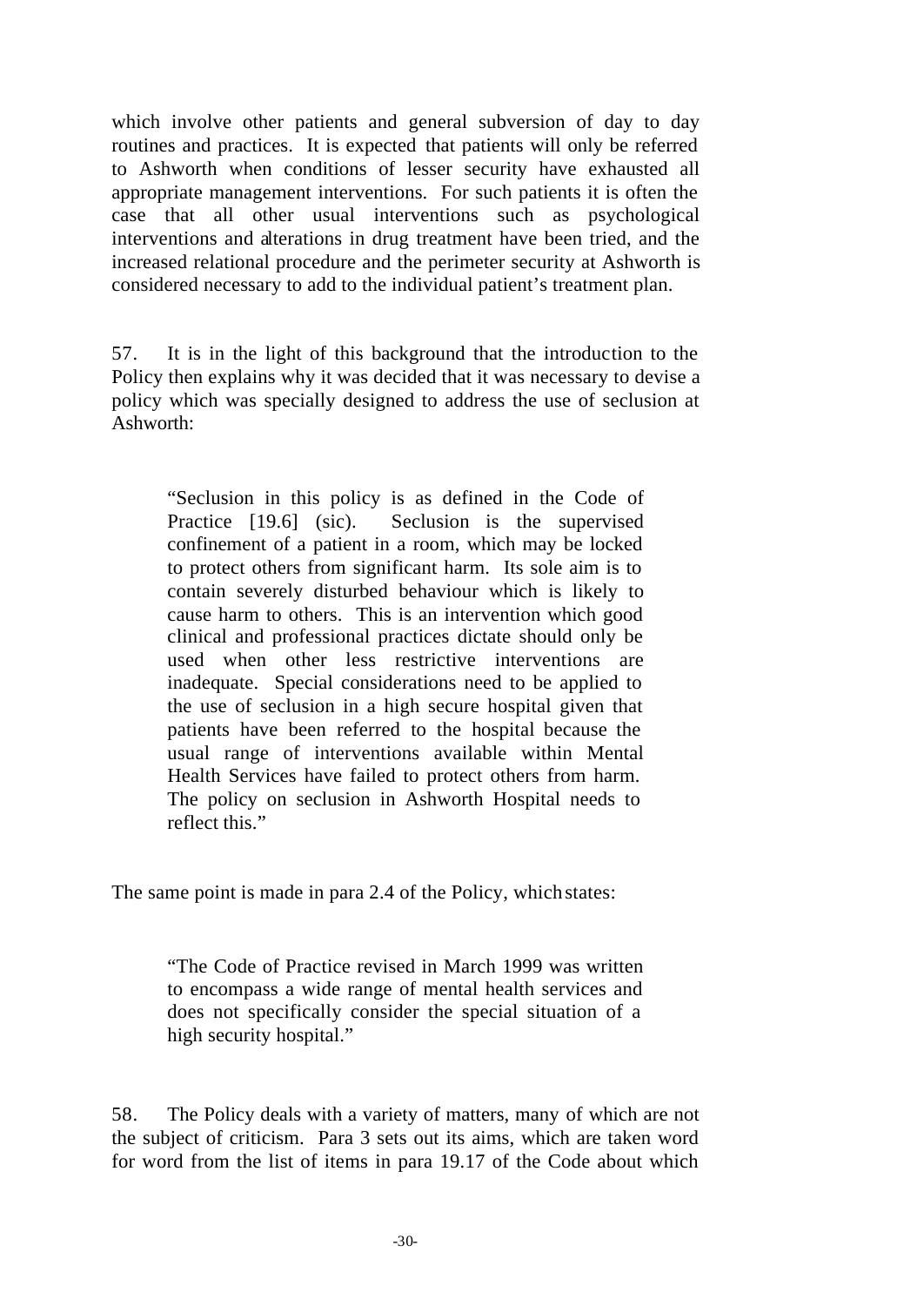which involve other patients and general subversion of day to day routines and practices. It is expected that patients will only be referred to Ashworth when conditions of lesser security have exhausted all appropriate management interventions. For such patients it is often the case that all other usual interventions such as psychological interventions and alterations in drug treatment have been tried, and the increased relational procedure and the perimeter security at Ashworth is considered necessary to add to the individual patient's treatment plan.

57. It is in the light of this background that the introduction to the Policy then explains why it was decided that it was necessary to devise a policy which was specially designed to address the use of seclusion at Ashworth:

> "Seclusion in this policy is as defined in the Code of Practice [19.6] (sic). Seclusion is the supervised confinement of a patient in a room, which may be locked to protect others from significant harm. Its sole aim is to contain severely disturbed behaviour which is likely to cause harm to others. This is an intervention which good clinical and professional practices dictate should only be used when other less restrictive interventions are inadequate. Special considerations need to be applied to the use of seclusion in a high secure hospital given that patients have been referred to the hospital because the usual range of interventions available within Mental Health Services have failed to protect others from harm. The policy on seclusion in Ashworth Hospital needs to reflect this."

The same point is made in para 2.4 of the Policy, which states:

> "The Code of Practice revised in March 1999 was written to encompass a wide range of mental health services and does not specifically consider the special situation of a high security hospital."

58. The Policy deals with a variety of matters, many of which are not the subject of criticism. Para 3 sets out its aims, which are taken word for word from the list of items in para 19.17 of the Code about which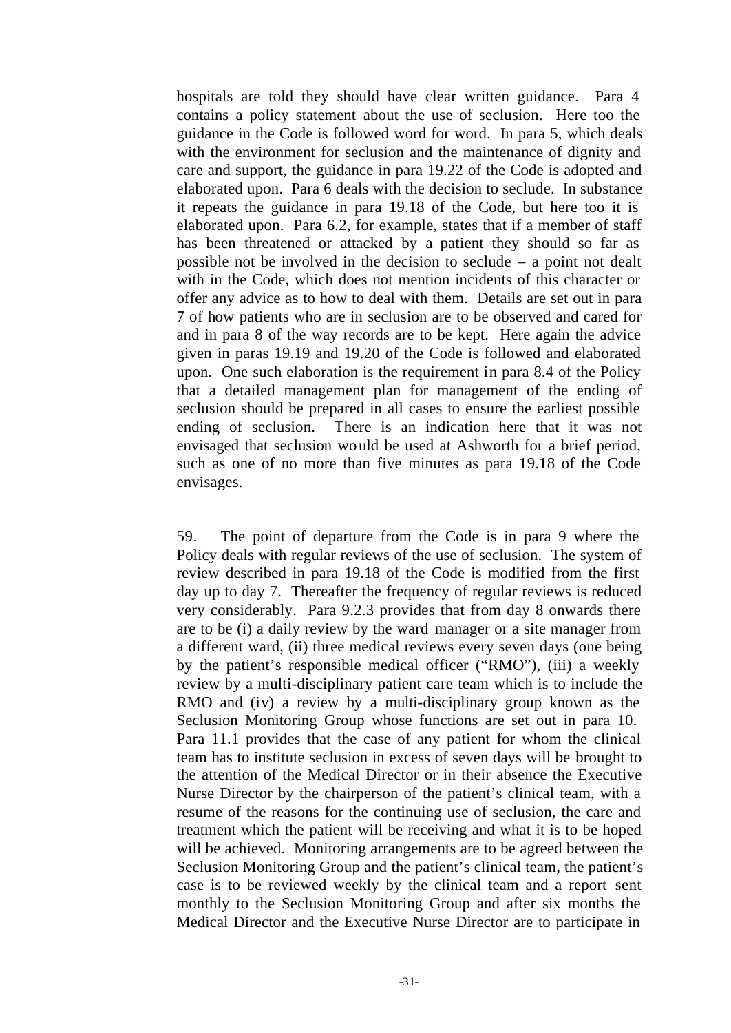hospitals are told they should have clear written guidance. Para 4 contains a policy statement about the use of seclusion. Here too the guidance in the Code is followed word for word. In para 5, which deals with the environment for seclusion and the maintenance of dignity and care and support, the guidance in para 19.22 of the Code is adopted and elaborated upon. Para 6 deals with the decision to seclude. In substance it repeats the guidance in para 19.18 of the Code, but here too it is elaborated upon. Para 6.2, for example, states that if a member of staff has been threatened or attacked by a patient they should so far as possible not be involved in the decision to seclude – a point not dealt with in the Code, which does not mention incidents of this character or offer any advice as to how to deal with them. Details are set out in para 7 of how patients who are in seclusion are to be observed and cared for and in para 8 of the way records are to be kept. Here again the advice given in paras 19.19 and 19.20 of the Code is followed and elaborated upon. One such elaboration is the requirement in para 8.4 of the Policy that a detailed management plan for management of the ending of seclusion should be prepared in all cases to ensure the earliest possible ending of seclusion. There is an indication here that it was not envisaged that seclusion would be used at Ashworth for a brief period, such as one of no more than five minutes as para 19.18 of the Code envisages.

59. The point of departure from the Code is in para 9 where the Policy deals with regular reviews of the use of seclusion. The system of review described in para 19.18 of the Code is modified from the first day up to day 7. Thereafter the frequency of regular reviews is reduced very considerably. Para 9.2.3 provides that from day 8 onwards there are to be (i) a daily review by the ward manager or a site manager from a different ward, (ii) three medical reviews every seven days (one being by the patient's responsible medical officer ("RMO"), (iii) a weekly review by a multi-disciplinary patient care team which is to include the RMO and (iv) a review by a multi-disciplinary group known as the Seclusion Monitoring Group whose functions are set out in para 10. Para 11.1 provides that the case of any patient for whom the clinical team has to institute seclusion in excess of seven days will be brought to the attention of the Medical Director or in their absence the Executive Nurse Director by the chairperson of the patient's clinical team, with a resume of the reasons for the continuing use of seclusion, the care and treatment which the patient will be receiving and what it is to be hoped will be achieved. Monitoring arrangements are to be agreed between the Seclusion Monitoring Group and the patient's clinical team, the patient's case is to be reviewed weekly by the clinical team and a report sent monthly to the Seclusion Monitoring Group and after six months the Medical Director and the Executive Nurse Director are to participate in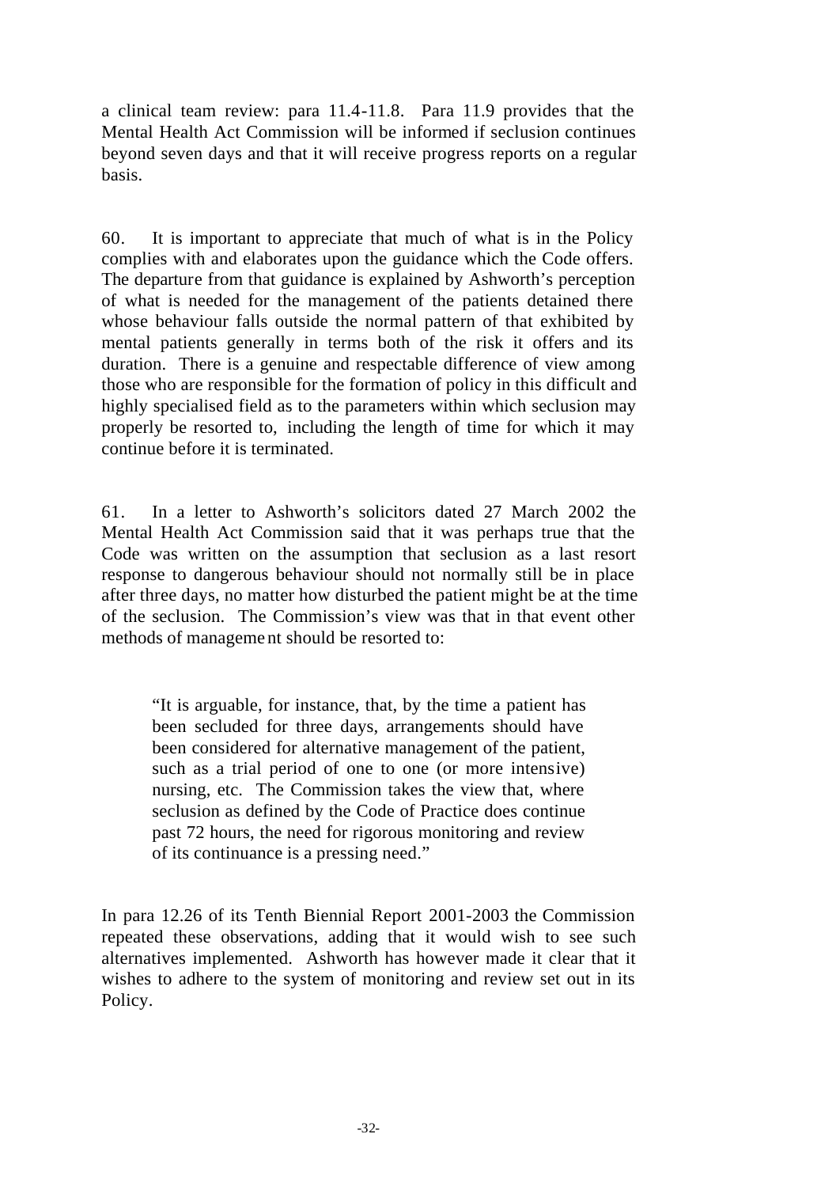a clinical team review: para 11.4-11.8. Para 11.9 provides that the Mental Health Act Commission will be informed if seclusion continues beyond seven days and that it will receive progress reports on a regular basis.

60. It is important to appreciate that much of what is in the Policy complies with and elaborates upon the guidance which the Code offers. The departure from that guidance is explained by Ashworth's perception of what is needed for the management of the patients detained there whose behaviour falls outside the normal pattern of that exhibited by mental patients generally in terms both of the risk it offers and its duration. There is a genuine and respectable difference of view among those who are responsible for the formation of policy in this difficult and highly specialised field as to the parameters within which seclusion may properly be resorted to, including the length of time for which it may continue before it is terminated.

61. In a letter to Ashworth's solicitors dated 27 March 2002 the Mental Health Act Commission said that it was perhaps true that the Code was written on the assumption that seclusion as a last resort response to dangerous behaviour should not normally still be in place after three days, no matter how disturbed the patient might be at the time of the seclusion. The Commission's view was that in that event other methods of management should be resorted to:

> "It is arguable, for instance, that, by the time a patient has been secluded for three days, arrangements should have been considered for alternative management of the patient, such as a trial period of one to one (or more intensive) nursing, etc. The Commission takes the view that, where seclusion as defined by the Code of Practice does continue past 72 hours, the need for rigorous monitoring and review of its continuance is a pressing need."

In para 12.26 of its Tenth Biennial Report 2001-2003 the Commission repeated these observations, adding that it would wish to see such alternatives implemented. Ashworth has however made it clear that it wishes to adhere to the system of monitoring and review set out in its Policy.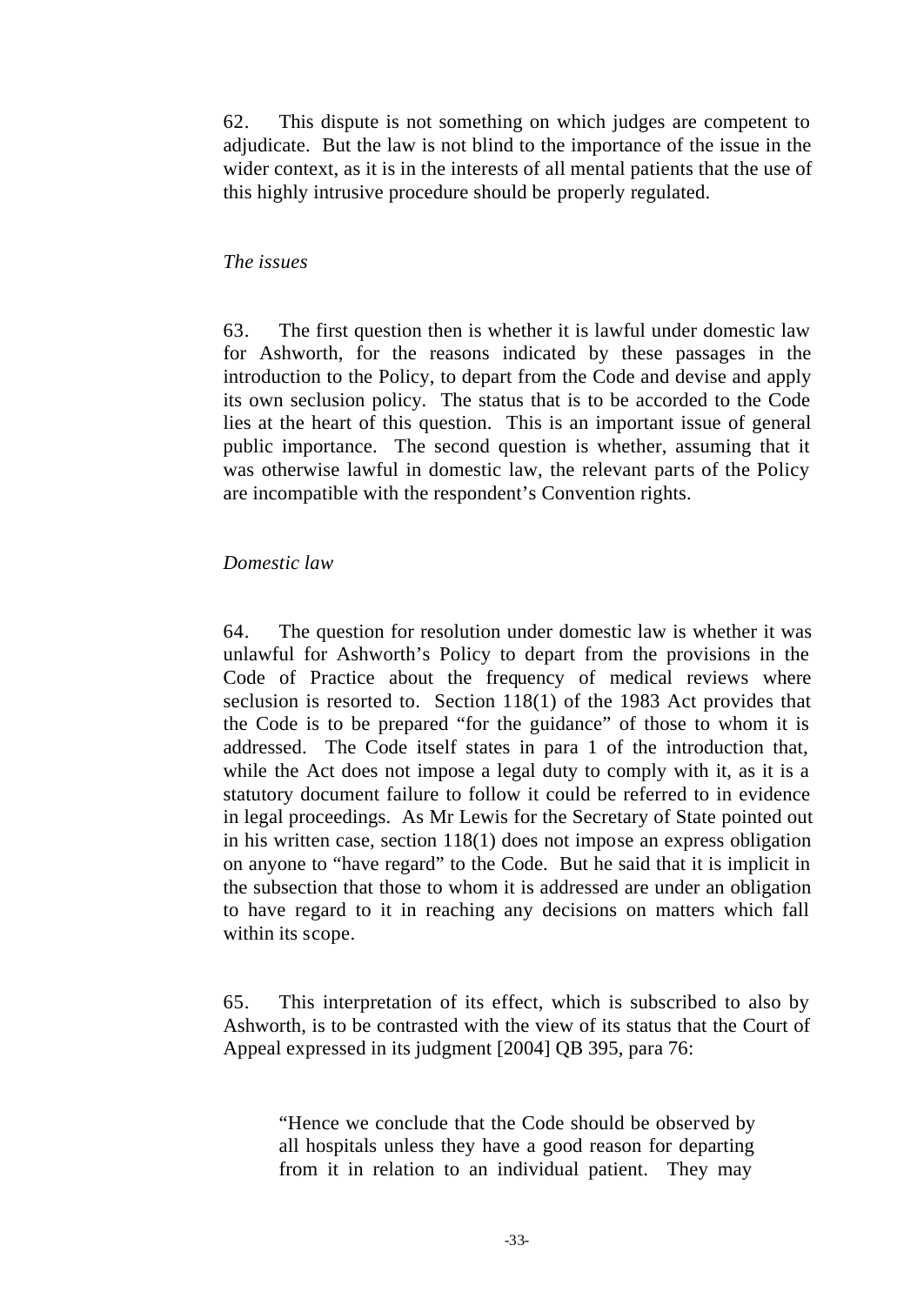62. This dispute is not something on which judges are competent to adjudicate. But the law is not blind to the importance of the issue in the wider context, as it is in the interests of all mental patients that the use of this highly intrusive procedure should be properly regulated.

*The issues*

63. The first question then is whether it is lawful under domestic law for Ashworth, for the reasons indicated by these passages in the introduction to the Policy, to depart from the Code and devise and apply its own seclusion policy. The status that is to be accorded to the Code lies at the heart of this question. This is an important issue of general public importance. The second question is whether, assuming that it was otherwise lawful in domestic law, the relevant parts of the Policy are incompatible with the respondent's Convention rights.

*Domestic law*

64. The question for resolution under domestic law is whether it was unlawful for Ashworth's Policy to depart from the provisions in the Code of Practice about the frequency of medical reviews where seclusion is resorted to. Section 118(1) of the 1983 Act provides that the Code is to be prepared "for the guidance" of those to whom it is addressed. The Code itself states in para 1 of the introduction that, while the Act does not impose a legal duty to comply with it, as it is a statutory document failure to follow it could be referred to in evidence in legal proceedings. As Mr Lewis for the Secretary of State pointed out in his written case, section 118(1) does not impose an express obligation on anyone to "have regard" to the Code. But he said that it is implicit in the subsection that those to whom it is addressed are under an obligation to have regard to it in reaching any decisions on matters which fall within its scope.

65. This interpretation of its effect, which is subscribed to also by Ashworth, is to be contrasted with the view of its status that the Court of Appeal expressed in its judgment [2004] QB 395, para 76:

> "Hence we conclude that the Code should be observed by all hospitals unless they have a good reason for departing from it in relation to an individual patient. They may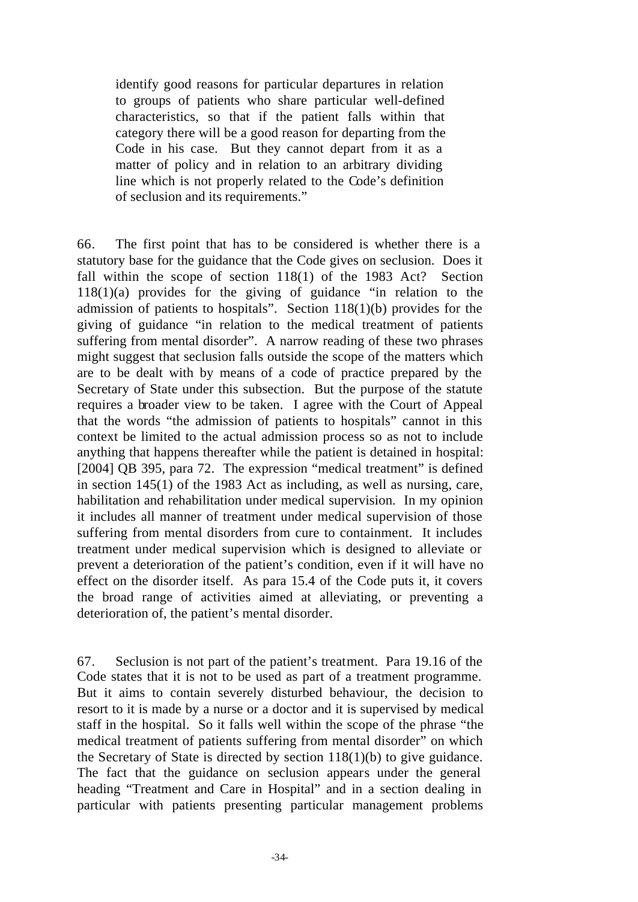> identify good reasons for particular departures in relation to groups of patients who share particular well-defined characteristics, so that if the patient falls within that category there will be a good reason for departing from the Code in his case. But they cannot depart from it as a matter of policy and in relation to an arbitrary dividing line which is not properly related to the Code's definition of seclusion and its requirements."

66. The first point that has to be considered is whether there is a statutory base for the guidance that the Code gives on seclusion. Does it fall within the scope of section 118(1) of the 1983 Act? Section 118(1)(a) provides for the giving of guidance "in relation to the admission of patients to hospitals". Section 118(1)(b) provides for the giving of guidance "in relation to the medical treatment of patients suffering from mental disorder". A narrow reading of these two phrases might suggest that seclusion falls outside the scope of the matters which are to be dealt with by means of a code of practice prepared by the Secretary of State under this subsection. But the purpose of the statute requires a broader view to be taken. I agree with the Court of Appeal that the words "the admission of patients to hospitals" cannot in this context be limited to the actual admission process so as not to include anything that happens thereafter while the patient is detained in hospital: [2004] QB 395, para 72. The expression "medical treatment" is defined in section 145(1) of the 1983 Act as including, as well as nursing, care, habilitation and rehabilitation under medical supervision. In my opinion it includes all manner of treatment under medical supervision of those suffering from mental disorders from cure to containment. It includes treatment under medical supervision which is designed to alleviate or prevent a deterioration of the patient's condition, even if it will have no effect on the disorder itself. As para 15.4 of the Code puts it, it covers the broad range of activities aimed at alleviating, or preventing a deterioration of, the patient's mental disorder.

67. Seclusion is not part of the patient's treatment. Para 19.16 of the Code states that it is not to be used as part of a treatment programme. But it aims to contain severely disturbed behaviour, the decision to resort to it is made by a nurse or a doctor and it is supervised by medical staff in the hospital. So it falls well within the scope of the phrase "the medical treatment of patients suffering from mental disorder" on which the Secretary of State is directed by section 118(1)(b) to give guidance. The fact that the guidance on seclusion appears under the general heading "Treatment and Care in Hospital" and in a section dealing in particular with patients presenting particular management problems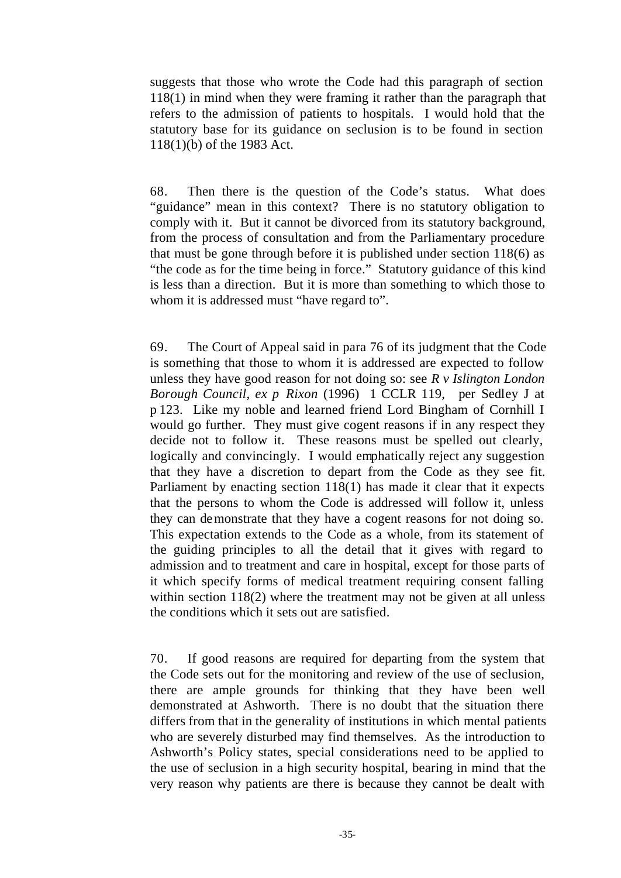suggests that those who wrote the Code had this paragraph of section 118(1) in mind when they were framing it rather than the paragraph that refers to the admission of patients to hospitals. I would hold that the statutory base for its guidance on seclusion is to be found in section 118(1)(b) of the 1983 Act.

68. Then there is the question of the Code's status. What does "guidance" mean in this context? There is no statutory obligation to comply with it. But it cannot be divorced from its statutory background, from the process of consultation and from the Parliamentary procedure that must be gone through before it is published under section 118(6) as "the code as for the time being in force." Statutory guidance of this kind is less than a direction. But it is more than something to which those to whom it is addressed must "have regard to".

69. The Court of Appeal said in para 76 of its judgment that the Code is something that those to whom it is addressed are expected to follow unless they have good reason for not doing so: see *R v Islington London Borough Council, ex p Rixon* (1996) 1 CCLR 119, per Sedley J at p 123. Like my noble and learned friend Lord Bingham of Cornhill I would go further. They must give cogent reasons if in any respect they decide not to follow it. These reasons must be spelled out clearly, logically and convincingly. I would emphatically reject any suggestion that they have a discretion to depart from the Code as they see fit. Parliament by enacting section 118(1) has made it clear that it expects that the persons to whom the Code is addressed will follow it, unless they can demonstrate that they have a cogent reasons for not doing so. This expectation extends to the Code as a whole, from its statement of the guiding principles to all the detail that it gives with regard to admission and to treatment and care in hospital, except for those parts of it which specify forms of medical treatment requiring consent falling within section 118(2) where the treatment may not be given at all unless the conditions which it sets out are satisfied.

70. If good reasons are required for departing from the system that the Code sets out for the monitoring and review of the use of seclusion, there are ample grounds for thinking that they have been well demonstrated at Ashworth. There is no doubt that the situation there differs from that in the generality of institutions in which mental patients who are severely disturbed may find themselves. As the introduction to Ashworth's Policy states, special considerations need to be applied to the use of seclusion in a high security hospital, bearing in mind that the very reason why patients are there is because they cannot be dealt with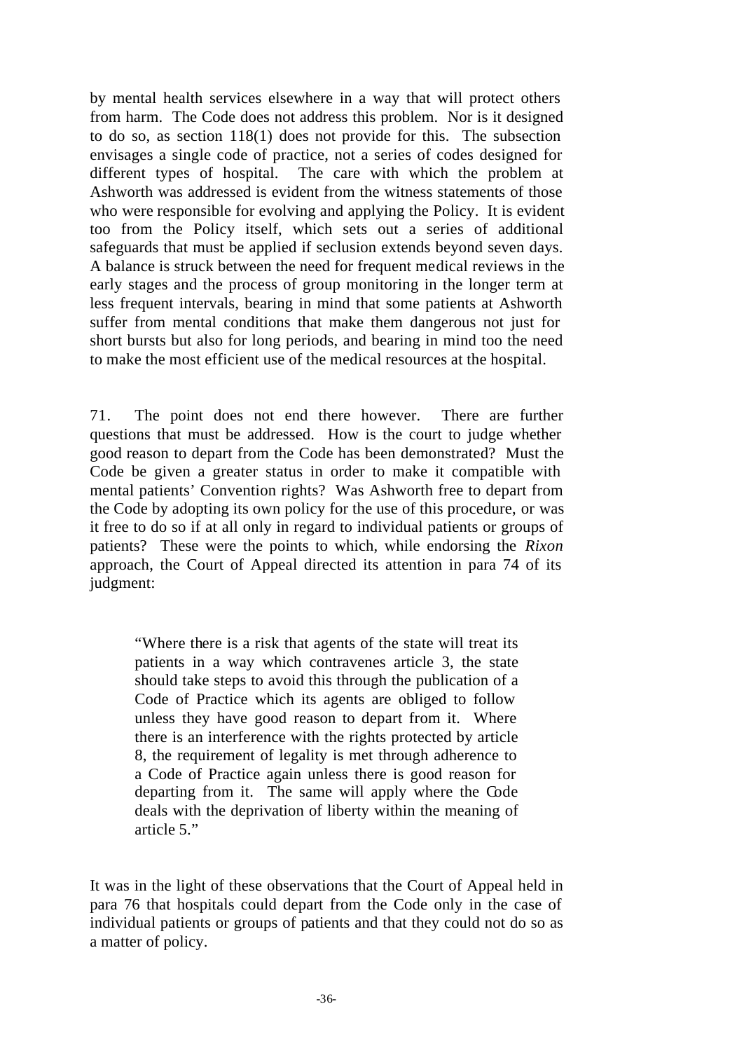by mental health services elsewhere in a way that will protect others from harm. The Code does not address this problem. Nor is it designed to do so, as section 118(1) does not provide for this. The subsection envisages a single code of practice, not a series of codes designed for different types of hospital. The care with which the problem at Ashworth was addressed is evident from the witness statements of those who were responsible for evolving and applying the Policy. It is evident too from the Policy itself, which sets out a series of additional safeguards that must be applied if seclusion extends beyond seven days. A balance is struck between the need for frequent medical reviews in the early stages and the process of group monitoring in the longer term at less frequent intervals, bearing in mind that some patients at Ashworth suffer from mental conditions that make them dangerous not just for short bursts but also for long periods, and bearing in mind too the need to make the most efficient use of the medical resources at the hospital.

71. The point does not end there however. There are further questions that must be addressed. How is the court to judge whether good reason to depart from the Code has been demonstrated? Must the Code be given a greater status in order to make it compatible with mental patients' Convention rights? Was Ashworth free to depart from the Code by adopting its own policy for the use of this procedure, or was it free to do so if at all only in regard to individual patients or groups of patients? These were the points to which, while endorsing the *Rixon* approach, the Court of Appeal directed its attention in para 74 of its judgment:

> "Where there is a risk that agents of the state will treat its patients in a way which contravenes article 3, the state should take steps to avoid this through the publication of a Code of Practice which its agents are obliged to follow unless they have good reason to depart from it. Where there is an interference with the rights protected by article 8, the requirement of legality is met through adherence to a Code of Practice again unless there is good reason for departing from it. The same will apply where the Code deals with the deprivation of liberty within the meaning of article 5."

It was in the light of these observations that the Court of Appeal held in para 76 that hospitals could depart from the Code only in the case of individual patients or groups of patients and that they could not do so as a matter of policy.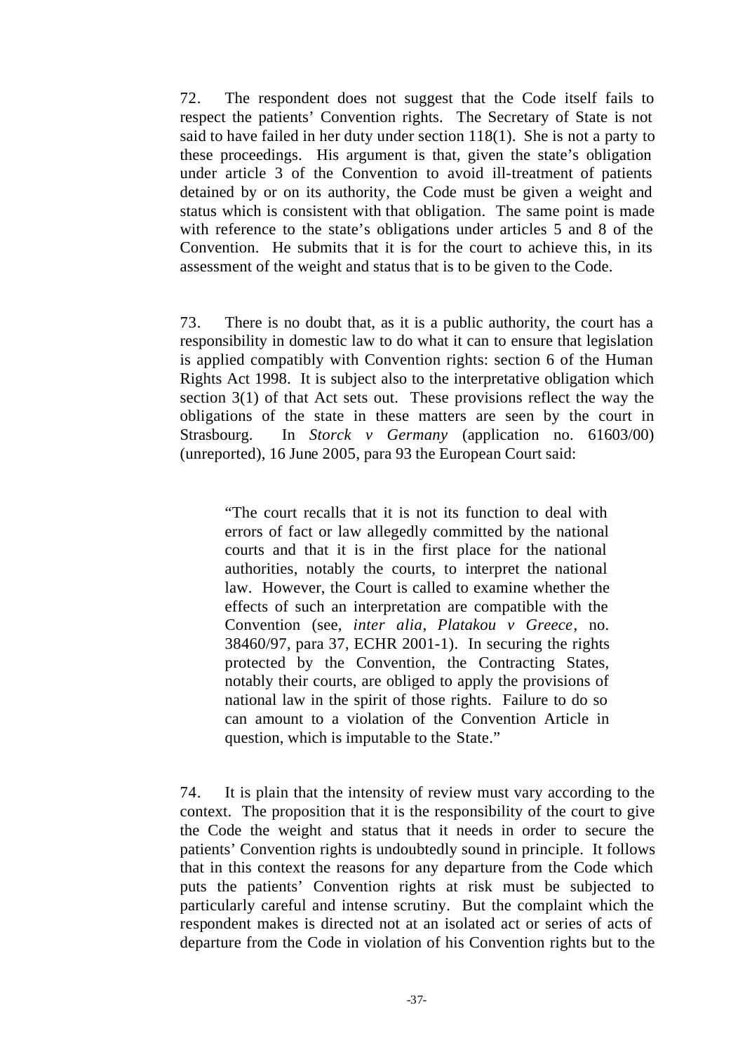72. The respondent does not suggest that the Code itself fails to respect the patients' Convention rights. The Secretary of State is not said to have failed in her duty under section 118(1). She is not a party to these proceedings. His argument is that, given the state's obligation under article 3 of the Convention to avoid ill-treatment of patients detained by or on its authority, the Code must be given a weight and status which is consistent with that obligation. The same point is made with reference to the state's obligations under articles 5 and 8 of the Convention. He submits that it is for the court to achieve this, in its assessment of the weight and status that is to be given to the Code.

73. There is no doubt that, as it is a public authority, the court has a responsibility in domestic law to do what it can to ensure that legislation is applied compatibly with Convention rights: section 6 of the Human Rights Act 1998. It is subject also to the interpretative obligation which section 3(1) of that Act sets out. These provisions reflect the way the obligations of the state in these matters are seen by the court in Strasbourg. In *Storck v Germany* (application no. 61603/00) (unreported), 16 June 2005, para 93 the European Court said:

> "The court recalls that it is not its function to deal with errors of fact or law allegedly committed by the national courts and that it is in the first place for the national authorities, notably the courts, to interpret the national law. However, the Court is called to examine whether the effects of such an interpretation are compatible with the Convention (see, *inter alia*, *Platakou v Greece*, no. 38460/97, para 37, ECHR 2001-1). In securing the rights protected by the Convention, the Contracting States, notably their courts, are obliged to apply the provisions of national law in the spirit of those rights. Failure to do so can amount to a violation of the Convention Article in question, which is imputable to the State."

74. It is plain that the intensity of review must vary according to the context. The proposition that it is the responsibility of the court to give the Code the weight and status that it needs in order to secure the patients' Convention rights is undoubtedly sound in principle. It follows that in this context the reasons for any departure from the Code which puts the patients' Convention rights at risk must be subjected to particularly careful and intense scrutiny. But the complaint which the respondent makes is directed not at an isolated act or series of acts of departure from the Code in violation of his Convention rights but to the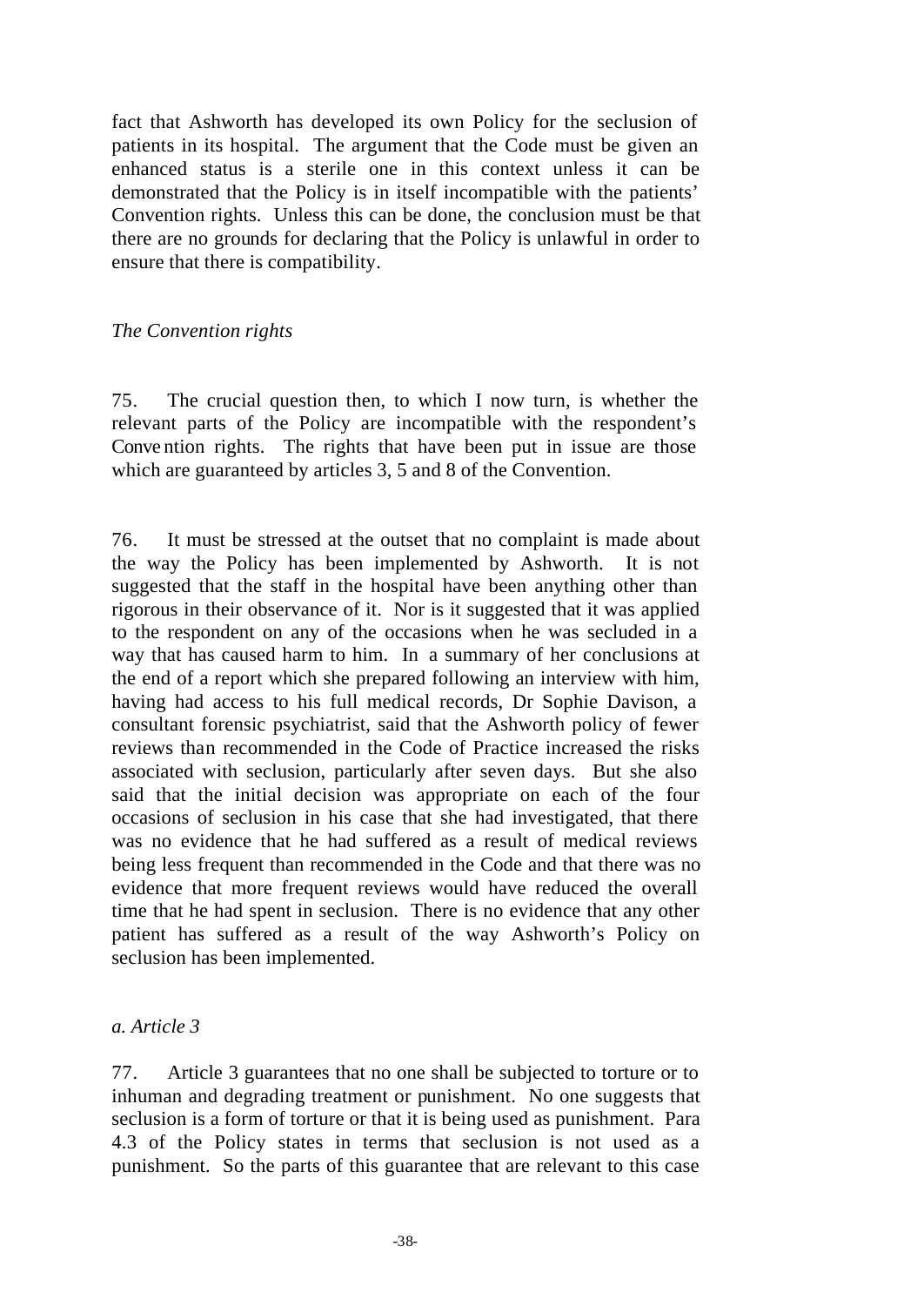fact that Ashworth has developed its own Policy for the seclusion of patients in its hospital. The argument that the Code must be given an enhanced status is a sterile one in this context unless it can be demonstrated that the Policy is in itself incompatible with the patients' Convention rights. Unless this can be done, the conclusion must be that there are no grounds for declaring that the Policy is unlawful in order to ensure that there is compatibility.

*The Convention rights*

75. The crucial question then, to which I now turn, is whether the relevant parts of the Policy are incompatible with the respondent's Convention rights. The rights that have been put in issue are those which are guaranteed by articles 3, 5 and 8 of the Convention.

76. It must be stressed at the outset that no complaint is made about the way the Policy has been implemented by Ashworth. It is not suggested that the staff in the hospital have been anything other than rigorous in their observance of it. Nor is it suggested that it was applied to the respondent on any of the occasions when he was secluded in a way that has caused harm to him. In a summary of her conclusions at the end of a report which she prepared following an interview with him, having had access to his full medical records, Dr Sophie Davison, a consultant forensic psychiatrist, said that the Ashworth policy of fewer reviews than recommended in the Code of Practice increased the risks associated with seclusion, particularly after seven days. But she also said that the initial decision was appropriate on each of the four occasions of seclusion in his case that she had investigated, that there was no evidence that he had suffered as a result of medical reviews being less frequent than recommended in the Code and that there was no evidence that more frequent reviews would have reduced the overall time that he had spent in seclusion. There is no evidence that any other patient has suffered as a result of the way Ashworth's Policy on seclusion has been implemented.

*a. Article 3*

77. Article 3 guarantees that no one shall be subjected to torture or to inhuman and degrading treatment or punishment. No one suggests that seclusion is a form of torture or that it is being used as punishment. Para 4.3 of the Policy states in terms that seclusion is not used as a punishment. So the parts of this guarantee that are relevant to this case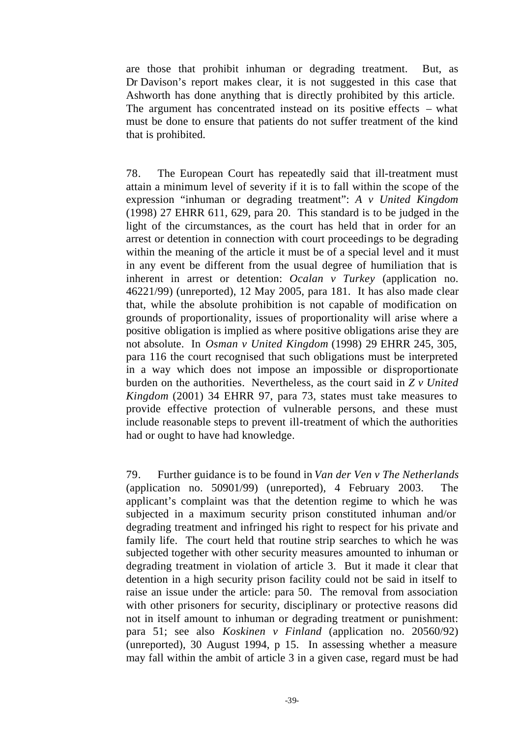are those that prohibit inhuman or degrading treatment. But, as Dr Davison's report makes clear, it is not suggested in this case that Ashworth has done anything that is directly prohibited by this article. The argument has concentrated instead on its positive effects – what must be done to ensure that patients do not suffer treatment of the kind that is prohibited.

78. The European Court has repeatedly said that ill-treatment must attain a minimum level of severity if it is to fall within the scope of the expression "inhuman or degrading treatment": *A v United Kingdom* (1998) 27 EHRR 611, 629, para 20. This standard is to be judged in the light of the circumstances, as the court has held that in order for an arrest or detention in connection with court proceedings to be degrading within the meaning of the article it must be of a special level and it must in any event be different from the usual degree of humiliation that is inherent in arrest or detention: *Ocalan v Turkey* (application no. 46221/99) (unreported), 12 May 2005, para 181. It has also made clear that, while the absolute prohibition is not capable of modification on grounds of proportionality, issues of proportionality will arise where a positive obligation is implied as where positive obligations arise they are not absolute. In *Osman v United Kingdom* (1998) 29 EHRR 245, 305, para 116 the court recognised that such obligations must be interpreted in a way which does not impose an impossible or disproportionate burden on the authorities. Nevertheless, as the court said in *Z v United Kingdom* (2001) 34 EHRR 97, para 73, states must take measures to provide effective protection of vulnerable persons, and these must include reasonable steps to prevent ill-treatment of which the authorities had or ought to have had knowledge.

79. Further guidance is to be found in *Van der Ven v The Netherlands* (application no. 50901/99) (unreported), 4 February 2003. The applicant's complaint was that the detention regime to which he was subjected in a maximum security prison constituted inhuman and/or degrading treatment and infringed his right to respect for his private and family life. The court held that routine strip searches to which he was subjected together with other security measures amounted to inhuman or degrading treatment in violation of article 3. But it made it clear that detention in a high security prison facility could not be said in itself to raise an issue under the article: para 50. The removal from association with other prisoners for security, disciplinary or protective reasons did not in itself amount to inhuman or degrading treatment or punishment: para 51; see also *Koskinen v Finland* (application no. 20560/92) (unreported), 30 August 1994, p 15. In assessing whether a measure may fall within the ambit of article 3 in a given case, regard must be had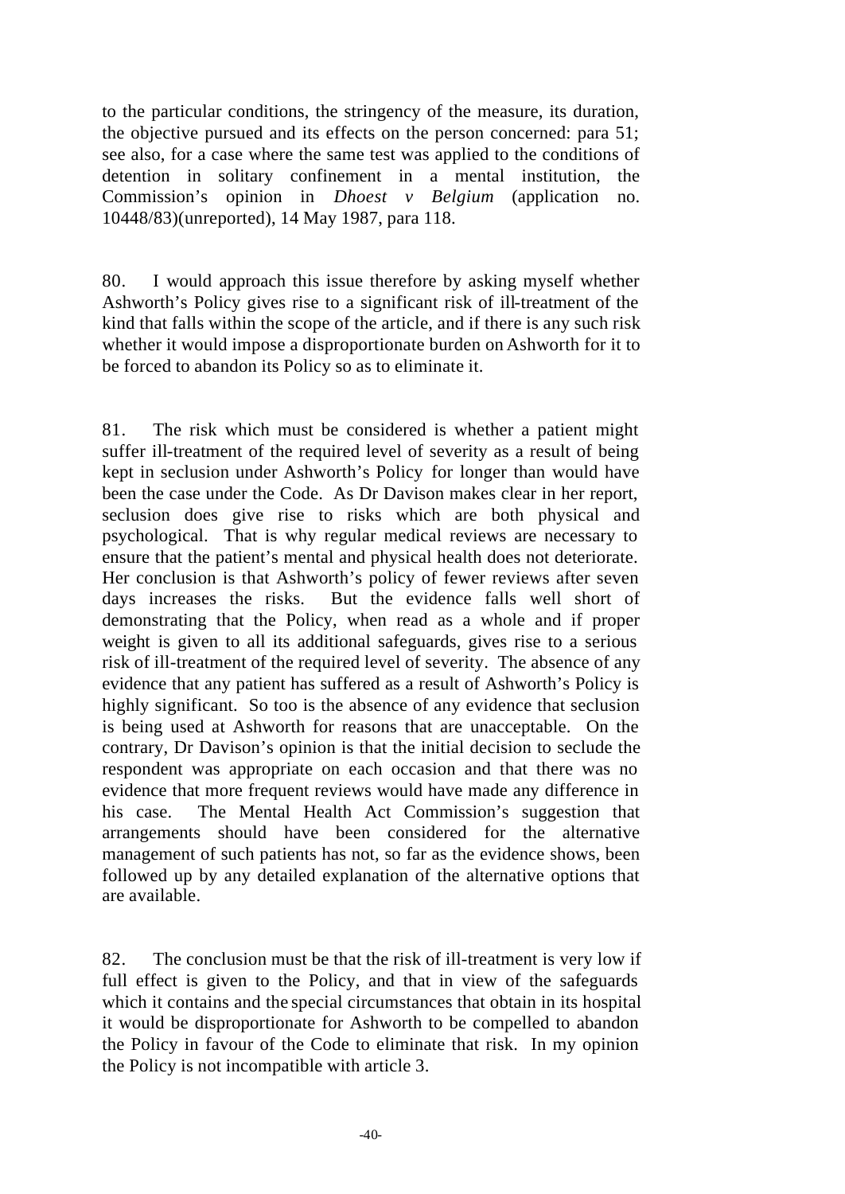to the particular conditions, the stringency of the measure, its duration, the objective pursued and its effects on the person concerned: para 51; see also, for a case where the same test was applied to the conditions of detention in solitary confinement in a mental institution, the Commission's opinion in *Dhoest v Belgium* (application no. 10448/83)(unreported), 14 May 1987, para 118.

80. I would approach this issue therefore by asking myself whether Ashworth's Policy gives rise to a significant risk of ill-treatment of the kind that falls within the scope of the article, and if there is any such risk whether it would impose a disproportionate burden on Ashworth for it to be forced to abandon its Policy so as to eliminate it.

81. The risk which must be considered is whether a patient might suffer ill-treatment of the required level of severity as a result of being kept in seclusion under Ashworth's Policy for longer than would have been the case under the Code. As Dr Davison makes clear in her report, seclusion does give rise to risks which are both physical and psychological. That is why regular medical reviews are necessary to ensure that the patient's mental and physical health does not deteriorate. Her conclusion is that Ashworth's policy of fewer reviews after seven days increases the risks. But the evidence falls well short of demonstrating that the Policy, when read as a whole and if proper weight is given to all its additional safeguards, gives rise to a serious risk of ill-treatment of the required level of severity. The absence of any evidence that any patient has suffered as a result of Ashworth's Policy is highly significant. So too is the absence of any evidence that seclusion is being used at Ashworth for reasons that are unacceptable. On the contrary, Dr Davison's opinion is that the initial decision to seclude the respondent was appropriate on each occasion and that there was no evidence that more frequent reviews would have made any difference in his case. The Mental Health Act Commission's suggestion that arrangements should have been considered for the alternative management of such patients has not, so far as the evidence shows, been followed up by any detailed explanation of the alternative options that are available.

82. The conclusion must be that the risk of ill-treatment is very low if full effect is given to the Policy, and that in view of the safeguards which it contains and the special circumstances that obtain in its hospital it would be disproportionate for Ashworth to be compelled to abandon the Policy in favour of the Code to eliminate that risk. In my opinion the Policy is not incompatible with article 3.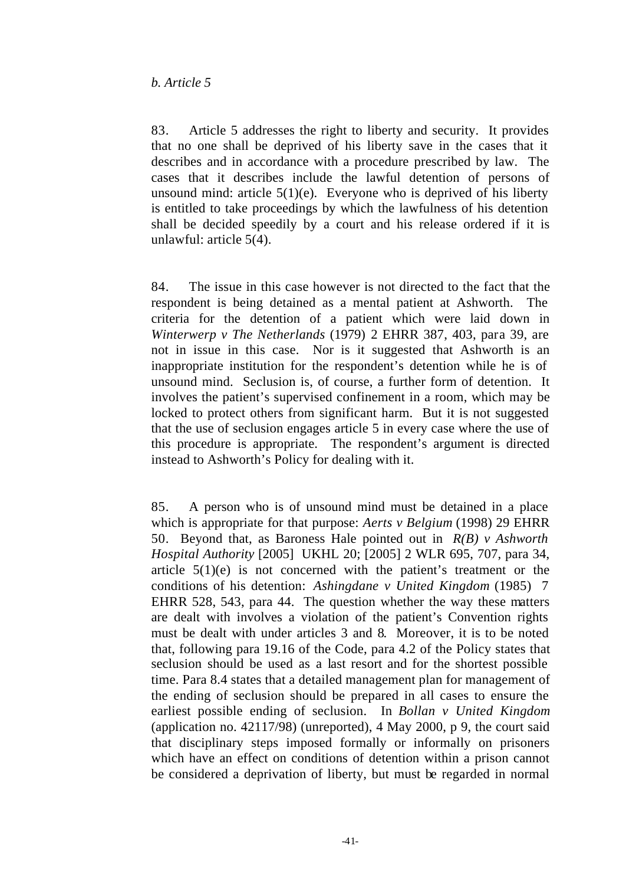*b. Article 5*

83. Article 5 addresses the right to liberty and security. It provides that no one shall be deprived of his liberty save in the cases that it describes and in accordance with a procedure prescribed by law. The cases that it describes include the lawful detention of persons of unsound mind: article 5(1)(e). Everyone who is deprived of his liberty is entitled to take proceedings by which the lawfulness of his detention shall be decided speedily by a court and his release ordered if it is unlawful: article 5(4).

84. The issue in this case however is not directed to the fact that the respondent is being detained as a mental patient at Ashworth. The criteria for the detention of a patient which were laid down in *Winterwerp v The Netherlands* (1979) 2 EHRR 387, 403, para 39, are not in issue in this case. Nor is it suggested that Ashworth is an inappropriate institution for the respondent's detention while he is of unsound mind. Seclusion is, of course, a further form of detention. It involves the patient's supervised confinement in a room, which may be locked to protect others from significant harm. But it is not suggested that the use of seclusion engages article 5 in every case where the use of this procedure is appropriate. The respondent's argument is directed instead to Ashworth's Policy for dealing with it.

85. A person who is of unsound mind must be detained in a place which is appropriate for that purpose: *Aerts v Belgium* (1998) 29 EHRR 50. Beyond that, as Baroness Hale pointed out in *R(B) v Ashworth Hospital Authority* [2005] UKHL 20; [2005] 2 WLR 695, 707, para 34, article 5(1)(e) is not concerned with the patient's treatment or the conditions of his detention: *Ashingdane v United Kingdom* (1985) 7 EHRR 528, 543, para 44. The question whether the way these matters are dealt with involves a violation of the patient's Convention rights must be dealt with under articles 3 and 8. Moreover, it is to be noted that, following para 19.16 of the Code, para 4.2 of the Policy states that seclusion should be used as a last resort and for the shortest possible time. Para 8.4 states that a detailed management plan for management of the ending of seclusion should be prepared in all cases to ensure the earliest possible ending of seclusion. In *Bollan v United Kingdom* (application no. 42117/98) (unreported), 4 May 2000, p 9, the court said that disciplinary steps imposed formally or informally on prisoners which have an effect on conditions of detention within a prison cannot be considered a deprivation of liberty, but must be regarded in normal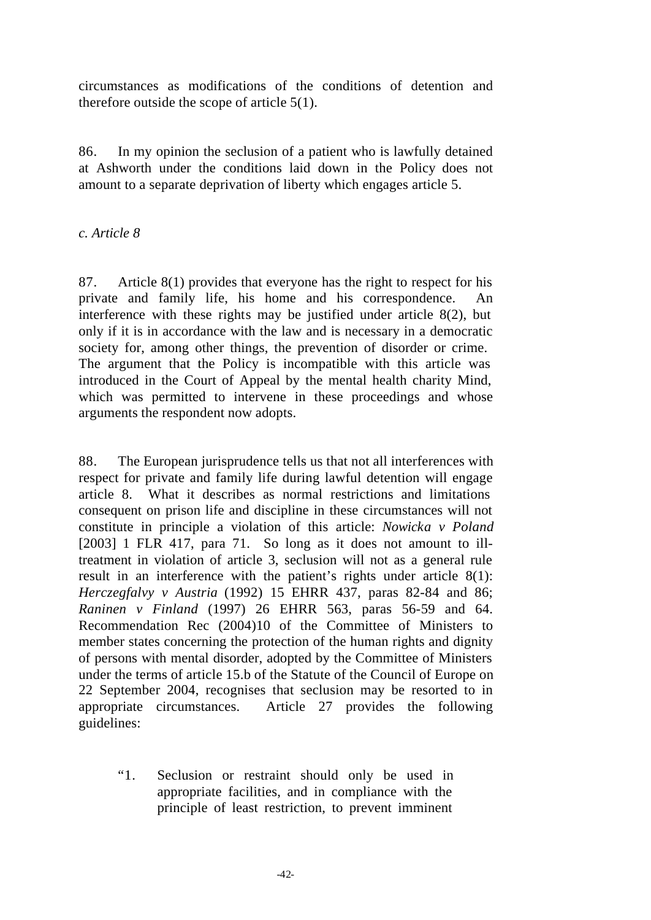circumstances as modifications of the conditions of detention and therefore outside the scope of article 5(1).

86. In my opinion the seclusion of a patient who is lawfully detained at Ashworth under the conditions laid down in the Policy does not amount to a separate deprivation of liberty which engages article 5.

*c. Article 8*

87. Article 8(1) provides that everyone has the right to respect for his private and family life, his home and his correspondence. An interference with these rights may be justified under article 8(2), but only if it is in accordance with the law and is necessary in a democratic society for, among other things, the prevention of disorder or crime. The argument that the Policy is incompatible with this article was introduced in the Court of Appeal by the mental health charity Mind, which was permitted to intervene in these proceedings and whose arguments the respondent now adopts.

88. The European jurisprudence tells us that not all interferences with respect for private and family life during lawful detention will engage article 8. What it describes as normal restrictions and limitations consequent on prison life and discipline in these circumstances will not constitute in principle a violation of this article: *Nowicka v Poland* [2003] 1 FLR 417, para 71. So long as it does not amount to ill-treatment in violation of article 3, seclusion will not as a general rule result in an interference with the patient's rights under article 8(1): *Herczegfalvy v Austria* (1992) 15 EHRR 437, paras 82-84 and 86; *Raninen v Finland* (1997) 26 EHRR 563, paras 56-59 and 64. Recommendation Rec (2004)10 of the Committee of Ministers to member states concerning the protection of the human rights and dignity of persons with mental disorder, adopted by the Committee of Ministers under the terms of article 15.b of the Statute of the Council of Europe on 22 September 2004, recognises that seclusion may be resorted to in appropriate circumstances. Article 27 provides the following guidelines:

> "1. Seclusion or restraint should only be used in appropriate facilities, and in compliance with the principle of least restriction, to prevent imminent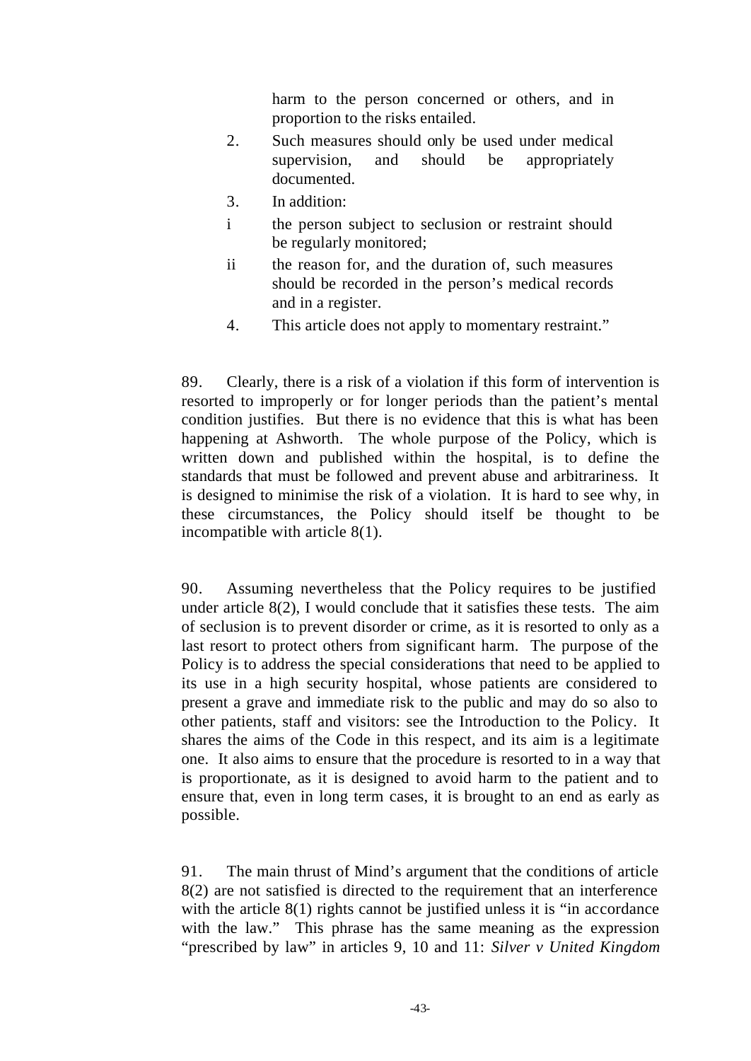harm to the person concerned or others, and in proportion to the risks entailed.

2. Such measures should only be used under medical supervision, and should be appropriately documented.

3. In addition:

i the person subject to seclusion or restraint should be regularly monitored;

ii the reason for, and the duration of, such measures should be recorded in the person's medical records and in a register.

4. This article does not apply to momentary restraint."

89. Clearly, there is a risk of a violation if this form of intervention is resorted to improperly or for longer periods than the patient's mental condition justifies. But there is no evidence that this is what has been happening at Ashworth. The whole purpose of the Policy, which is written down and published within the hospital, is to define the standards that must be followed and prevent abuse and arbitrariness. It is designed to minimise the risk of a violation. It is hard to see why, in these circumstances, the Policy should itself be thought to be incompatible with article 8(1).

90. Assuming nevertheless that the Policy requires to be justified under article 8(2), I would conclude that it satisfies these tests. The aim of seclusion is to prevent disorder or crime, as it is resorted to only as a last resort to protect others from significant harm. The purpose of the Policy is to address the special considerations that need to be applied to its use in a high security hospital, whose patients are considered to present a grave and immediate risk to the public and may do so also to other patients, staff and visitors: see the Introduction to the Policy. It shares the aims of the Code in this respect, and its aim is a legitimate one. It also aims to ensure that the procedure is resorted to in a way that is proportionate, as it is designed to avoid harm to the patient and to ensure that, even in long term cases, it is brought to an end as early as possible.

91. The main thrust of Mind's argument that the conditions of article 8(2) are not satisfied is directed to the requirement that an interference with the article 8(1) rights cannot be justified unless it is "in accordance with the law." This phrase has the same meaning as the expression "prescribed by law" in articles 9, 10 and 11: *Silver v United Kingdom*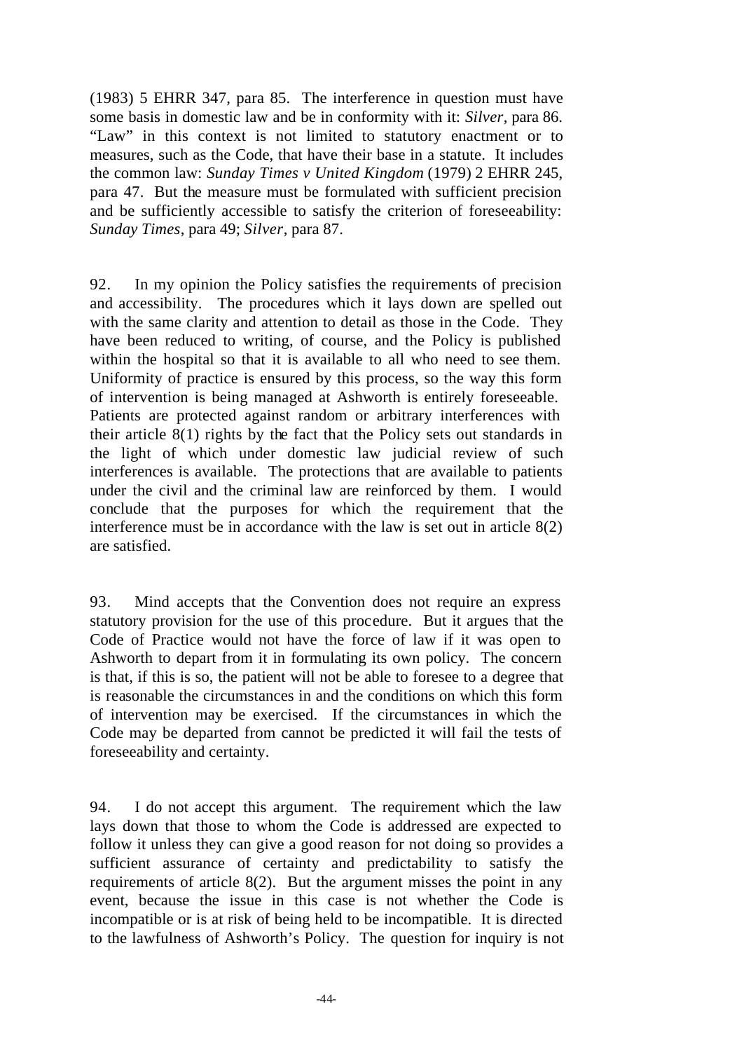(1983) 5 EHRR 347, para 85. The interference in question must have some basis in domestic law and be in conformity with it: *Silver*, para 86. "Law" in this context is not limited to statutory enactment or to measures, such as the Code, that have their base in a statute. It includes the common law: *Sunday Times v United Kingdom* (1979) 2 EHRR 245, para 47. But the measure must be formulated with sufficient precision and be sufficiently accessible to satisfy the criterion of foreseeability: *Sunday Times*, para 49; *Silver*, para 87.

92. In my opinion the Policy satisfies the requirements of precision and accessibility. The procedures which it lays down are spelled out with the same clarity and attention to detail as those in the Code. They have been reduced to writing, of course, and the Policy is published within the hospital so that it is available to all who need to see them. Uniformity of practice is ensured by this process, so the way this form of intervention is being managed at Ashworth is entirely foreseeable. Patients are protected against random or arbitrary interferences with their article 8(1) rights by the fact that the Policy sets out standards in the light of which under domestic law judicial review of such interferences is available. The protections that are available to patients under the civil and the criminal law are reinforced by them. I would conclude that the purposes for which the requirement that the interference must be in accordance with the law is set out in article 8(2) are satisfied.

93. Mind accepts that the Convention does not require an express statutory provision for the use of this procedure. But it argues that the Code of Practice would not have the force of law if it was open to Ashworth to depart from it in formulating its own policy. The concern is that, if this is so, the patient will not be able to foresee to a degree that is reasonable the circumstances in and the conditions on which this form of intervention may be exercised. If the circumstances in which the Code may be departed from cannot be predicted it will fail the tests of foreseeability and certainty.

94. I do not accept this argument. The requirement which the law lays down that those to whom the Code is addressed are expected to follow it unless they can give a good reason for not doing so provides a sufficient assurance of certainty and predictability to satisfy the requirements of article 8(2). But the argument misses the point in any event, because the issue in this case is not whether the Code is incompatible or is at risk of being held to be incompatible. It is directed to the lawfulness of Ashworth's Policy. The question for inquiry is not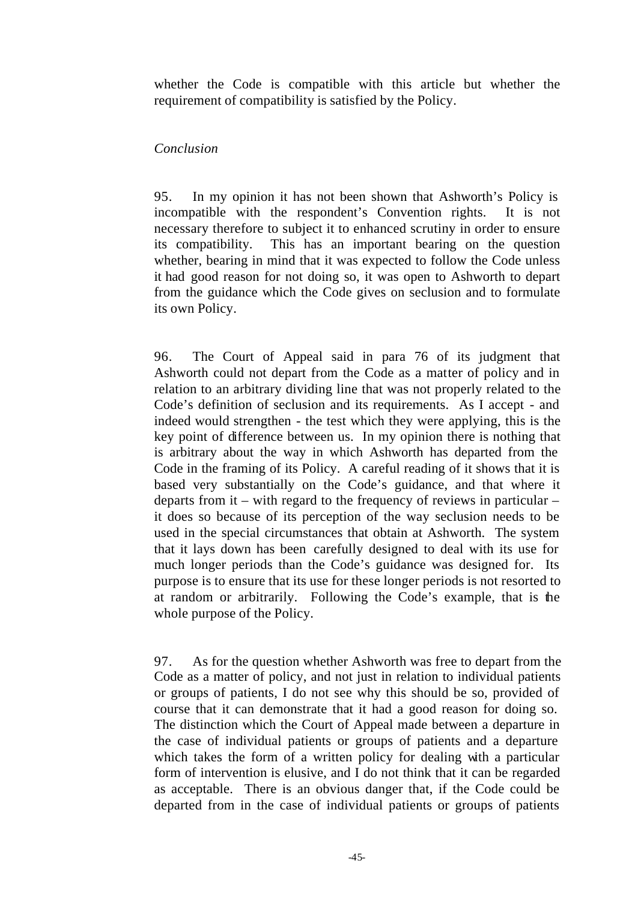whether the Code is compatible with this article but whether the requirement of compatibility is satisfied by the Policy.

*Conclusion*

95. In my opinion it has not been shown that Ashworth's Policy is incompatible with the respondent's Convention rights. It is not necessary therefore to subject it to enhanced scrutiny in order to ensure its compatibility. This has an important bearing on the question whether, bearing in mind that it was expected to follow the Code unless it had good reason for not doing so, it was open to Ashworth to depart from the guidance which the Code gives on seclusion and to formulate its own Policy.

96. The Court of Appeal said in para 76 of its judgment that Ashworth could not depart from the Code as a matter of policy and in relation to an arbitrary dividing line that was not properly related to the Code's definition of seclusion and its requirements. As I accept - and indeed would strengthen - the test which they were applying, this is the key point of difference between us. In my opinion there is nothing that is arbitrary about the way in which Ashworth has departed from the Code in the framing of its Policy. A careful reading of it shows that it is based very substantially on the Code's guidance, and that where it departs from it – with regard to the frequency of reviews in particular – it does so because of its perception of the way seclusion needs to be used in the special circumstances that obtain at Ashworth. The system that it lays down has been carefully designed to deal with its use for much longer periods than the Code's guidance was designed for. Its purpose is to ensure that its use for these longer periods is not resorted to at random or arbitrarily. Following the Code's example, that is the whole purpose of the Policy.

97. As for the question whether Ashworth was free to depart from the Code as a matter of policy, and not just in relation to individual patients or groups of patients, I do not see why this should be so, provided of course that it can demonstrate that it had a good reason for doing so. The distinction which the Court of Appeal made between a departure in the case of individual patients or groups of patients and a departure which takes the form of a written policy for dealing with a particular form of intervention is elusive, and I do not think that it can be regarded as acceptable. There is an obvious danger that, if the Code could be departed from in the case of individual patients or groups of patients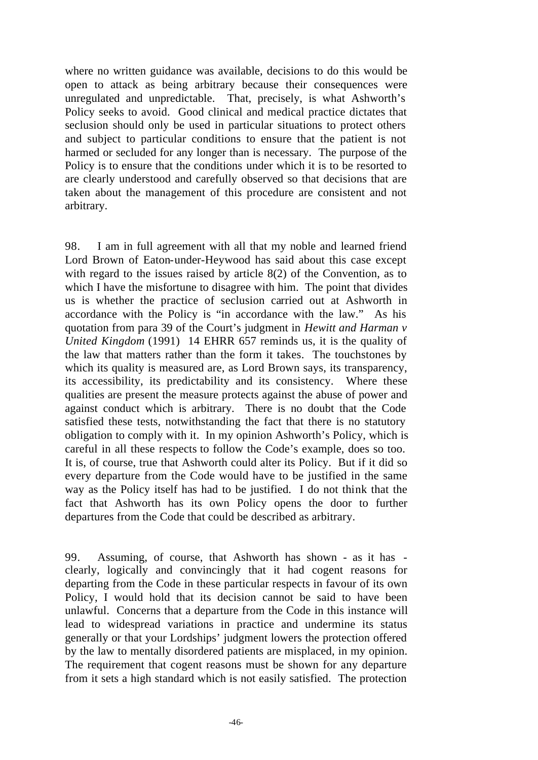where no written guidance was available, decisions to do this would be open to attack as being arbitrary because their consequences were unregulated and unpredictable. That, precisely, is what Ashworth's Policy seeks to avoid. Good clinical and medical practice dictates that seclusion should only be used in particular situations to protect others and subject to particular conditions to ensure that the patient is not harmed or secluded for any longer than is necessary. The purpose of the Policy is to ensure that the conditions under which it is to be resorted to are clearly understood and carefully observed so that decisions that are taken about the management of this procedure are consistent and not arbitrary.

98. I am in full agreement with all that my noble and learned friend Lord Brown of Eaton-under-Heywood has said about this case except with regard to the issues raised by article 8(2) of the Convention, as to which I have the misfortune to disagree with him. The point that divides us is whether the practice of seclusion carried out at Ashworth in accordance with the Policy is "in accordance with the law." As his quotation from para 39 of the Court's judgment in *Hewitt and Harman v United Kingdom* (1991) 14 EHRR 657 reminds us, it is the quality of the law that matters rather than the form it takes. The touchstones by which its quality is measured are, as Lord Brown says, its transparency, its accessibility, its predictability and its consistency. Where these qualities are present the measure protects against the abuse of power and against conduct which is arbitrary. There is no doubt that the Code satisfied these tests, notwithstanding the fact that there is no statutory obligation to comply with it. In my opinion Ashworth's Policy, which is careful in all these respects to follow the Code's example, does so too. It is, of course, true that Ashworth could alter its Policy. But if it did so every departure from the Code would have to be justified in the same way as the Policy itself has had to be justified. I do not think that the fact that Ashworth has its own Policy opens the door to further departures from the Code that could be described as arbitrary.

99. Assuming, of course, that Ashworth has shown - as it has - clearly, logically and convincingly that it had cogent reasons for departing from the Code in these particular respects in favour of its own Policy, I would hold that its decision cannot be said to have been unlawful. Concerns that a departure from the Code in this instance will lead to widespread variations in practice and undermine its status generally or that your Lordships' judgment lowers the protection offered by the law to mentally disordered patients are misplaced, in my opinion. The requirement that cogent reasons must be shown for any departure from it sets a high standard which is not easily satisfied. The protection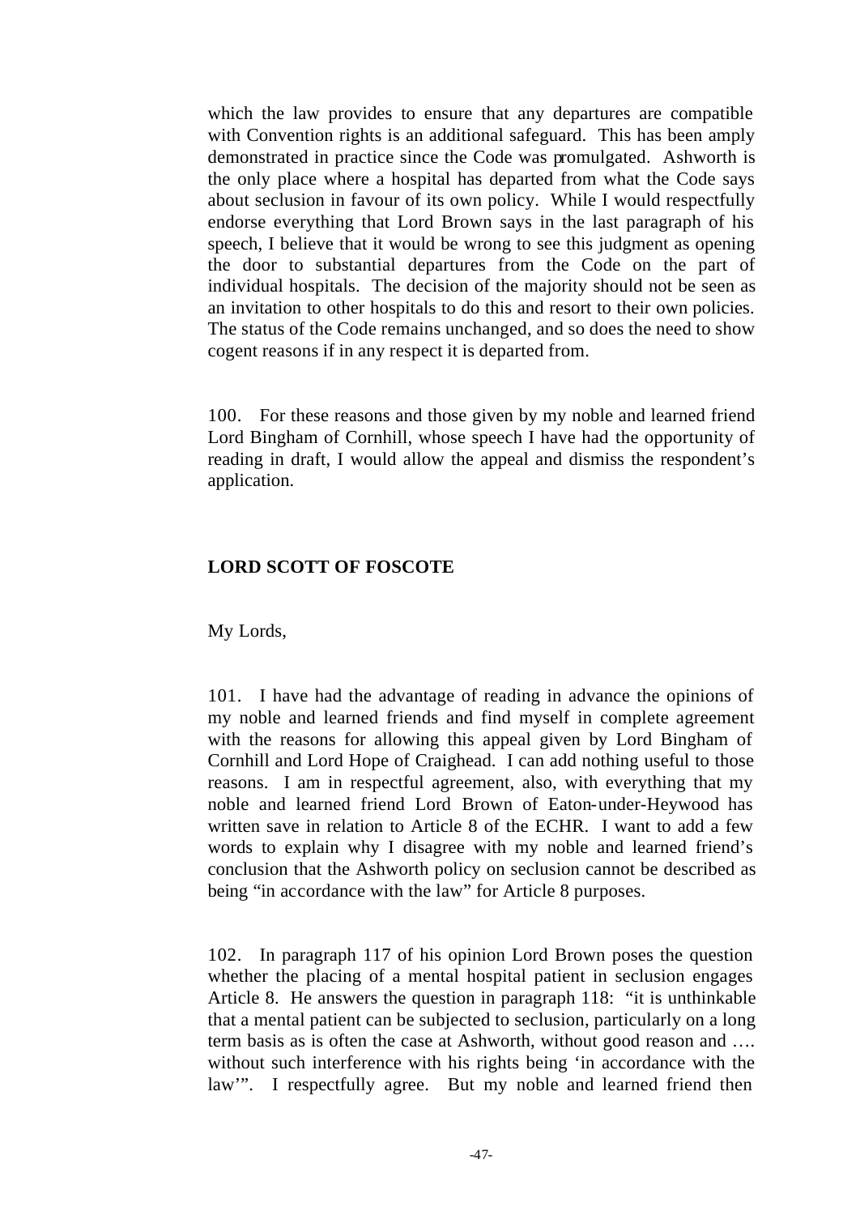which the law provides to ensure that any departures are compatible with Convention rights is an additional safeguard. This has been amply demonstrated in practice since the Code was promulgated. Ashworth is the only place where a hospital has departed from what the Code says about seclusion in favour of its own policy. While I would respectfully endorse everything that Lord Brown says in the last paragraph of his speech, I believe that it would be wrong to see this judgment as opening the door to substantial departures from the Code on the part of individual hospitals. The decision of the majority should not be seen as an invitation to other hospitals to do this and resort to their own policies. The status of the Code remains unchanged, and so does the need to show cogent reasons if in any respect it is departed from.

100. For these reasons and those given by my noble and learned friend Lord Bingham of Cornhill, whose speech I have had the opportunity of reading in draft, I would allow the appeal and dismiss the respondent's application.

**LORD SCOTT OF FOSCOTE**

My Lords,

101. I have had the advantage of reading in advance the opinions of my noble and learned friends and find myself in complete agreement with the reasons for allowing this appeal given by Lord Bingham of Cornhill and Lord Hope of Craighead. I can add nothing useful to those reasons. I am in respectful agreement, also, with everything that my noble and learned friend Lord Brown of Eaton-under-Heywood has written save in relation to Article 8 of the ECHR. I want to add a few words to explain why I disagree with my noble and learned friend's conclusion that the Ashworth policy on seclusion cannot be described as being "in accordance with the law" for Article 8 purposes.

102. In paragraph 117 of his opinion Lord Brown poses the question whether the placing of a mental hospital patient in seclusion engages Article 8. He answers the question in paragraph 118: "it is unthinkable that a mental patient can be subjected to seclusion, particularly on a long term basis as is often the case at Ashworth, without good reason and …. without such interference with his rights being 'in accordance with the law'". I respectfully agree. But my noble and learned friend then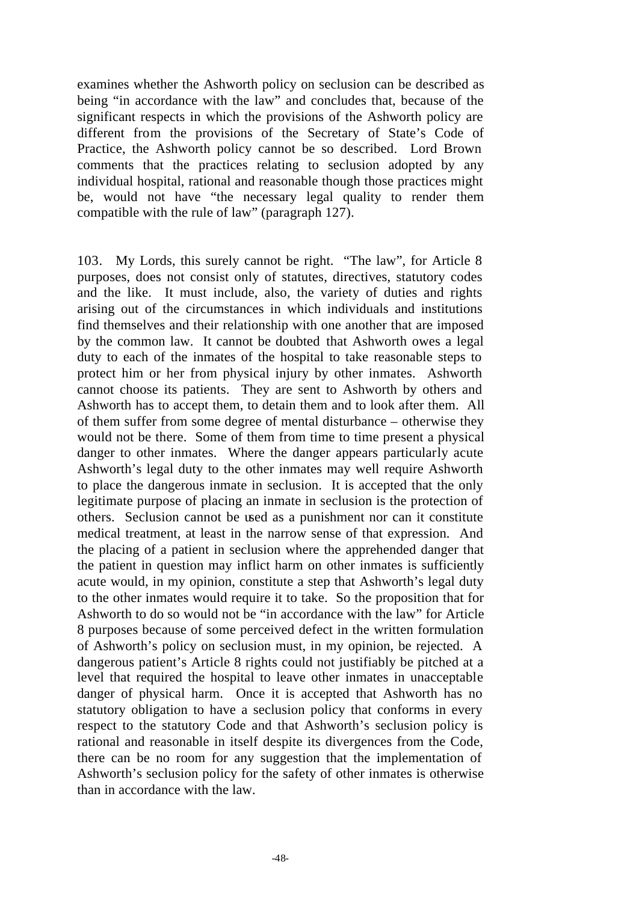examines whether the Ashworth policy on seclusion can be described as being "in accordance with the law" and concludes that, because of the significant respects in which the provisions of the Ashworth policy are different from the provisions of the Secretary of State's Code of Practice, the Ashworth policy cannot be so described. Lord Brown comments that the practices relating to seclusion adopted by any individual hospital, rational and reasonable though those practices might be, would not have "the necessary legal quality to render them compatible with the rule of law" (paragraph 127).

103. My Lords, this surely cannot be right. "The law", for Article 8 purposes, does not consist only of statutes, directives, statutory codes and the like. It must include, also, the variety of duties and rights arising out of the circumstances in which individuals and institutions find themselves and their relationship with one another that are imposed by the common law. It cannot be doubted that Ashworth owes a legal duty to each of the inmates of the hospital to take reasonable steps to protect him or her from physical injury by other inmates. Ashworth cannot choose its patients. They are sent to Ashworth by others and Ashworth has to accept them, to detain them and to look after them. All of them suffer from some degree of mental disturbance – otherwise they would not be there. Some of them from time to time present a physical danger to other inmates. Where the danger appears particularly acute Ashworth's legal duty to the other inmates may well require Ashworth to place the dangerous inmate in seclusion. It is accepted that the only legitimate purpose of placing an inmate in seclusion is the protection of others. Seclusion cannot be used as a punishment nor can it constitute medical treatment, at least in the narrow sense of that expression. And the placing of a patient in seclusion where the apprehended danger that the patient in question may inflict harm on other inmates is sufficiently acute would, in my opinion, constitute a step that Ashworth's legal duty to the other inmates would require it to take. So the proposition that for Ashworth to do so would not be "in accordance with the law" for Article 8 purposes because of some perceived defect in the written formulation of Ashworth's policy on seclusion must, in my opinion, be rejected. A dangerous patient's Article 8 rights could not justifiably be pitched at a level that required the hospital to leave other inmates in unacceptable danger of physical harm. Once it is accepted that Ashworth has no statutory obligation to have a seclusion policy that conforms in every respect to the statutory Code and that Ashworth's seclusion policy is rational and reasonable in itself despite its divergences from the Code, there can be no room for any suggestion that the implementation of Ashworth's seclusion policy for the safety of other inmates is otherwise than in accordance with the law.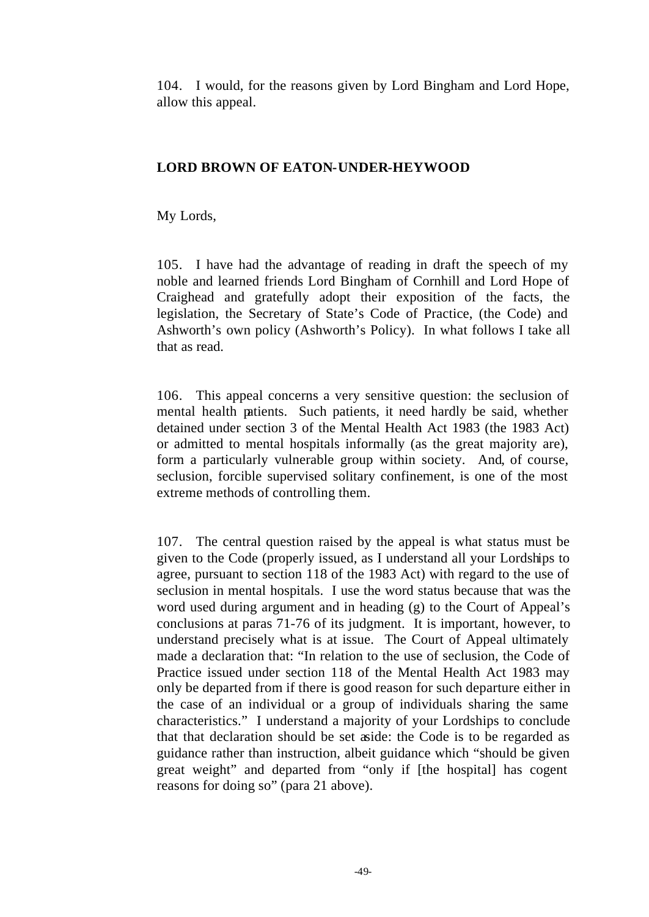104. I would, for the reasons given by Lord Bingham and Lord Hope, allow this appeal.

**LORD BROWN OF EATON-UNDER-HEYWOOD**

My Lords,

105. I have had the advantage of reading in draft the speech of my noble and learned friends Lord Bingham of Cornhill and Lord Hope of Craighead and gratefully adopt their exposition of the facts, the legislation, the Secretary of State's Code of Practice, (the Code) and Ashworth's own policy (Ashworth's Policy). In what follows I take all that as read.

106. This appeal concerns a very sensitive question: the seclusion of mental health patients. Such patients, it need hardly be said, whether detained under section 3 of the Mental Health Act 1983 (the 1983 Act) or admitted to mental hospitals informally (as the great majority are), form a particularly vulnerable group within society. And, of course, seclusion, forcible supervised solitary confinement, is one of the most extreme methods of controlling them.

107. The central question raised by the appeal is what status must be given to the Code (properly issued, as I understand all your Lordships to agree, pursuant to section 118 of the 1983 Act) with regard to the use of seclusion in mental hospitals. I use the word status because that was the word used during argument and in heading (g) to the Court of Appeal's conclusions at paras 71-76 of its judgment. It is important, however, to understand precisely what is at issue. The Court of Appeal ultimately made a declaration that: "In relation to the use of seclusion, the Code of Practice issued under section 118 of the Mental Health Act 1983 may only be departed from if there is good reason for such departure either in the case of an individual or a group of individuals sharing the same characteristics." I understand a majority of your Lordships to conclude that that declaration should be set aside: the Code is to be regarded as guidance rather than instruction, albeit guidance which "should be given great weight" and departed from "only if [the hospital] has cogent reasons for doing so" (para 21 above).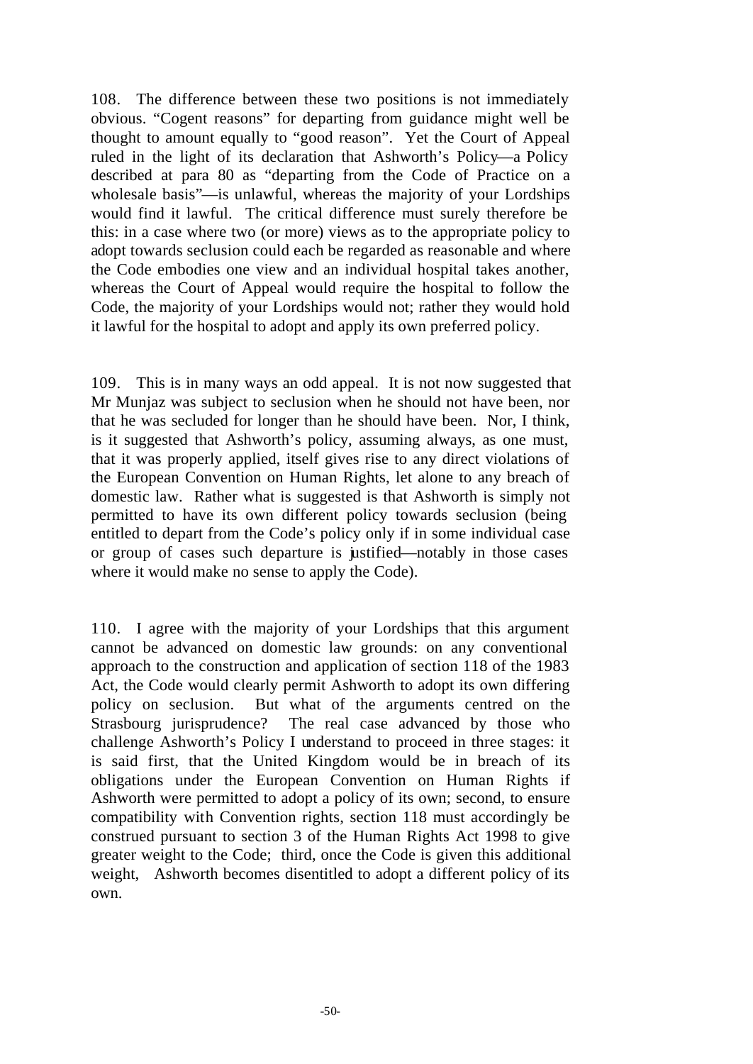108. The difference between these two positions is not immediately obvious. "Cogent reasons" for departing from guidance might well be thought to amount equally to "good reason". Yet the Court of Appeal ruled in the light of its declaration that Ashworth's Policy—a Policy described at para 80 as "departing from the Code of Practice on a wholesale basis"—is unlawful, whereas the majority of your Lordships would find it lawful. The critical difference must surely therefore be this: in a case where two (or more) views as to the appropriate policy to adopt towards seclusion could each be regarded as reasonable and where the Code embodies one view and an individual hospital takes another, whereas the Court of Appeal would require the hospital to follow the Code, the majority of your Lordships would not; rather they would hold it lawful for the hospital to adopt and apply its own preferred policy.

109. This is in many ways an odd appeal. It is not now suggested that Mr Munjaz was subject to seclusion when he should not have been, nor that he was secluded for longer than he should have been. Nor, I think, is it suggested that Ashworth's policy, assuming always, as one must, that it was properly applied, itself gives rise to any direct violations of the European Convention on Human Rights, let alone to any breach of domestic law. Rather what is suggested is that Ashworth is simply not permitted to have its own different policy towards seclusion (being entitled to depart from the Code's policy only if in some individual case or group of cases such departure is justified—notably in those cases where it would make no sense to apply the Code).

110. I agree with the majority of your Lordships that this argument cannot be advanced on domestic law grounds: on any conventional approach to the construction and application of section 118 of the 1983 Act, the Code would clearly permit Ashworth to adopt its own differing policy on seclusion. But what of the arguments centred on the Strasbourg jurisprudence? The real case advanced by those who challenge Ashworth's Policy I understand to proceed in three stages: it is said first, that the United Kingdom would be in breach of its obligations under the European Convention on Human Rights if Ashworth were permitted to adopt a policy of its own; second, to ensure compatibility with Convention rights, section 118 must accordingly be construed pursuant to section 3 of the Human Rights Act 1998 to give greater weight to the Code; third, once the Code is given this additional weight, Ashworth becomes disentitled to adopt a different policy of its own.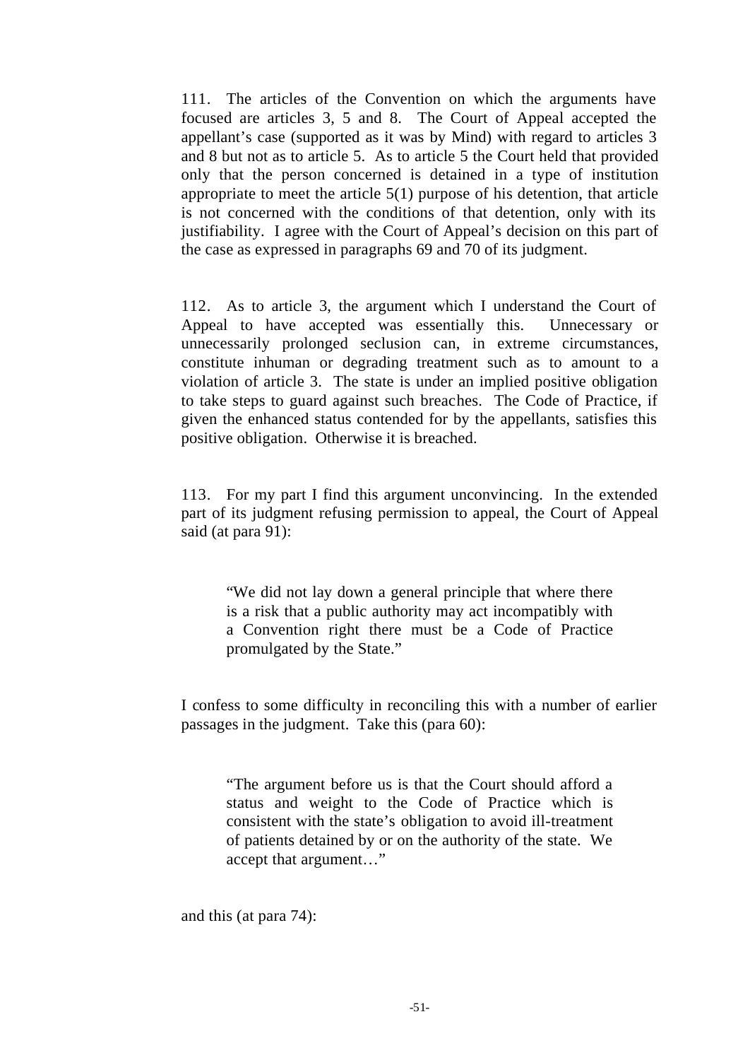111. The articles of the Convention on which the arguments have focused are articles 3, 5 and 8. The Court of Appeal accepted the appellant's case (supported as it was by Mind) with regard to articles 3 and 8 but not as to article 5. As to article 5 the Court held that provided only that the person concerned is detained in a type of institution appropriate to meet the article 5(1) purpose of his detention, that article is not concerned with the conditions of that detention, only with its justifiability. I agree with the Court of Appeal's decision on this part of the case as expressed in paragraphs 69 and 70 of its judgment.

112. As to article 3, the argument which I understand the Court of Appeal to have accepted was essentially this. Unnecessary or unnecessarily prolonged seclusion can, in extreme circumstances, constitute inhuman or degrading treatment such as to amount to a violation of article 3. The state is under an implied positive obligation to take steps to guard against such breaches. The Code of Practice, if given the enhanced status contended for by the appellants, satisfies this positive obligation. Otherwise it is breached.

113. For my part I find this argument unconvincing. In the extended part of its judgment refusing permission to appeal, the Court of Appeal said (at para 91):

> "We did not lay down a general principle that where there is a risk that a public authority may act incompatibly with a Convention right there must be a Code of Practice promulgated by the State."

I confess to some difficulty in reconciling this with a number of earlier passages in the judgment. Take this (para 60):

> "The argument before us is that the Court should afford a status and weight to the Code of Practice which is consistent with the state's obligation to avoid ill-treatment of patients detained by or on the authority of the state. We accept that argument…"

and this (at para 74):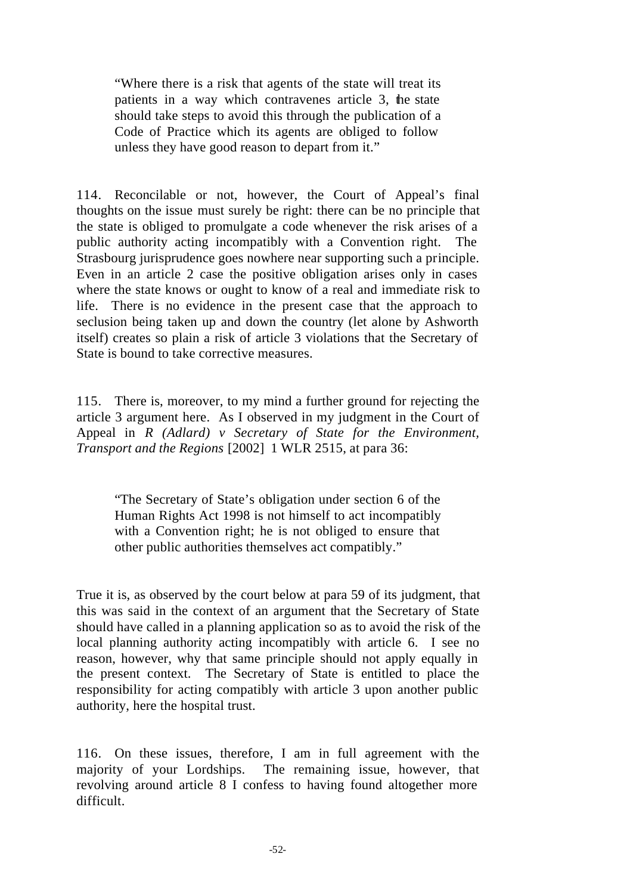> "Where there is a risk that agents of the state will treat its patients in a way which contravenes article 3, the state should take steps to avoid this through the publication of a Code of Practice which its agents are obliged to follow unless they have good reason to depart from it."

114. Reconcilable or not, however, the Court of Appeal's final thoughts on the issue must surely be right: there can be no principle that the state is obliged to promulgate a code whenever the risk arises of a public authority acting incompatibly with a Convention right. The Strasbourg jurisprudence goes nowhere near supporting such a principle. Even in an article 2 case the positive obligation arises only in cases where the state knows or ought to know of a real and immediate risk to life. There is no evidence in the present case that the approach to seclusion being taken up and down the country (let alone by Ashworth itself) creates so plain a risk of article 3 violations that the Secretary of State is bound to take corrective measures.

115. There is, moreover, to my mind a further ground for rejecting the article 3 argument here. As I observed in my judgment in the Court of Appeal in *R (Adlard) v Secretary of State for the Environment, Transport and the Regions* [2002] 1 WLR 2515, at para 36:

> "The Secretary of State's obligation under section 6 of the Human Rights Act 1998 is not himself to act incompatibly with a Convention right; he is not obliged to ensure that other public authorities themselves act compatibly."

True it is, as observed by the court below at para 59 of its judgment, that this was said in the context of an argument that the Secretary of State should have called in a planning application so as to avoid the risk of the local planning authority acting incompatibly with article 6. I see no reason, however, why that same principle should not apply equally in the present context. The Secretary of State is entitled to place the responsibility for acting compatibly with article 3 upon another public authority, here the hospital trust.

116. On these issues, therefore, I am in full agreement with the majority of your Lordships. The remaining issue, however, that revolving around article 8 I confess to having found altogether more difficult.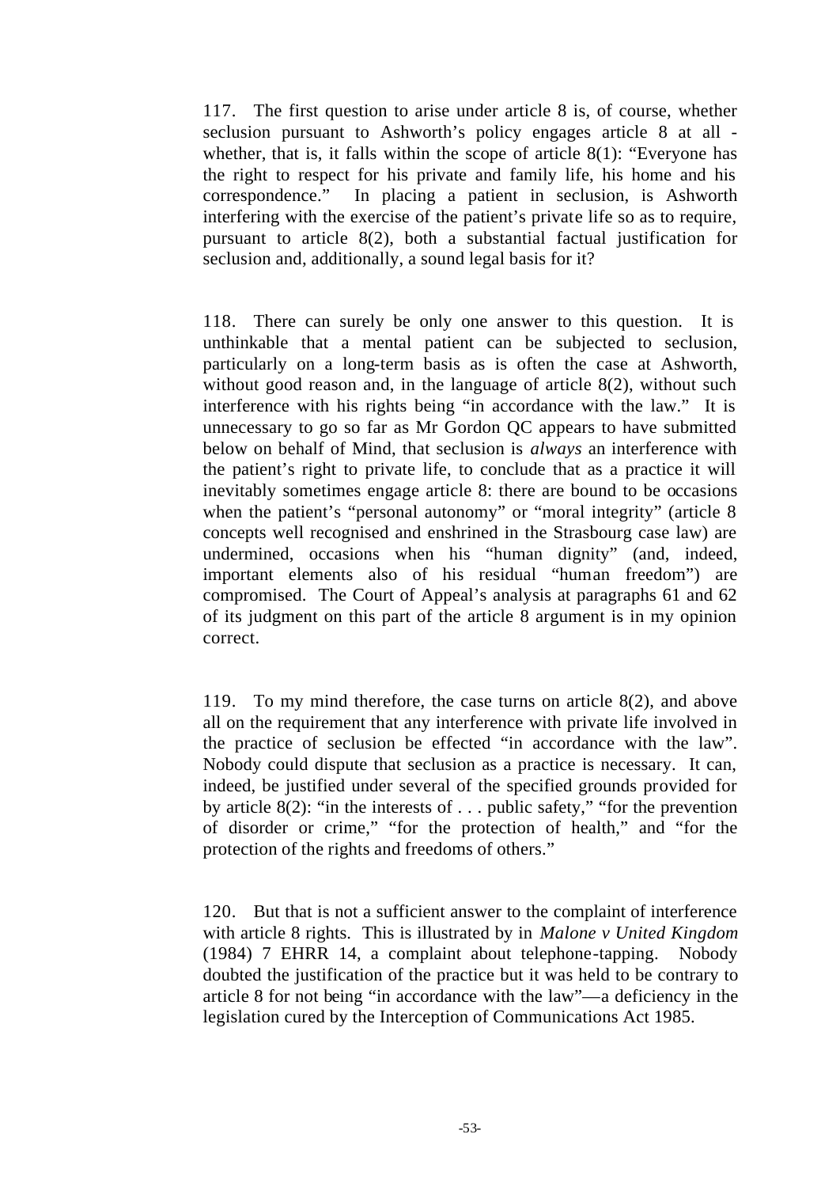117. The first question to arise under article 8 is, of course, whether seclusion pursuant to Ashworth's policy engages article 8 at all - whether, that is, it falls within the scope of article 8(1): "Everyone has the right to respect for his private and family life, his home and his correspondence." In placing a patient in seclusion, is Ashworth interfering with the exercise of the patient's private life so as to require, pursuant to article 8(2), both a substantial factual justification for seclusion and, additionally, a sound legal basis for it?

118. There can surely be only one answer to this question. It is unthinkable that a mental patient can be subjected to seclusion, particularly on a long-term basis as is often the case at Ashworth, without good reason and, in the language of article 8(2), without such interference with his rights being "in accordance with the law." It is unnecessary to go so far as Mr Gordon QC appears to have submitted below on behalf of Mind, that seclusion is *always* an interference with the patient's right to private life, to conclude that as a practice it will inevitably sometimes engage article 8: there are bound to be occasions when the patient's "personal autonomy" or "moral integrity" (article 8 concepts well recognised and enshrined in the Strasbourg case law) are undermined, occasions when his "human dignity" (and, indeed, important elements also of his residual "human freedom") are compromised. The Court of Appeal's analysis at paragraphs 61 and 62 of its judgment on this part of the article 8 argument is in my opinion correct.

119. To my mind therefore, the case turns on article 8(2), and above all on the requirement that any interference with private life involved in the practice of seclusion be effected "in accordance with the law". Nobody could dispute that seclusion as a practice is necessary. It can, indeed, be justified under several of the specified grounds provided for by article 8(2): "in the interests of . . . public safety," "for the prevention of disorder or crime," "for the protection of health," and "for the protection of the rights and freedoms of others."

120. But that is not a sufficient answer to the complaint of interference with article 8 rights. This is illustrated by in *Malone v United Kingdom* (1984) 7 EHRR 14, a complaint about telephone-tapping. Nobody doubted the justification of the practice but it was held to be contrary to article 8 for not being "in accordance with the law"—a deficiency in the legislation cured by the Interception of Communications Act 1985.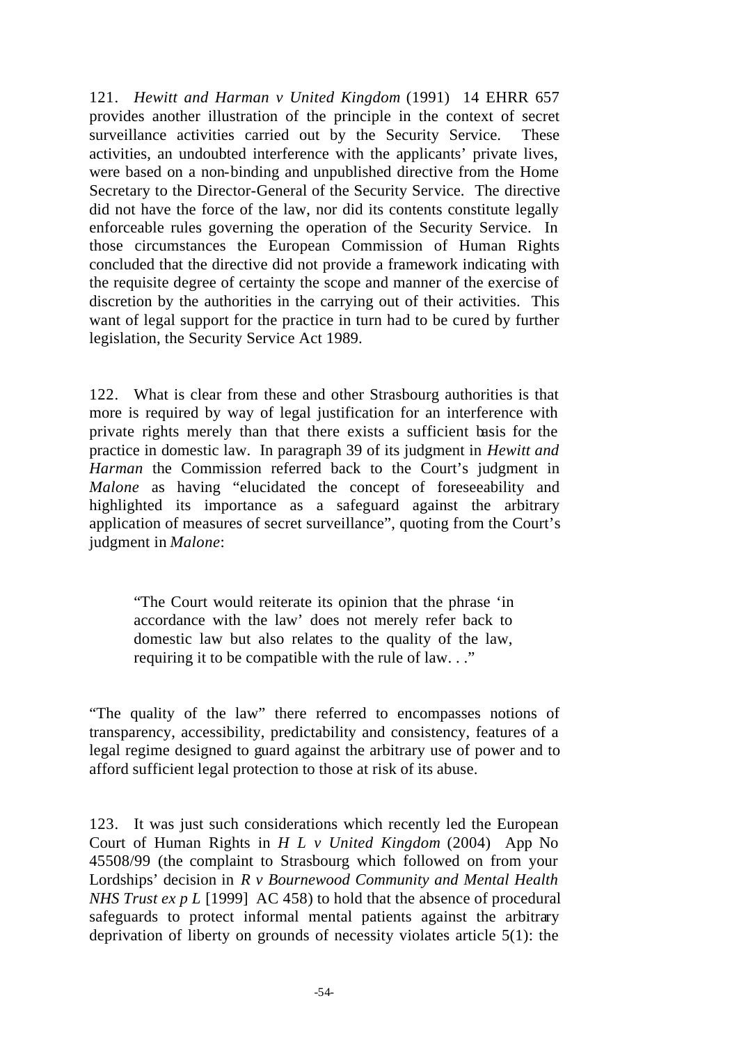121. *Hewitt and Harman v United Kingdom* (1991) 14 EHRR 657 provides another illustration of the principle in the context of secret surveillance activities carried out by the Security Service. These activities, an undoubted interference with the applicants' private lives, were based on a non-binding and unpublished directive from the Home Secretary to the Director-General of the Security Service. The directive did not have the force of the law, nor did its contents constitute legally enforceable rules governing the operation of the Security Service. In those circumstances the European Commission of Human Rights concluded that the directive did not provide a framework indicating with the requisite degree of certainty the scope and manner of the exercise of discretion by the authorities in the carrying out of their activities. This want of legal support for the practice in turn had to be cured by further legislation, the Security Service Act 1989.

122. What is clear from these and other Strasbourg authorities is that more is required by way of legal justification for an interference with private rights merely than that there exists a sufficient basis for the practice in domestic law. In paragraph 39 of its judgment in *Hewitt and Harman* the Commission referred back to the Court's judgment in *Malone* as having "elucidated the concept of foreseeability and highlighted its importance as a safeguard against the arbitrary application of measures of secret surveillance", quoting from the Court's judgment in *Malone*:

> "The Court would reiterate its opinion that the phrase 'in accordance with the law' does not merely refer back to domestic law but also relates to the quality of the law, requiring it to be compatible with the rule of law. . ."

"The quality of the law" there referred to encompasses notions of transparency, accessibility, predictability and consistency, features of a legal regime designed to guard against the arbitrary use of power and to afford sufficient legal protection to those at risk of its abuse.

123. It was just such considerations which recently led the European Court of Human Rights in *H L v United Kingdom* (2004) App No 45508/99 (the complaint to Strasbourg which followed on from your Lordships' decision in *R v Bournewood Community and Mental Health NHS Trust ex p L* [1999] AC 458) to hold that the absence of procedural safeguards to protect informal mental patients against the arbitrary deprivation of liberty on grounds of necessity violates article 5(1): the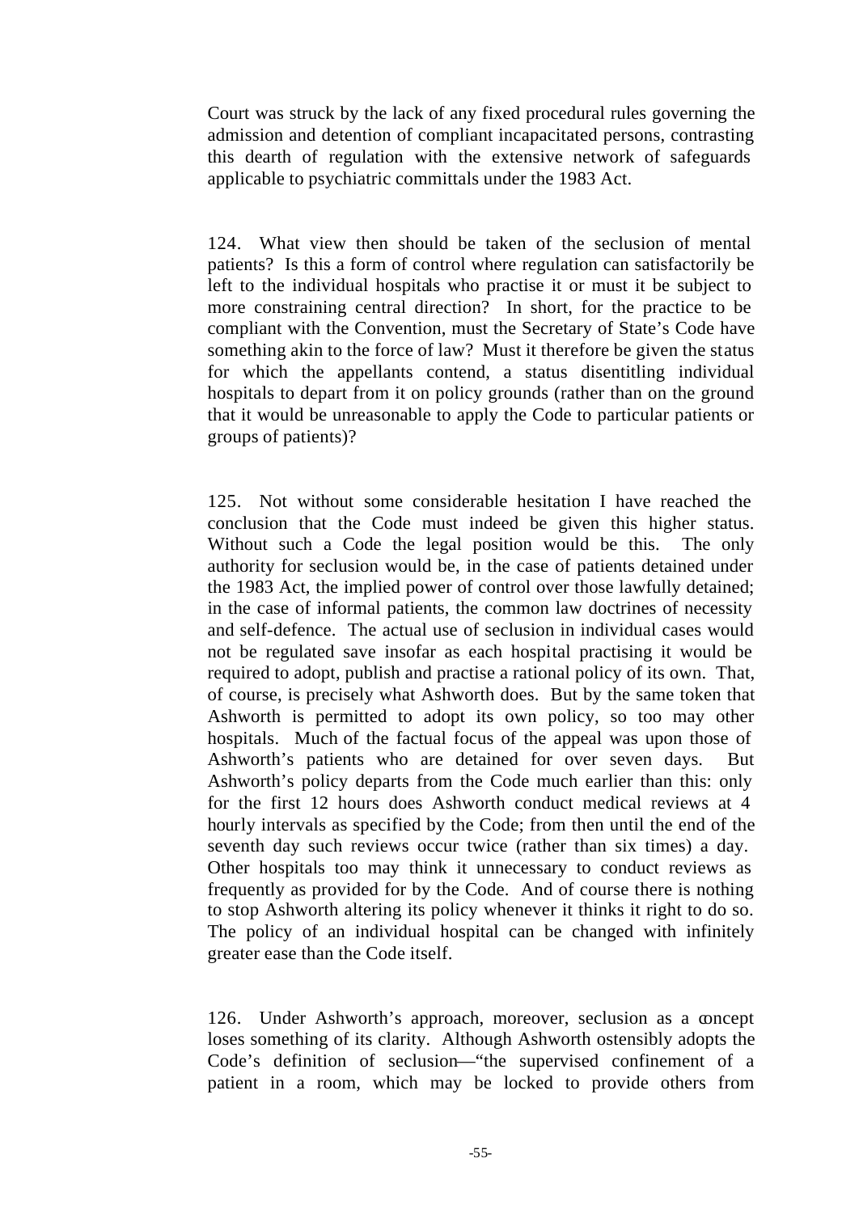Court was struck by the lack of any fixed procedural rules governing the admission and detention of compliant incapacitated persons, contrasting this dearth of regulation with the extensive network of safeguards applicable to psychiatric committals under the 1983 Act.

124. What view then should be taken of the seclusion of mental patients? Is this a form of control where regulation can satisfactorily be left to the individual hospitals who practise it or must it be subject to more constraining central direction? In short, for the practice to be compliant with the Convention, must the Secretary of State's Code have something akin to the force of law? Must it therefore be given the status for which the appellants contend, a status disentitling individual hospitals to depart from it on policy grounds (rather than on the ground that it would be unreasonable to apply the Code to particular patients or groups of patients)?

125. Not without some considerable hesitation I have reached the conclusion that the Code must indeed be given this higher status. Without such a Code the legal position would be this. The only authority for seclusion would be, in the case of patients detained under the 1983 Act, the implied power of control over those lawfully detained; in the case of informal patients, the common law doctrines of necessity and self-defence. The actual use of seclusion in individual cases would not be regulated save insofar as each hospital practising it would be required to adopt, publish and practise a rational policy of its own. That, of course, is precisely what Ashworth does. But by the same token that Ashworth is permitted to adopt its own policy, so too may other hospitals. Much of the factual focus of the appeal was upon those of Ashworth's patients who are detained for over seven days. But Ashworth's policy departs from the Code much earlier than this: only for the first 12 hours does Ashworth conduct medical reviews at 4 hourly intervals as specified by the Code; from then until the end of the seventh day such reviews occur twice (rather than six times) a day. Other hospitals too may think it unnecessary to conduct reviews as frequently as provided for by the Code. And of course there is nothing to stop Ashworth altering its policy whenever it thinks it right to do so. The policy of an individual hospital can be changed with infinitely greater ease than the Code itself.

126. Under Ashworth's approach, moreover, seclusion as a concept loses something of its clarity. Although Ashworth ostensibly adopts the Code's definition of seclusion—"the supervised confinement of a patient in a room, which may be locked to provide others from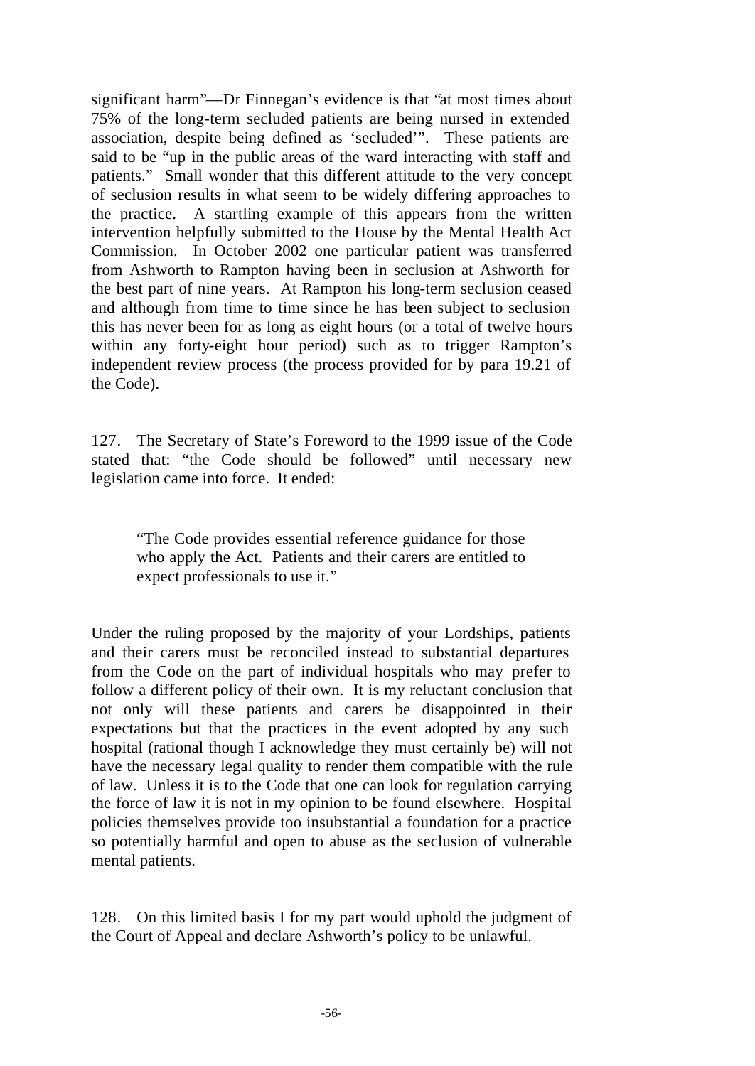significant harm"—Dr Finnegan's evidence is that "at most times about 75% of the long-term secluded patients are being nursed in extended association, despite being defined as 'secluded'". These patients are said to be "up in the public areas of the ward interacting with staff and patients." Small wonder that this different attitude to the very concept of seclusion results in what seem to be widely differing approaches to the practice. A startling example of this appears from the written intervention helpfully submitted to the House by the Mental Health Act Commission. In October 2002 one particular patient was transferred from Ashworth to Rampton having been in seclusion at Ashworth for the best part of nine years. At Rampton his long-term seclusion ceased and although from time to time since he has been subject to seclusion this has never been for as long as eight hours (or a total of twelve hours within any forty-eight hour period) such as to trigger Rampton's independent review process (the process provided for by para 19.21 of the Code).

127. The Secretary of State's Foreword to the 1999 issue of the Code stated that: "the Code should be followed" until necessary new legislation came into force. It ended:

> "The Code provides essential reference guidance for those who apply the Act. Patients and their carers are entitled to expect professionals to use it."

Under the ruling proposed by the majority of your Lordships, patients and their carers must be reconciled instead to substantial departures from the Code on the part of individual hospitals who may prefer to follow a different policy of their own. It is my reluctant conclusion that not only will these patients and carers be disappointed in their expectations but that the practices in the event adopted by any such hospital (rational though I acknowledge they must certainly be) will not have the necessary legal quality to render them compatible with the rule of law. Unless it is to the Code that one can look for regulation carrying the force of law it is not in my opinion to be found elsewhere. Hospital policies themselves provide too insubstantial a foundation for a practice so potentially harmful and open to abuse as the seclusion of vulnerable mental patients.

128. On this limited basis I for my part would uphold the judgment of the Court of Appeal and declare Ashworth's policy to be unlawful.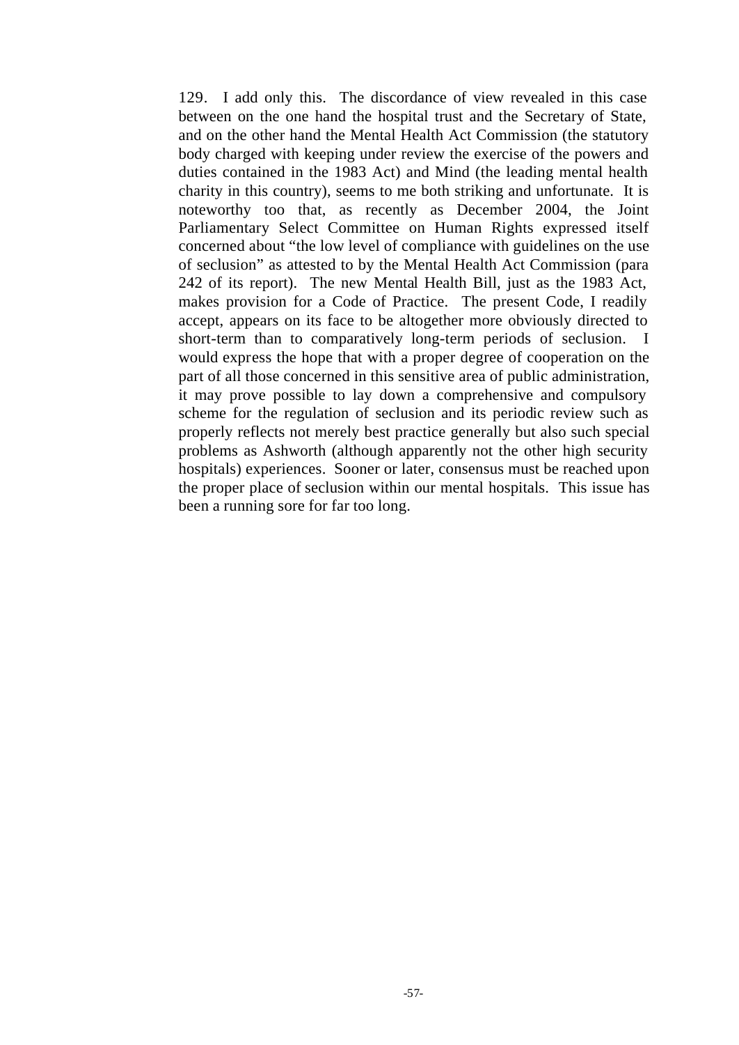129. I add only this. The discordance of view revealed in this case between on the one hand the hospital trust and the Secretary of State, and on the other hand the Mental Health Act Commission (the statutory body charged with keeping under review the exercise of the powers and duties contained in the 1983 Act) and Mind (the leading mental health charity in this country), seems to me both striking and unfortunate. It is noteworthy too that, as recently as December 2004, the Joint Parliamentary Select Committee on Human Rights expressed itself concerned about "the low level of compliance with guidelines on the use of seclusion" as attested to by the Mental Health Act Commission (para 242 of its report). The new Mental Health Bill, just as the 1983 Act, makes provision for a Code of Practice. The present Code, I readily accept, appears on its face to be altogether more obviously directed to short-term than to comparatively long-term periods of seclusion. I would express the hope that with a proper degree of cooperation on the part of all those concerned in this sensitive area of public administration, it may prove possible to lay down a comprehensive and compulsory scheme for the regulation of seclusion and its periodic review such as properly reflects not merely best practice generally but also such special problems as Ashworth (although apparently not the other high security hospitals) experiences. Sooner or later, consensus must be reached upon the proper place of seclusion within our mental hospitals. This issue has been a running sore for far too long.